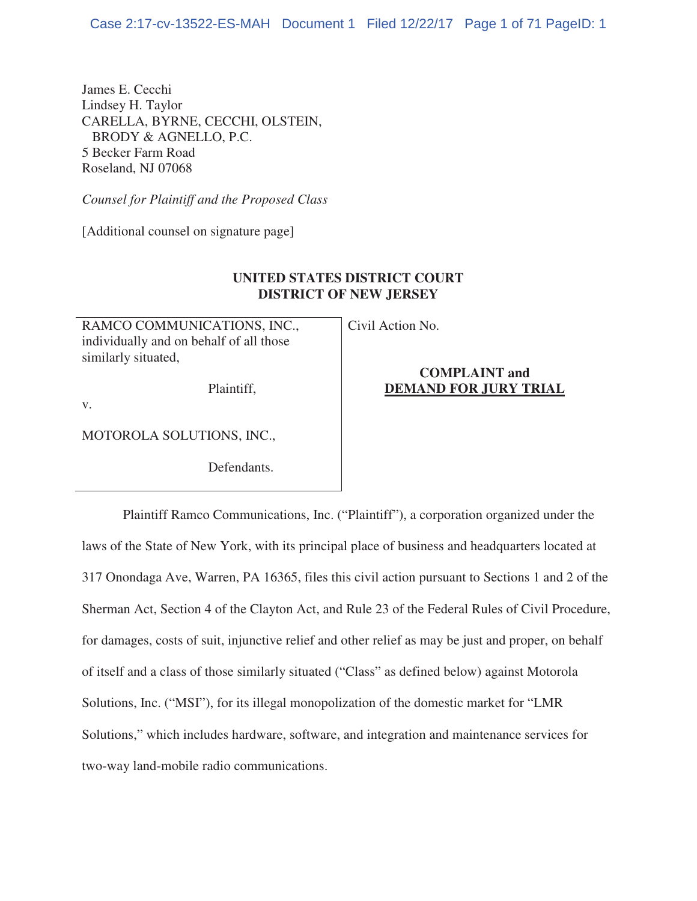James E. Cecchi
Lindsey H. Taylor
CARELLA, BYRNE, CECCHI, OLSTEIN,
BRODY & AGNELLO, P.C.
5 Becker Farm Road
Roseland, NJ 07068

*Counsel for Plaintiff and the Proposed Class*

[Additional counsel on signature page]

**UNITED STATES DISTRICT COURT**
**DISTRICT OF NEW JERSEY**

| RAMCO COMMUNICATIONS, INC., individually and on behalf of all those similarly situated,<br><br>Plaintiff,<br><br>v.<br><br>MOTOROLA SOLUTIONS, INC.,<br><br>Defendants. | Civil Action No.<br><br>**COMPLAINT and**<br>**DEMAND FOR JURY TRIAL** |
|---|---|

Plaintiff Ramco Communications, Inc. ("Plaintiff"), a corporation organized under the laws of the State of New York, with its principal place of business and headquarters located at 317 Onondaga Ave, Warren, PA 16365, files this civil action pursuant to Sections 1 and 2 of the Sherman Act, Section 4 of the Clayton Act, and Rule 23 of the Federal Rules of Civil Procedure, for damages, costs of suit, injunctive relief and other relief as may be just and proper, on behalf of itself and a class of those similarly situated ("Class" as defined below) against Motorola Solutions, Inc. ("MSI"), for its illegal monopolization of the domestic market for "LMR Solutions," which includes hardware, software, and integration and maintenance services for two-way land-mobile radio communications.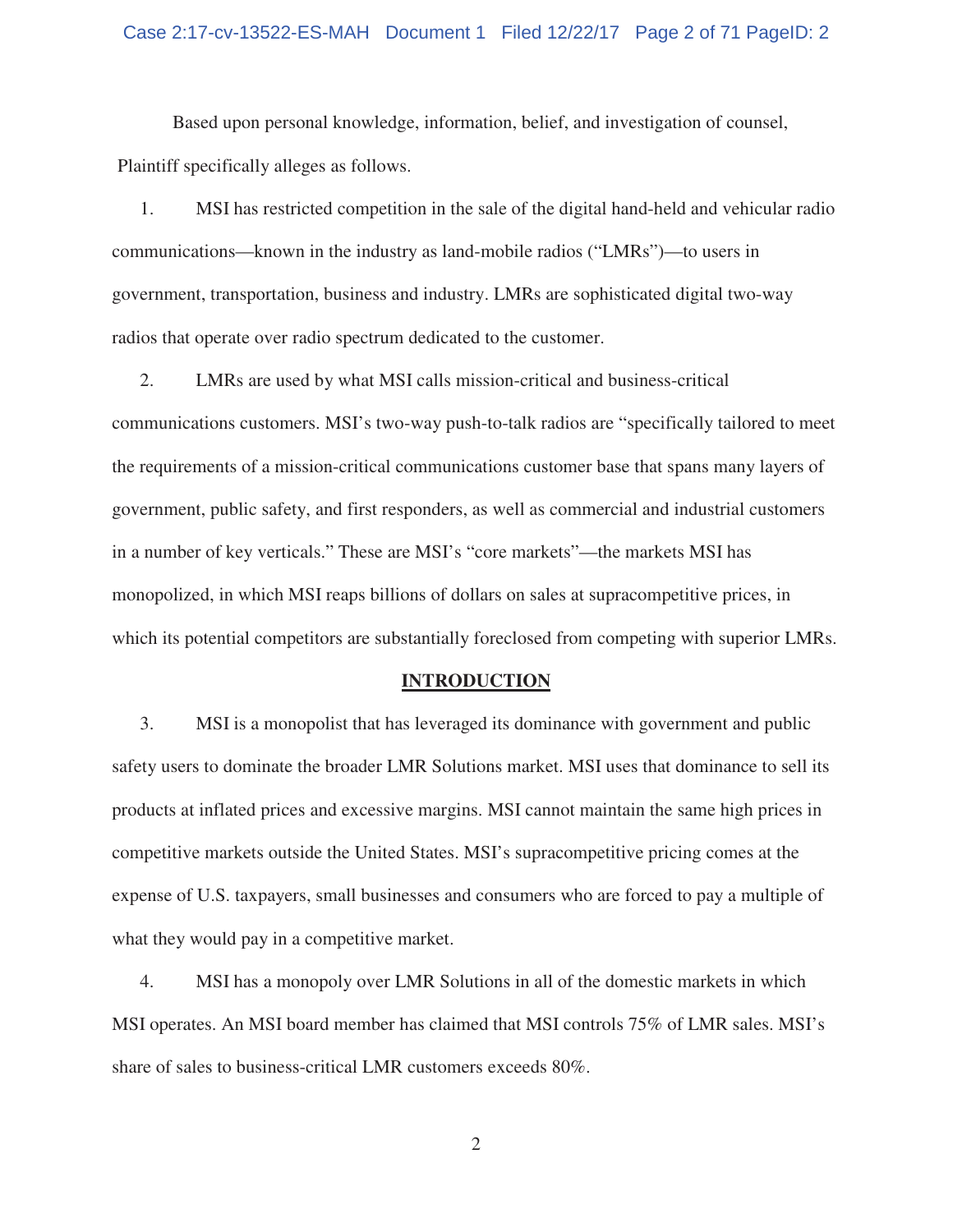Based upon personal knowledge, information, belief, and investigation of counsel, Plaintiff specifically alleges as follows.

1. MSI has restricted competition in the sale of the digital hand-held and vehicular radio communications—known in the industry as land-mobile radios ("LMRs")—to users in government, transportation, business and industry. LMRs are sophisticated digital two-way radios that operate over radio spectrum dedicated to the customer.

2. LMRs are used by what MSI calls mission-critical and business-critical communications customers. MSI's two-way push-to-talk radios are "specifically tailored to meet the requirements of a mission-critical communications customer base that spans many layers of government, public safety, and first responders, as well as commercial and industrial customers in a number of key verticals." These are MSI's "core markets"—the markets MSI has monopolized, in which MSI reaps billions of dollars on sales at supracompetitive prices, in which its potential competitors are substantially foreclosed from competing with superior LMRs.

## INTRODUCTION

3. MSI is a monopolist that has leveraged its dominance with government and public safety users to dominate the broader LMR Solutions market. MSI uses that dominance to sell its products at inflated prices and excessive margins. MSI cannot maintain the same high prices in competitive markets outside the United States. MSI's supracompetitive pricing comes at the expense of U.S. taxpayers, small businesses and consumers who are forced to pay a multiple of what they would pay in a competitive market.

4. MSI has a monopoly over LMR Solutions in all of the domestic markets in which MSI operates. An MSI board member has claimed that MSI controls 75% of LMR sales. MSI's share of sales to business-critical LMR customers exceeds 80%.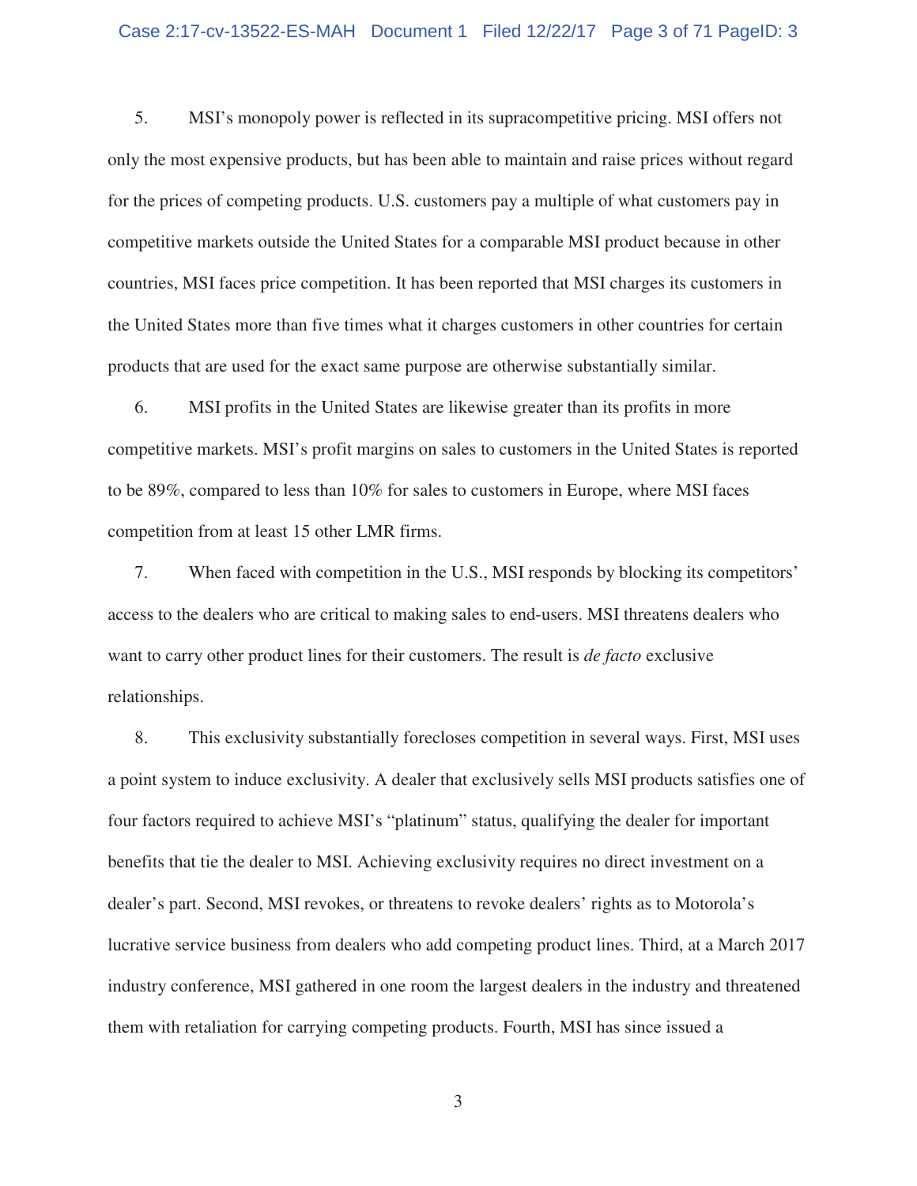5. MSI's monopoly power is reflected in its supracompetitive pricing. MSI offers not only the most expensive products, but has been able to maintain and raise prices without regard for the prices of competing products. U.S. customers pay a multiple of what customers pay in competitive markets outside the United States for a comparable MSI product because in other countries, MSI faces price competition. It has been reported that MSI charges its customers in the United States more than five times what it charges customers in other countries for certain products that are used for the exact same purpose are otherwise substantially similar.

6. MSI profits in the United States are likewise greater than its profits in more competitive markets. MSI's profit margins on sales to customers in the United States is reported to be 89%, compared to less than 10% for sales to customers in Europe, where MSI faces competition from at least 15 other LMR firms.

7. When faced with competition in the U.S., MSI responds by blocking its competitors' access to the dealers who are critical to making sales to end-users. MSI threatens dealers who want to carry other product lines for their customers. The result is *de facto* exclusive relationships.

8. This exclusivity substantially forecloses competition in several ways. First, MSI uses a point system to induce exclusivity. A dealer that exclusively sells MSI products satisfies one of four factors required to achieve MSI's "platinum" status, qualifying the dealer for important benefits that tie the dealer to MSI. Achieving exclusivity requires no direct investment on a dealer's part. Second, MSI revokes, or threatens to revoke dealers' rights as to Motorola's lucrative service business from dealers who add competing product lines. Third, at a March 2017 industry conference, MSI gathered in one room the largest dealers in the industry and threatened them with retaliation for carrying competing products. Fourth, MSI has since issued a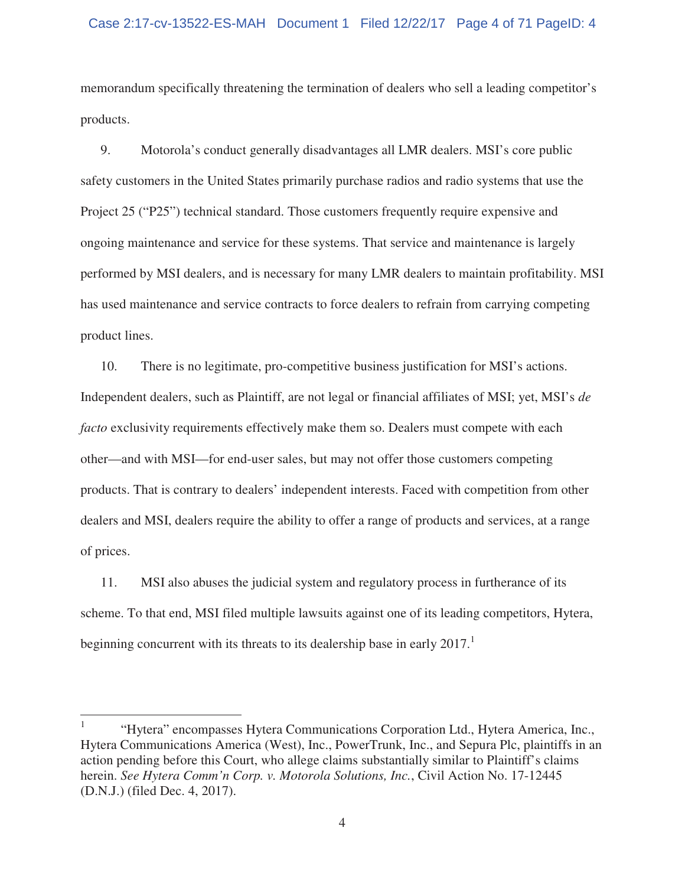memorandum specifically threatening the termination of dealers who sell a leading competitor's products.

9. Motorola's conduct generally disadvantages all LMR dealers. MSI's core public safety customers in the United States primarily purchase radios and radio systems that use the Project 25 ("P25") technical standard. Those customers frequently require expensive and ongoing maintenance and service for these systems. That service and maintenance is largely performed by MSI dealers, and is necessary for many LMR dealers to maintain profitability. MSI has used maintenance and service contracts to force dealers to refrain from carrying competing product lines.

10. There is no legitimate, pro-competitive business justification for MSI's actions. Independent dealers, such as Plaintiff, are not legal or financial affiliates of MSI; yet, MSI's *de facto* exclusivity requirements effectively make them so. Dealers must compete with each other—and with MSI—for end-user sales, but may not offer those customers competing products. That is contrary to dealers' independent interests. Faced with competition from other dealers and MSI, dealers require the ability to offer a range of products and services, at a range of prices.

11. MSI also abuses the judicial system and regulatory process in furtherance of its scheme. To that end, MSI filed multiple lawsuits against one of its leading competitors, Hytera, beginning concurrent with its threats to its dealership base in early 2017.[1]

---

[1] "Hytera" encompasses Hytera Communications Corporation Ltd., Hytera America, Inc., Hytera Communications America (West), Inc., PowerTrunk, Inc., and Sepura Plc, plaintiffs in an action pending before this Court, who allege claims substantially similar to Plaintiff's claims herein. *See Hytera Comm'n Corp. v. Motorola Solutions, Inc.*, Civil Action No. 17-12445 (D.N.J.) (filed Dec. 4, 2017).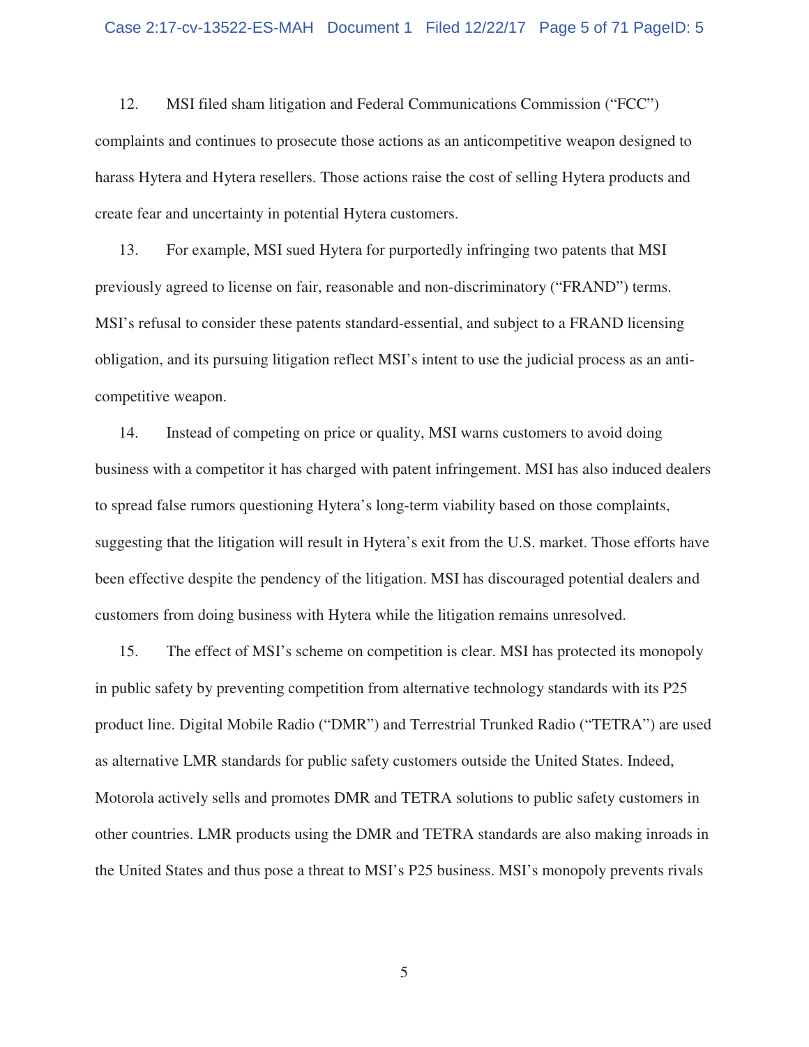12. MSI filed sham litigation and Federal Communications Commission ("FCC") complaints and continues to prosecute those actions as an anticompetitive weapon designed to harass Hytera and Hytera resellers. Those actions raise the cost of selling Hytera products and create fear and uncertainty in potential Hytera customers.

13. For example, MSI sued Hytera for purportedly infringing two patents that MSI previously agreed to license on fair, reasonable and non-discriminatory ("FRAND") terms. MSI's refusal to consider these patents standard-essential, and subject to a FRAND licensing obligation, and its pursuing litigation reflect MSI's intent to use the judicial process as an anti-competitive weapon.

14. Instead of competing on price or quality, MSI warns customers to avoid doing business with a competitor it has charged with patent infringement. MSI has also induced dealers to spread false rumors questioning Hytera's long-term viability based on those complaints, suggesting that the litigation will result in Hytera's exit from the U.S. market. Those efforts have been effective despite the pendency of the litigation. MSI has discouraged potential dealers and customers from doing business with Hytera while the litigation remains unresolved.

15. The effect of MSI's scheme on competition is clear. MSI has protected its monopoly in public safety by preventing competition from alternative technology standards with its P25 product line. Digital Mobile Radio ("DMR") and Terrestrial Trunked Radio ("TETRA") are used as alternative LMR standards for public safety customers outside the United States. Indeed, Motorola actively sells and promotes DMR and TETRA solutions to public safety customers in other countries. LMR products using the DMR and TETRA standards are also making inroads in the United States and thus pose a threat to MSI's P25 business. MSI's monopoly prevents rivals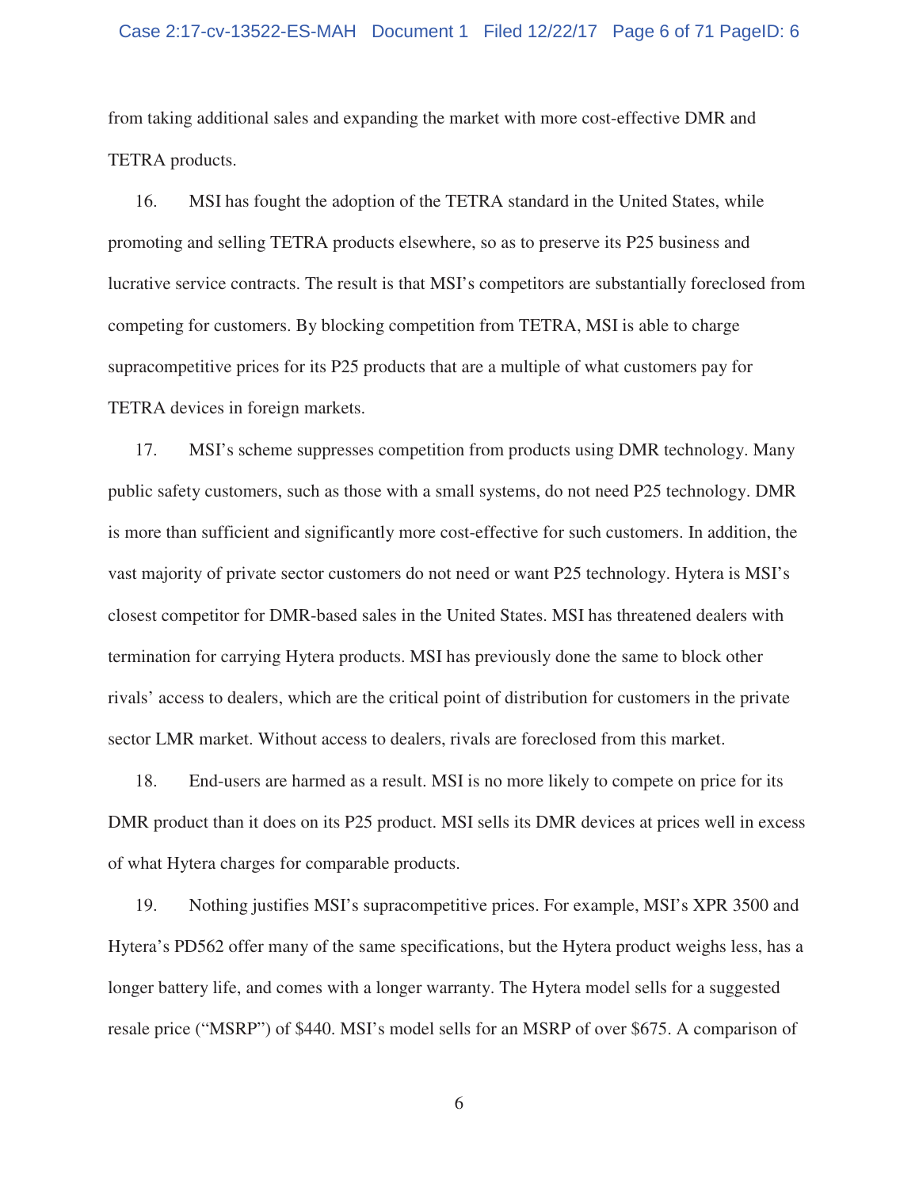from taking additional sales and expanding the market with more cost-effective DMR and TETRA products.

16. MSI has fought the adoption of the TETRA standard in the United States, while promoting and selling TETRA products elsewhere, so as to preserve its P25 business and lucrative service contracts. The result is that MSI's competitors are substantially foreclosed from competing for customers. By blocking competition from TETRA, MSI is able to charge supracompetitive prices for its P25 products that are a multiple of what customers pay for TETRA devices in foreign markets.

17. MSI's scheme suppresses competition from products using DMR technology. Many public safety customers, such as those with a small systems, do not need P25 technology. DMR is more than sufficient and significantly more cost-effective for such customers. In addition, the vast majority of private sector customers do not need or want P25 technology. Hytera is MSI's closest competitor for DMR-based sales in the United States. MSI has threatened dealers with termination for carrying Hytera products. MSI has previously done the same to block other rivals' access to dealers, which are the critical point of distribution for customers in the private sector LMR market. Without access to dealers, rivals are foreclosed from this market.

18. End-users are harmed as a result. MSI is no more likely to compete on price for its DMR product than it does on its P25 product. MSI sells its DMR devices at prices well in excess of what Hytera charges for comparable products.

19. Nothing justifies MSI's supracompetitive prices. For example, MSI's XPR 3500 and Hytera's PD562 offer many of the same specifications, but the Hytera product weighs less, has a longer battery life, and comes with a longer warranty. The Hytera model sells for a suggested resale price ("MSRP") of $440. MSI's model sells for an MSRP of over $675. A comparison of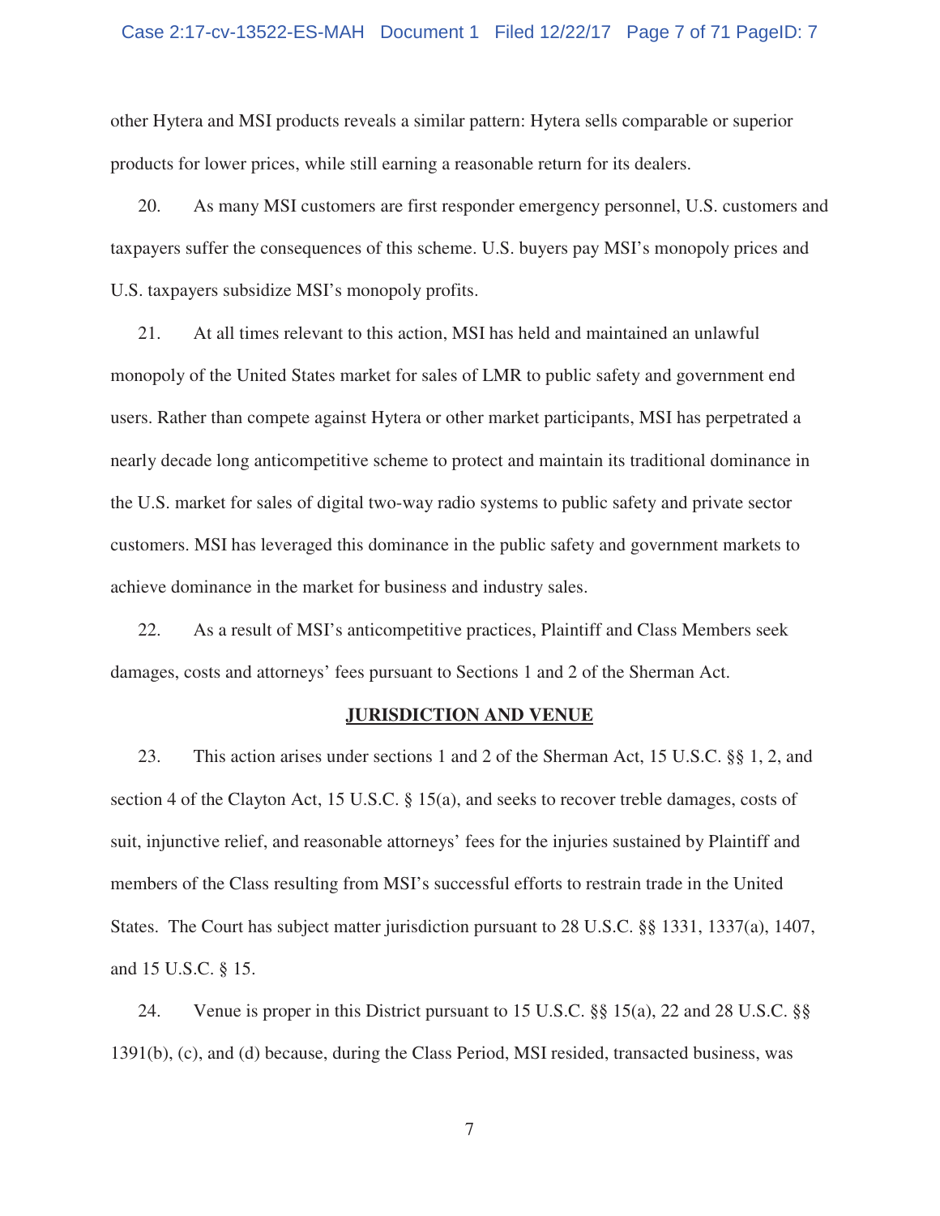other Hytera and MSI products reveals a similar pattern: Hytera sells comparable or superior products for lower prices, while still earning a reasonable return for its dealers.

20. As many MSI customers are first responder emergency personnel, U.S. customers and taxpayers suffer the consequences of this scheme. U.S. buyers pay MSI's monopoly prices and U.S. taxpayers subsidize MSI's monopoly profits.

21. At all times relevant to this action, MSI has held and maintained an unlawful monopoly of the United States market for sales of LMR to public safety and government end users. Rather than compete against Hytera or other market participants, MSI has perpetrated a nearly decade long anticompetitive scheme to protect and maintain its traditional dominance in the U.S. market for sales of digital two-way radio systems to public safety and private sector customers. MSI has leveraged this dominance in the public safety and government markets to achieve dominance in the market for business and industry sales.

22. As a result of MSI's anticompetitive practices, Plaintiff and Class Members seek damages, costs and attorneys' fees pursuant to Sections 1 and 2 of the Sherman Act.

## JURISDICTION AND VENUE

23. This action arises under sections 1 and 2 of the Sherman Act, 15 U.S.C. §§ 1, 2, and section 4 of the Clayton Act, 15 U.S.C. § 15(a), and seeks to recover treble damages, costs of suit, injunctive relief, and reasonable attorneys' fees for the injuries sustained by Plaintiff and members of the Class resulting from MSI's successful efforts to restrain trade in the United States. The Court has subject matter jurisdiction pursuant to 28 U.S.C. §§ 1331, 1337(a), 1407, and 15 U.S.C. § 15.

24. Venue is proper in this District pursuant to 15 U.S.C. §§ 15(a), 22 and 28 U.S.C. §§ 1391(b), (c), and (d) because, during the Class Period, MSI resided, transacted business, was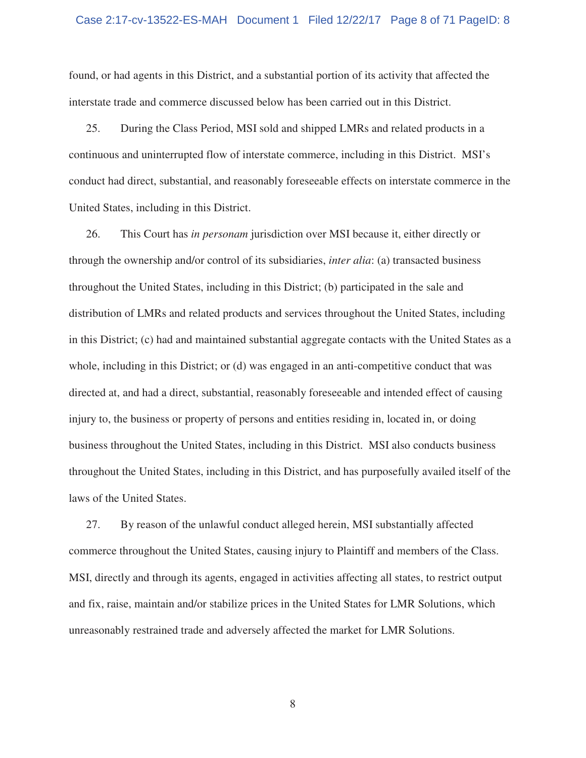found, or had agents in this District, and a substantial portion of its activity that affected the interstate trade and commerce discussed below has been carried out in this District.

25. During the Class Period, MSI sold and shipped LMRs and related products in a continuous and uninterrupted flow of interstate commerce, including in this District. MSI's conduct had direct, substantial, and reasonably foreseeable effects on interstate commerce in the United States, including in this District.

26. This Court has *in personam* jurisdiction over MSI because it, either directly or through the ownership and/or control of its subsidiaries, *inter alia*: (a) transacted business throughout the United States, including in this District; (b) participated in the sale and distribution of LMRs and related products and services throughout the United States, including in this District; (c) had and maintained substantial aggregate contacts with the United States as a whole, including in this District; or (d) was engaged in an anti-competitive conduct that was directed at, and had a direct, substantial, reasonably foreseeable and intended effect of causing injury to, the business or property of persons and entities residing in, located in, or doing business throughout the United States, including in this District. MSI also conducts business throughout the United States, including in this District, and has purposefully availed itself of the laws of the United States.

27. By reason of the unlawful conduct alleged herein, MSI substantially affected commerce throughout the United States, causing injury to Plaintiff and members of the Class. MSI, directly and through its agents, engaged in activities affecting all states, to restrict output and fix, raise, maintain and/or stabilize prices in the United States for LMR Solutions, which unreasonably restrained trade and adversely affected the market for LMR Solutions.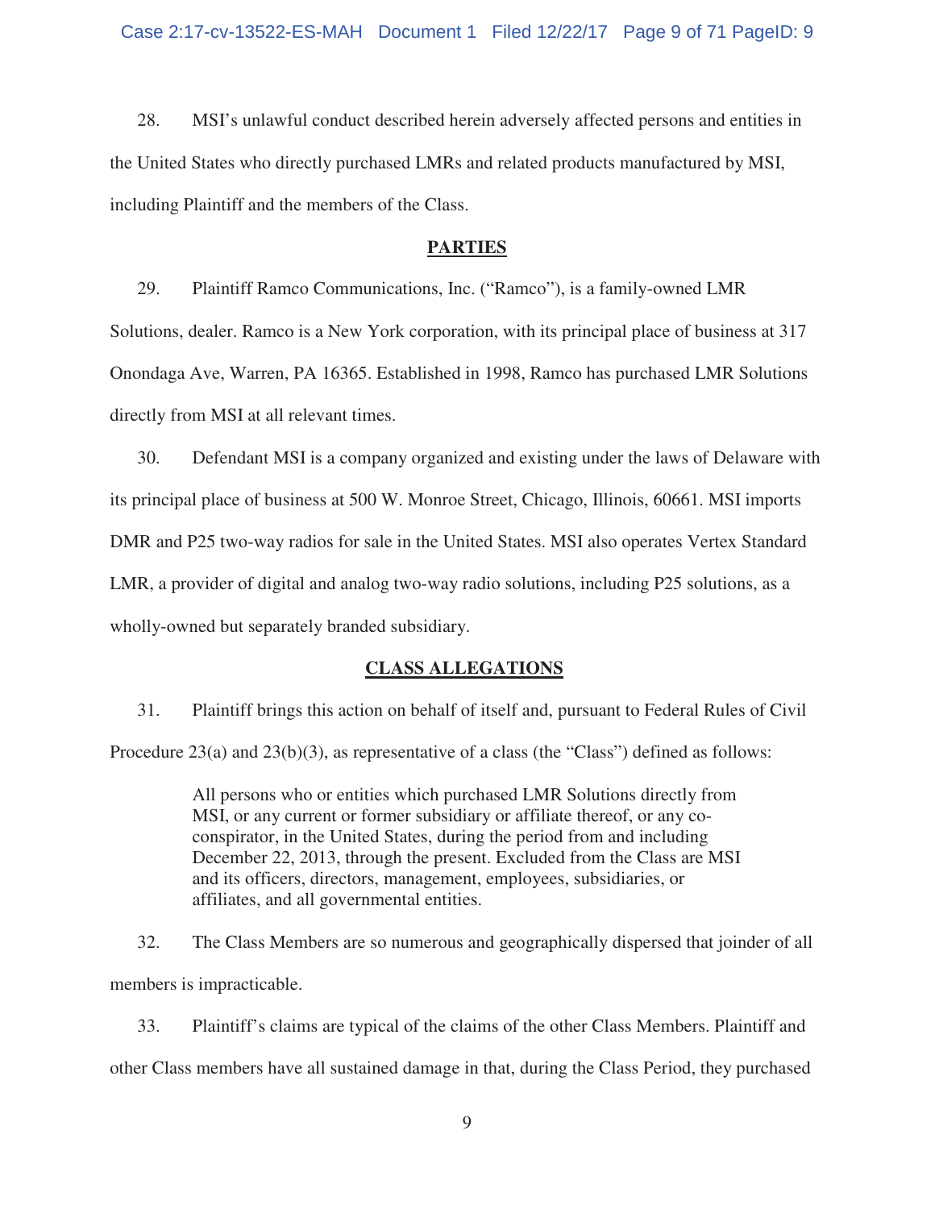28. MSI's unlawful conduct described herein adversely affected persons and entities in the United States who directly purchased LMRs and related products manufactured by MSI, including Plaintiff and the members of the Class.

## PARTIES

29. Plaintiff Ramco Communications, Inc. ("Ramco"), is a family-owned LMR Solutions, dealer. Ramco is a New York corporation, with its principal place of business at 317 Onondaga Ave, Warren, PA 16365. Established in 1998, Ramco has purchased LMR Solutions directly from MSI at all relevant times.

30. Defendant MSI is a company organized and existing under the laws of Delaware with its principal place of business at 500 W. Monroe Street, Chicago, Illinois, 60661. MSI imports DMR and P25 two-way radios for sale in the United States. MSI also operates Vertex Standard LMR, a provider of digital and analog two-way radio solutions, including P25 solutions, as a wholly-owned but separately branded subsidiary.

## CLASS ALLEGATIONS

31. Plaintiff brings this action on behalf of itself and, pursuant to Federal Rules of Civil Procedure 23(a) and 23(b)(3), as representative of a class (the "Class") defined as follows:

> All persons who or entities which purchased LMR Solutions directly from MSI, or any current or former subsidiary or affiliate thereof, or any co-conspirator, in the United States, during the period from and including December 22, 2013, through the present. Excluded from the Class are MSI and its officers, directors, management, employees, subsidiaries, or affiliates, and all governmental entities.

32. The Class Members are so numerous and geographically dispersed that joinder of all members is impracticable.

33. Plaintiff's claims are typical of the claims of the other Class Members. Plaintiff and other Class members have all sustained damage in that, during the Class Period, they purchased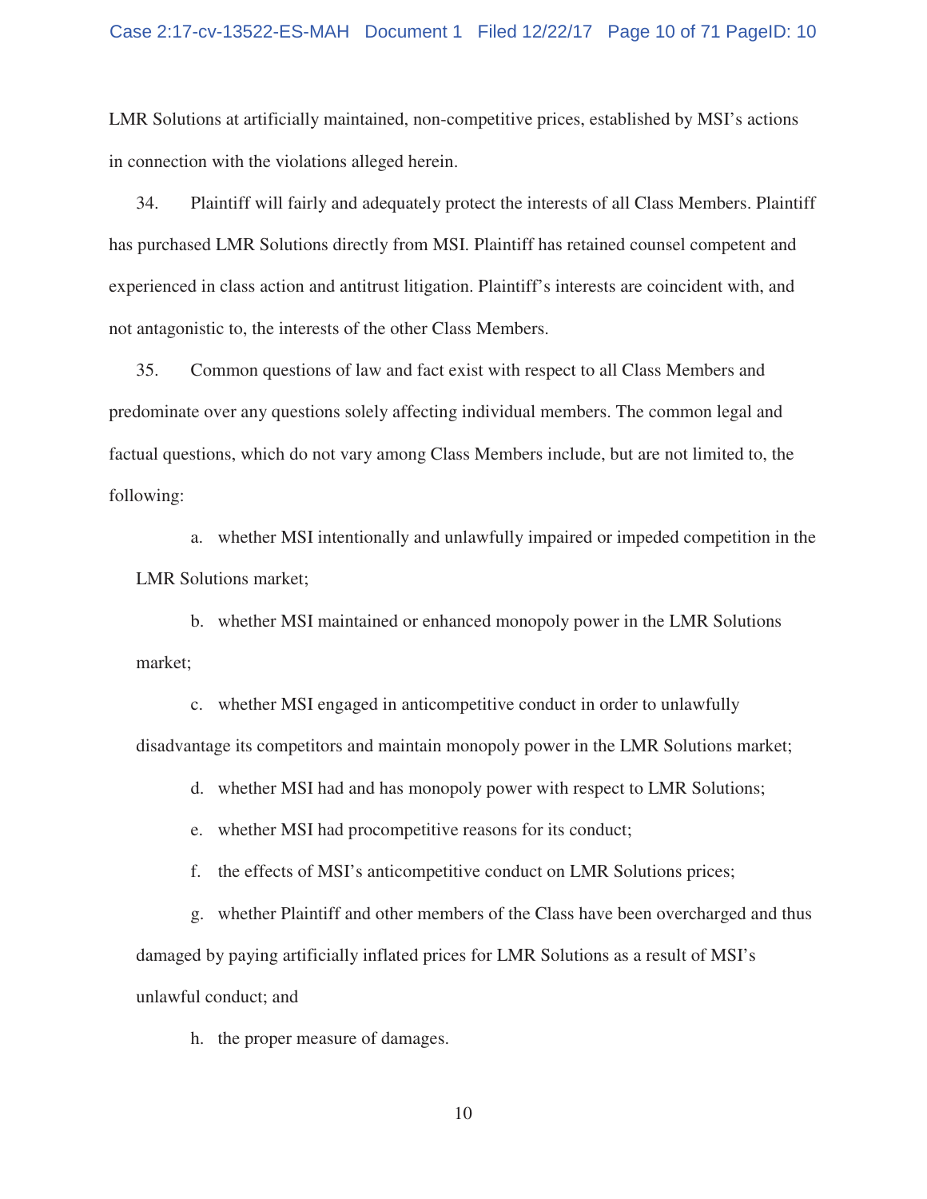LMR Solutions at artificially maintained, non-competitive prices, established by MSI's actions in connection with the violations alleged herein.

34. Plaintiff will fairly and adequately protect the interests of all Class Members. Plaintiff has purchased LMR Solutions directly from MSI. Plaintiff has retained counsel competent and experienced in class action and antitrust litigation. Plaintiff's interests are coincident with, and not antagonistic to, the interests of the other Class Members.

35. Common questions of law and fact exist with respect to all Class Members and predominate over any questions solely affecting individual members. The common legal and factual questions, which do not vary among Class Members include, but are not limited to, the following:

a. whether MSI intentionally and unlawfully impaired or impeded competition in the LMR Solutions market;

b. whether MSI maintained or enhanced monopoly power in the LMR Solutions market;

c. whether MSI engaged in anticompetitive conduct in order to unlawfully disadvantage its competitors and maintain monopoly power in the LMR Solutions market;

d. whether MSI had and has monopoly power with respect to LMR Solutions;

e. whether MSI had procompetitive reasons for its conduct;

f. the effects of MSI's anticompetitive conduct on LMR Solutions prices;

g. whether Plaintiff and other members of the Class have been overcharged and thus damaged by paying artificially inflated prices for LMR Solutions as a result of MSI's unlawful conduct; and

h. the proper measure of damages.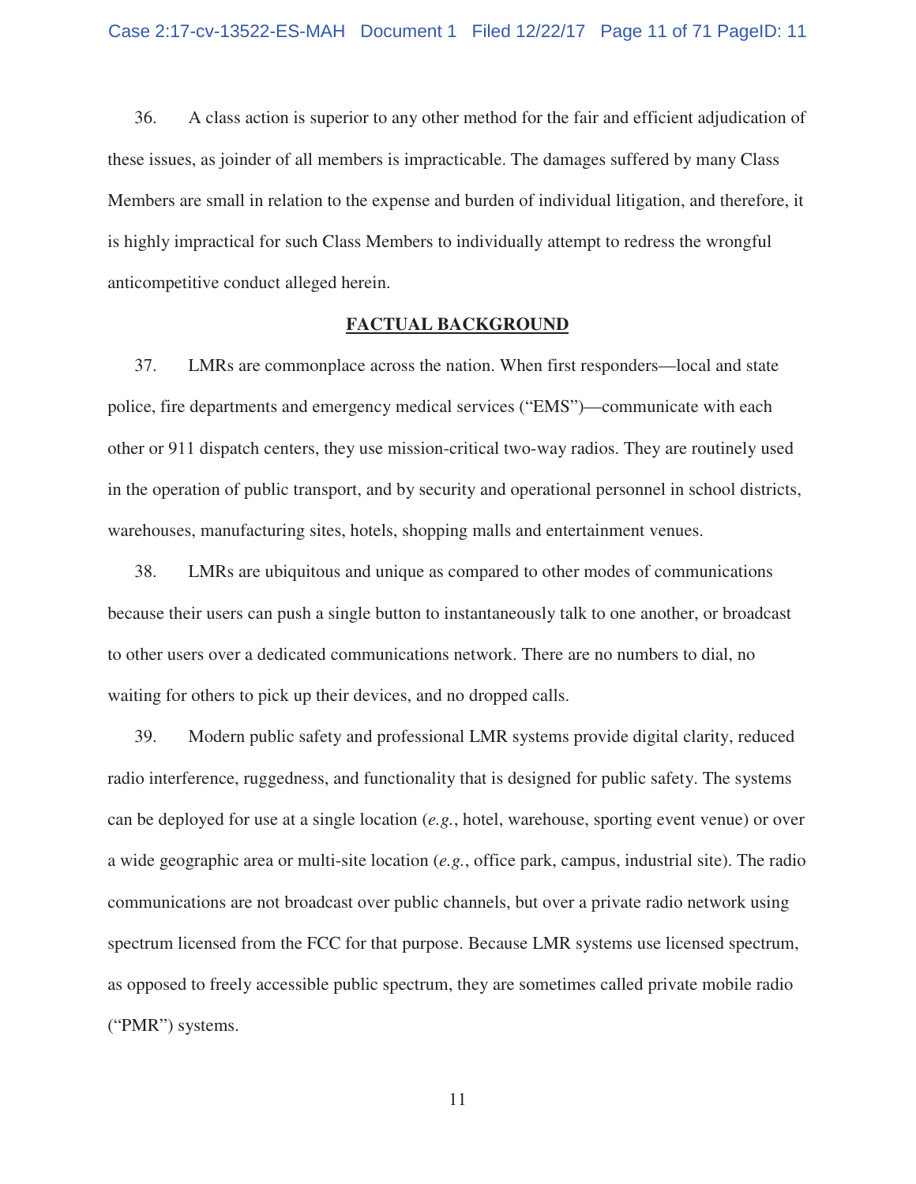36. A class action is superior to any other method for the fair and efficient adjudication of these issues, as joinder of all members is impracticable. The damages suffered by many Class Members are small in relation to the expense and burden of individual litigation, and therefore, it is highly impractical for such Class Members to individually attempt to redress the wrongful anticompetitive conduct alleged herein.

## FACTUAL BACKGROUND

37. LMRs are commonplace across the nation. When first responders—local and state police, fire departments and emergency medical services ("EMS")—communicate with each other or 911 dispatch centers, they use mission-critical two-way radios. They are routinely used in the operation of public transport, and by security and operational personnel in school districts, warehouses, manufacturing sites, hotels, shopping malls and entertainment venues.

38. LMRs are ubiquitous and unique as compared to other modes of communications because their users can push a single button to instantaneously talk to one another, or broadcast to other users over a dedicated communications network. There are no numbers to dial, no waiting for others to pick up their devices, and no dropped calls.

39. Modern public safety and professional LMR systems provide digital clarity, reduced radio interference, ruggedness, and functionality that is designed for public safety. The systems can be deployed for use at a single location (*e.g.*, hotel, warehouse, sporting event venue) or over a wide geographic area or multi-site location (*e.g.*, office park, campus, industrial site). The radio communications are not broadcast over public channels, but over a private radio network using spectrum licensed from the FCC for that purpose. Because LMR systems use licensed spectrum, as opposed to freely accessible public spectrum, they are sometimes called private mobile radio ("PMR") systems.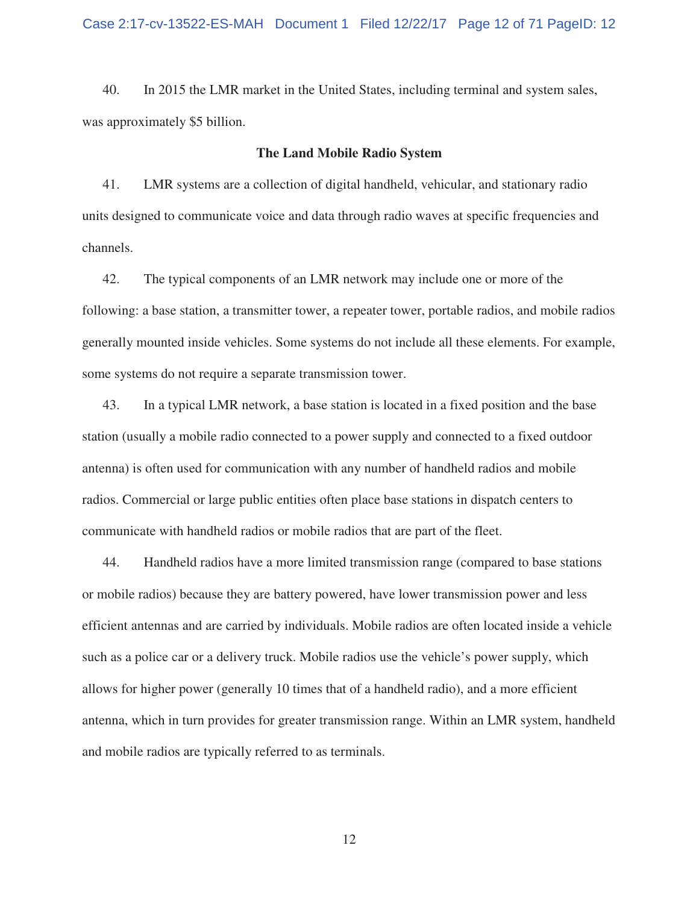40. In 2015 the LMR market in the United States, including terminal and system sales, was approximately $5 billion.

**The Land Mobile Radio System**

41. LMR systems are a collection of digital handheld, vehicular, and stationary radio units designed to communicate voice and data through radio waves at specific frequencies and channels.

42. The typical components of an LMR network may include one or more of the following: a base station, a transmitter tower, a repeater tower, portable radios, and mobile radios generally mounted inside vehicles. Some systems do not include all these elements. For example, some systems do not require a separate transmission tower.

43. In a typical LMR network, a base station is located in a fixed position and the base station (usually a mobile radio connected to a power supply and connected to a fixed outdoor antenna) is often used for communication with any number of handheld radios and mobile radios. Commercial or large public entities often place base stations in dispatch centers to communicate with handheld radios or mobile radios that are part of the fleet.

44. Handheld radios have a more limited transmission range (compared to base stations or mobile radios) because they are battery powered, have lower transmission power and less efficient antennas and are carried by individuals. Mobile radios are often located inside a vehicle such as a police car or a delivery truck. Mobile radios use the vehicle's power supply, which allows for higher power (generally 10 times that of a handheld radio), and a more efficient antenna, which in turn provides for greater transmission range. Within an LMR system, handheld and mobile radios are typically referred to as terminals.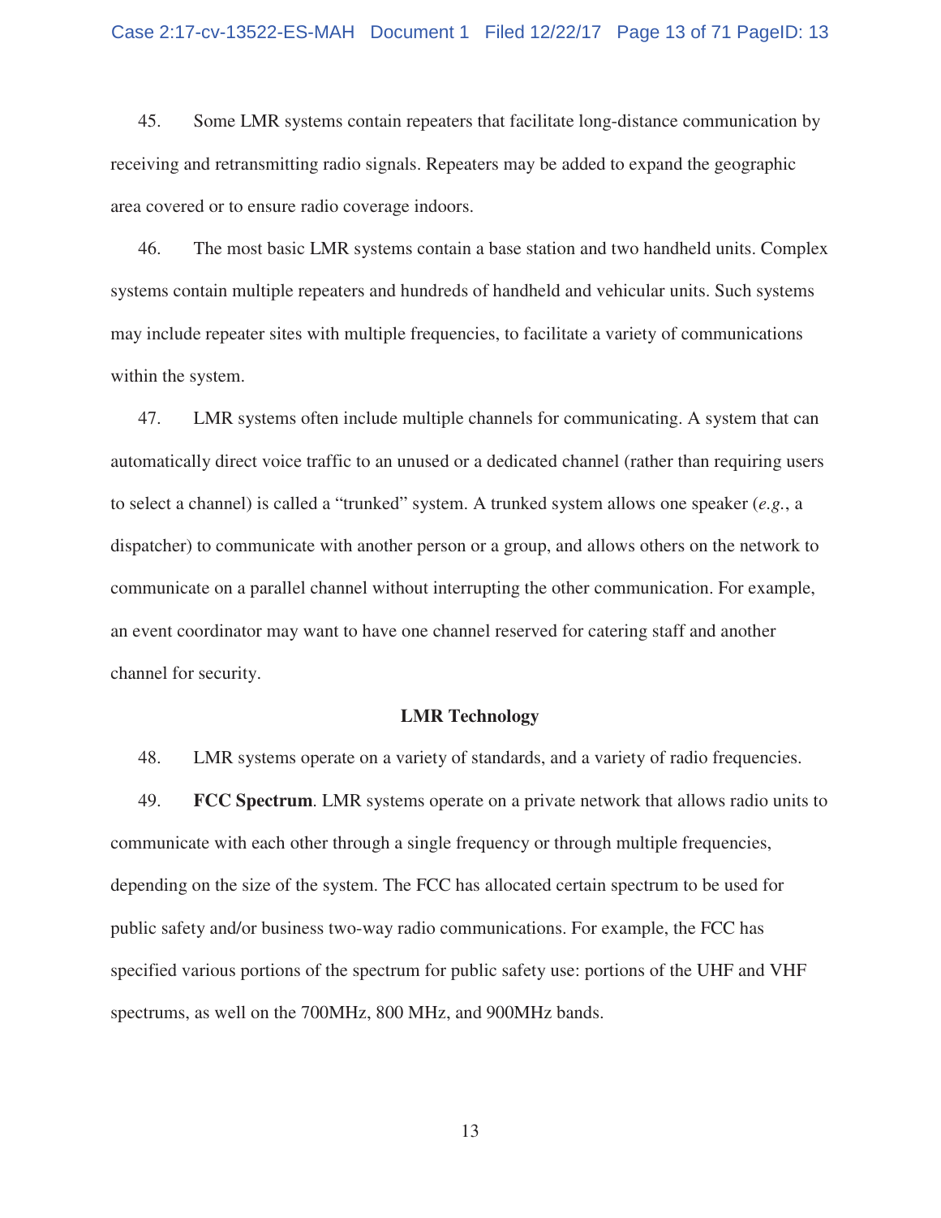45. Some LMR systems contain repeaters that facilitate long-distance communication by receiving and retransmitting radio signals. Repeaters may be added to expand the geographic area covered or to ensure radio coverage indoors.

46. The most basic LMR systems contain a base station and two handheld units. Complex systems contain multiple repeaters and hundreds of handheld and vehicular units. Such systems may include repeater sites with multiple frequencies, to facilitate a variety of communications within the system.

47. LMR systems often include multiple channels for communicating. A system that can automatically direct voice traffic to an unused or a dedicated channel (rather than requiring users to select a channel) is called a "trunked" system. A trunked system allows one speaker (*e.g.*, a dispatcher) to communicate with another person or a group, and allows others on the network to communicate on a parallel channel without interrupting the other communication. For example, an event coordinator may want to have one channel reserved for catering staff and another channel for security.

**LMR Technology**

48. LMR systems operate on a variety of standards, and a variety of radio frequencies.

49. **FCC Spectrum**. LMR systems operate on a private network that allows radio units to communicate with each other through a single frequency or through multiple frequencies, depending on the size of the system. The FCC has allocated certain spectrum to be used for public safety and/or business two-way radio communications. For example, the FCC has specified various portions of the spectrum for public safety use: portions of the UHF and VHF spectrums, as well on the 700MHz, 800 MHz, and 900MHz bands.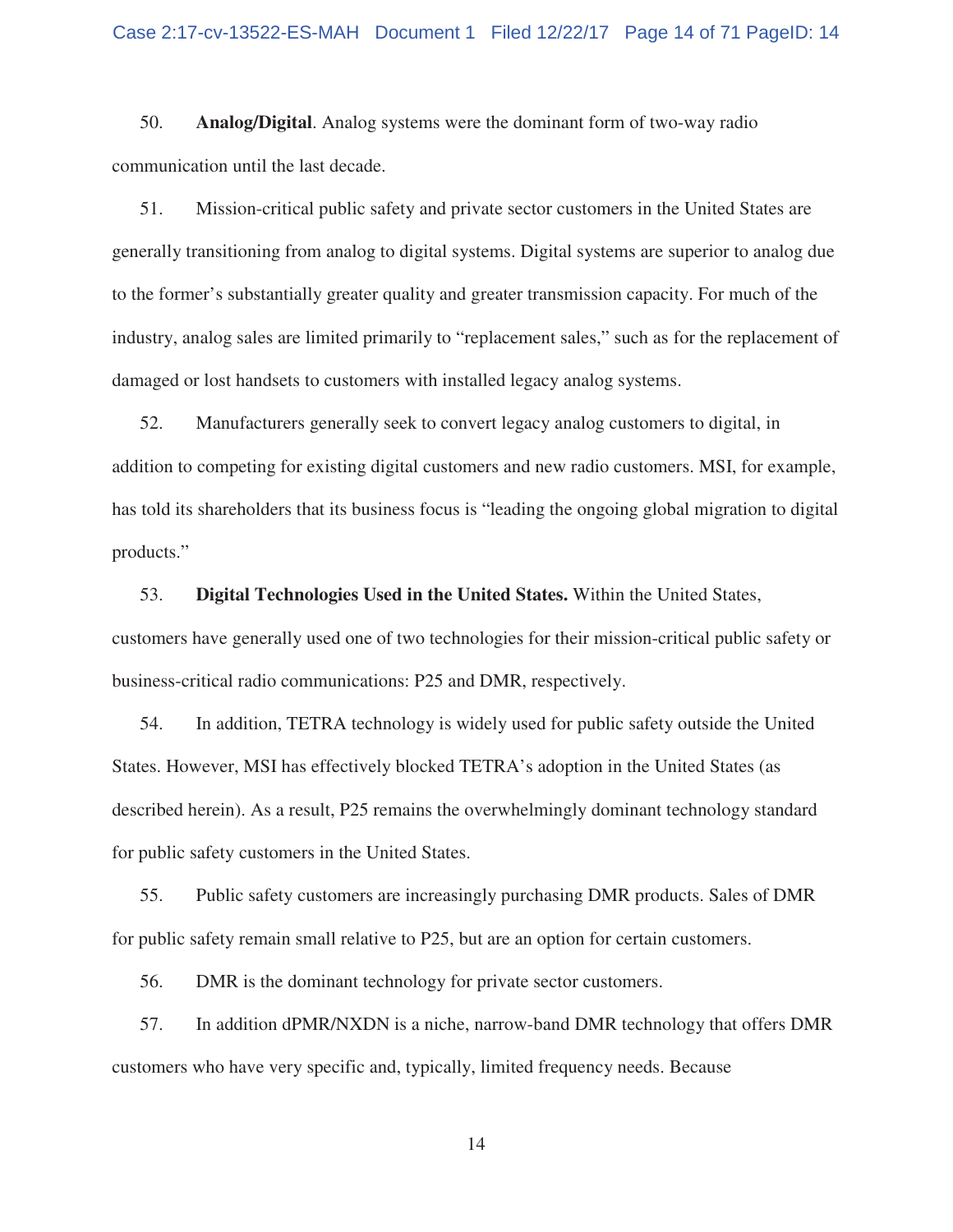50. **Analog/Digital**. Analog systems were the dominant form of two-way radio communication until the last decade.

51. Mission-critical public safety and private sector customers in the United States are generally transitioning from analog to digital systems. Digital systems are superior to analog due to the former's substantially greater quality and greater transmission capacity. For much of the industry, analog sales are limited primarily to "replacement sales," such as for the replacement of damaged or lost handsets to customers with installed legacy analog systems.

52. Manufacturers generally seek to convert legacy analog customers to digital, in addition to competing for existing digital customers and new radio customers. MSI, for example, has told its shareholders that its business focus is "leading the ongoing global migration to digital products."

53. **Digital Technologies Used in the United States.** Within the United States, customers have generally used one of two technologies for their mission-critical public safety or business-critical radio communications: P25 and DMR, respectively.

54. In addition, TETRA technology is widely used for public safety outside the United States. However, MSI has effectively blocked TETRA's adoption in the United States (as described herein). As a result, P25 remains the overwhelmingly dominant technology standard for public safety customers in the United States.

55. Public safety customers are increasingly purchasing DMR products. Sales of DMR for public safety remain small relative to P25, but are an option for certain customers.

56. DMR is the dominant technology for private sector customers.

57. In addition dPMR/NXDN is a niche, narrow-band DMR technology that offers DMR customers who have very specific and, typically, limited frequency needs. Because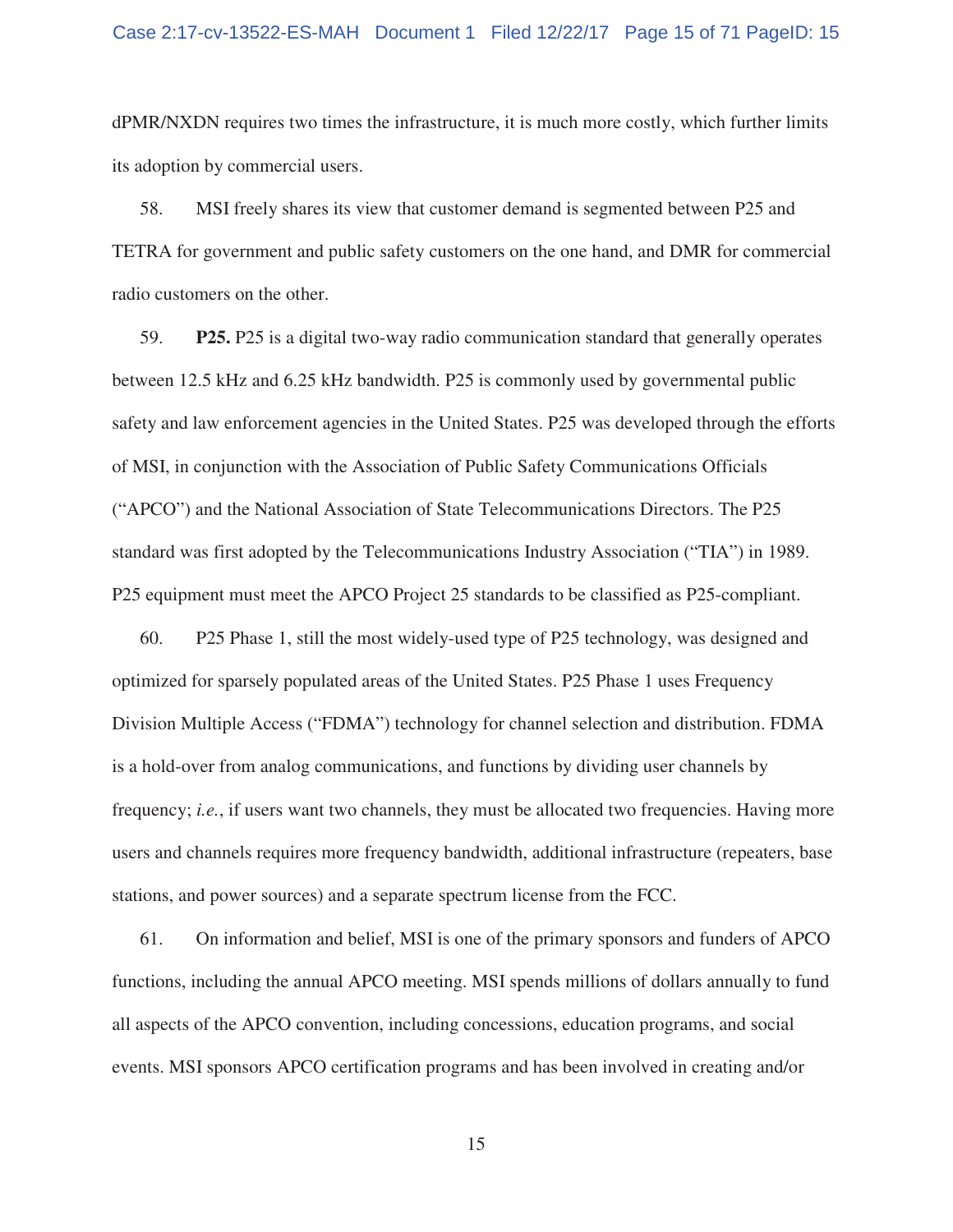dPMR/NXDN requires two times the infrastructure, it is much more costly, which further limits its adoption by commercial users.

58. MSI freely shares its view that customer demand is segmented between P25 and TETRA for government and public safety customers on the one hand, and DMR for commercial radio customers on the other.

59. **P25.** P25 is a digital two-way radio communication standard that generally operates between 12.5 kHz and 6.25 kHz bandwidth. P25 is commonly used by governmental public safety and law enforcement agencies in the United States. P25 was developed through the efforts of MSI, in conjunction with the Association of Public Safety Communications Officials ("APCO") and the National Association of State Telecommunications Directors. The P25 standard was first adopted by the Telecommunications Industry Association ("TIA") in 1989. P25 equipment must meet the APCO Project 25 standards to be classified as P25-compliant.

60. P25 Phase 1, still the most widely-used type of P25 technology, was designed and optimized for sparsely populated areas of the United States. P25 Phase 1 uses Frequency Division Multiple Access ("FDMA") technology for channel selection and distribution. FDMA is a hold-over from analog communications, and functions by dividing user channels by frequency; *i.e.*, if users want two channels, they must be allocated two frequencies. Having more users and channels requires more frequency bandwidth, additional infrastructure (repeaters, base stations, and power sources) and a separate spectrum license from the FCC.

61. On information and belief, MSI is one of the primary sponsors and funders of APCO functions, including the annual APCO meeting. MSI spends millions of dollars annually to fund all aspects of the APCO convention, including concessions, education programs, and social events. MSI sponsors APCO certification programs and has been involved in creating and/or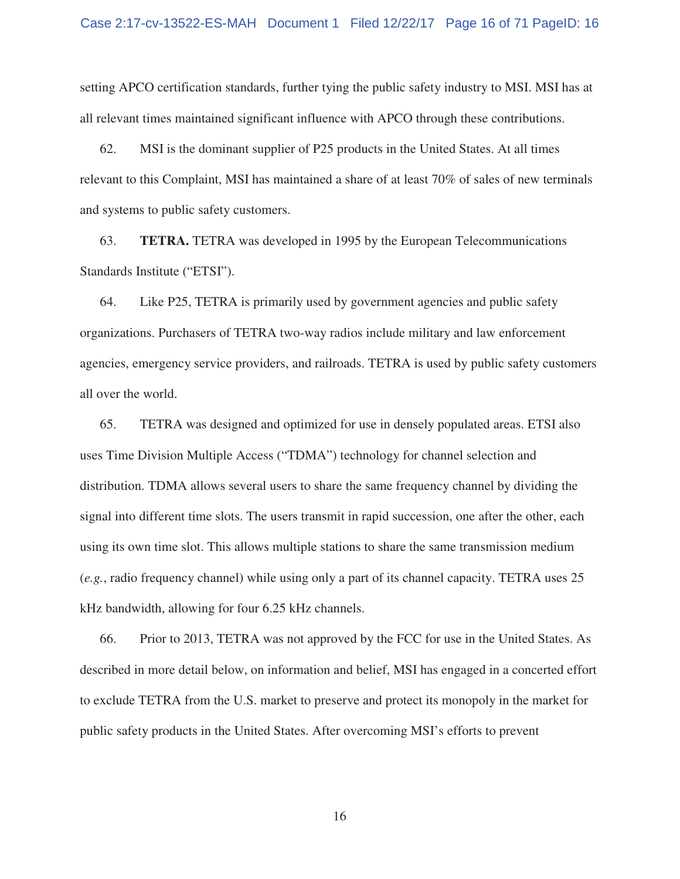setting APCO certification standards, further tying the public safety industry to MSI. MSI has at all relevant times maintained significant influence with APCO through these contributions.

62. MSI is the dominant supplier of P25 products in the United States. At all times relevant to this Complaint, MSI has maintained a share of at least 70% of sales of new terminals and systems to public safety customers.

63. **TETRA.** TETRA was developed in 1995 by the European Telecommunications Standards Institute ("ETSI").

64. Like P25, TETRA is primarily used by government agencies and public safety organizations. Purchasers of TETRA two-way radios include military and law enforcement agencies, emergency service providers, and railroads. TETRA is used by public safety customers all over the world.

65. TETRA was designed and optimized for use in densely populated areas. ETSI also uses Time Division Multiple Access ("TDMA") technology for channel selection and distribution. TDMA allows several users to share the same frequency channel by dividing the signal into different time slots. The users transmit in rapid succession, one after the other, each using its own time slot. This allows multiple stations to share the same transmission medium (*e.g.*, radio frequency channel) while using only a part of its channel capacity. TETRA uses 25 kHz bandwidth, allowing for four 6.25 kHz channels.

66. Prior to 2013, TETRA was not approved by the FCC for use in the United States. As described in more detail below, on information and belief, MSI has engaged in a concerted effort to exclude TETRA from the U.S. market to preserve and protect its monopoly in the market for public safety products in the United States. After overcoming MSI's efforts to prevent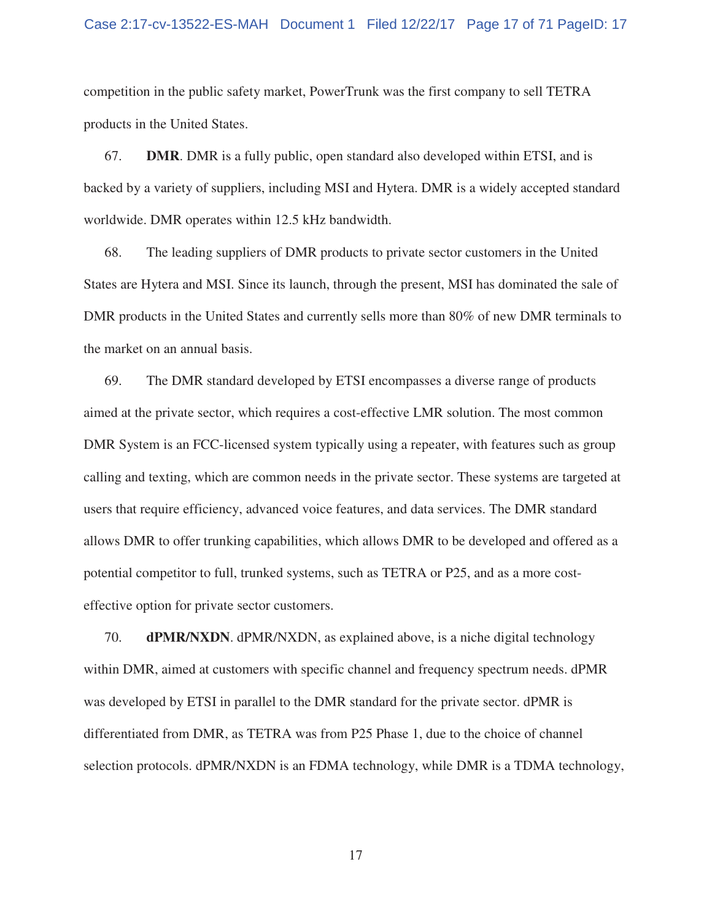competition in the public safety market, PowerTrunk was the first company to sell TETRA products in the United States.

67. **DMR**. DMR is a fully public, open standard also developed within ETSI, and is backed by a variety of suppliers, including MSI and Hytera. DMR is a widely accepted standard worldwide. DMR operates within 12.5 kHz bandwidth.

68. The leading suppliers of DMR products to private sector customers in the United States are Hytera and MSI. Since its launch, through the present, MSI has dominated the sale of DMR products in the United States and currently sells more than 80% of new DMR terminals to the market on an annual basis.

69. The DMR standard developed by ETSI encompasses a diverse range of products aimed at the private sector, which requires a cost-effective LMR solution. The most common DMR System is an FCC-licensed system typically using a repeater, with features such as group calling and texting, which are common needs in the private sector. These systems are targeted at users that require efficiency, advanced voice features, and data services. The DMR standard allows DMR to offer trunking capabilities, which allows DMR to be developed and offered as a potential competitor to full, trunked systems, such as TETRA or P25, and as a more cost-effective option for private sector customers.

70. **dPMR/NXDN**. dPMR/NXDN, as explained above, is a niche digital technology within DMR, aimed at customers with specific channel and frequency spectrum needs. dPMR was developed by ETSI in parallel to the DMR standard for the private sector. dPMR is differentiated from DMR, as TETRA was from P25 Phase 1, due to the choice of channel selection protocols. dPMR/NXDN is an FDMA technology, while DMR is a TDMA technology,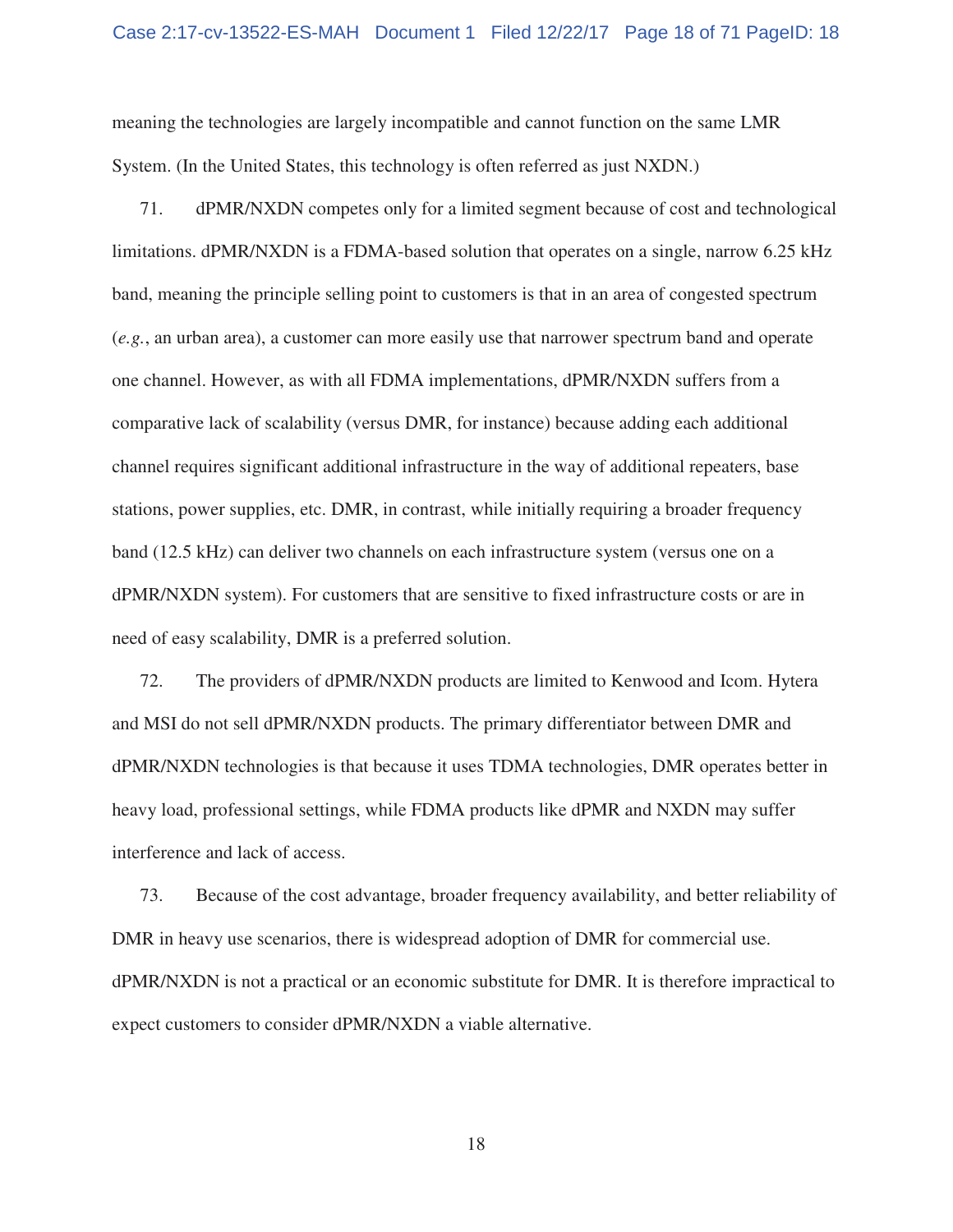meaning the technologies are largely incompatible and cannot function on the same LMR System. (In the United States, this technology is often referred as just NXDN.)

71. dPMR/NXDN competes only for a limited segment because of cost and technological limitations. dPMR/NXDN is a FDMA-based solution that operates on a single, narrow 6.25 kHz band, meaning the principle selling point to customers is that in an area of congested spectrum (*e.g.*, an urban area), a customer can more easily use that narrower spectrum band and operate one channel. However, as with all FDMA implementations, dPMR/NXDN suffers from a comparative lack of scalability (versus DMR, for instance) because adding each additional channel requires significant additional infrastructure in the way of additional repeaters, base stations, power supplies, etc. DMR, in contrast, while initially requiring a broader frequency band (12.5 kHz) can deliver two channels on each infrastructure system (versus one on a dPMR/NXDN system). For customers that are sensitive to fixed infrastructure costs or are in need of easy scalability, DMR is a preferred solution.

72. The providers of dPMR/NXDN products are limited to Kenwood and Icom. Hytera and MSI do not sell dPMR/NXDN products. The primary differentiator between DMR and dPMR/NXDN technologies is that because it uses TDMA technologies, DMR operates better in heavy load, professional settings, while FDMA products like dPMR and NXDN may suffer interference and lack of access.

73. Because of the cost advantage, broader frequency availability, and better reliability of DMR in heavy use scenarios, there is widespread adoption of DMR for commercial use. dPMR/NXDN is not a practical or an economic substitute for DMR. It is therefore impractical to expect customers to consider dPMR/NXDN a viable alternative.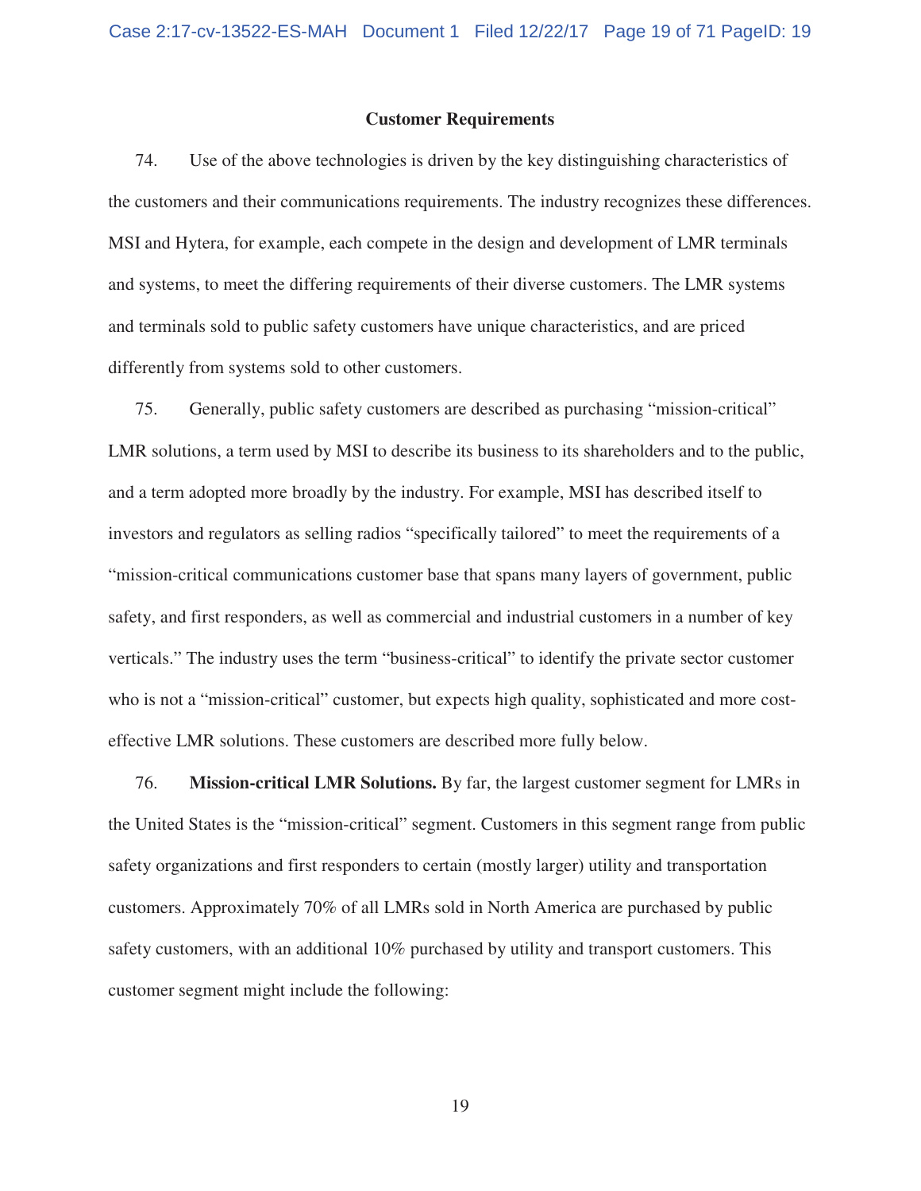**Customer Requirements**

74. Use of the above technologies is driven by the key distinguishing characteristics of the customers and their communications requirements. The industry recognizes these differences. MSI and Hytera, for example, each compete in the design and development of LMR terminals and systems, to meet the differing requirements of their diverse customers. The LMR systems and terminals sold to public safety customers have unique characteristics, and are priced differently from systems sold to other customers.

75. Generally, public safety customers are described as purchasing "mission-critical" LMR solutions, a term used by MSI to describe its business to its shareholders and to the public, and a term adopted more broadly by the industry. For example, MSI has described itself to investors and regulators as selling radios "specifically tailored" to meet the requirements of a "mission-critical communications customer base that spans many layers of government, public safety, and first responders, as well as commercial and industrial customers in a number of key verticals." The industry uses the term "business-critical" to identify the private sector customer who is not a "mission-critical" customer, but expects high quality, sophisticated and more cost-effective LMR solutions. These customers are described more fully below.

76. **Mission-critical LMR Solutions.** By far, the largest customer segment for LMRs in the United States is the "mission-critical" segment. Customers in this segment range from public safety organizations and first responders to certain (mostly larger) utility and transportation customers. Approximately 70% of all LMRs sold in North America are purchased by public safety customers, with an additional 10% purchased by utility and transport customers. This customer segment might include the following: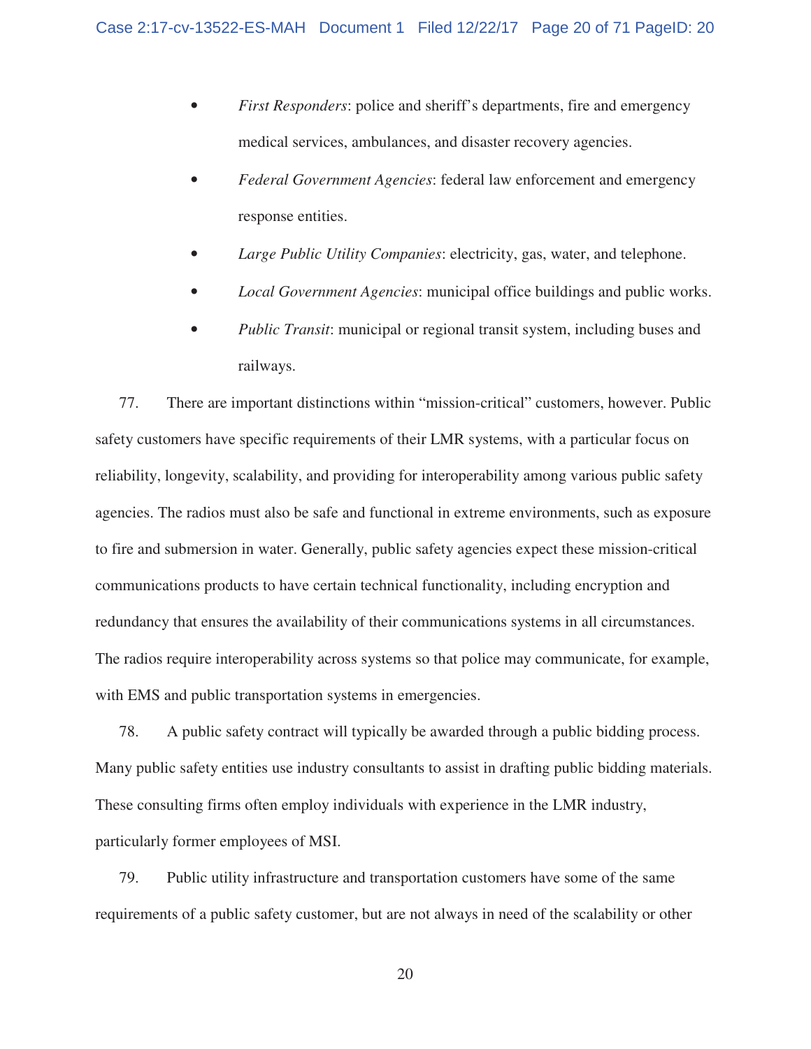- *First Responders*: police and sheriff's departments, fire and emergency medical services, ambulances, and disaster recovery agencies.
- *Federal Government Agencies*: federal law enforcement and emergency response entities.
- *Large Public Utility Companies*: electricity, gas, water, and telephone.
- *Local Government Agencies*: municipal office buildings and public works.
- *Public Transit*: municipal or regional transit system, including buses and railways.

77. There are important distinctions within "mission-critical" customers, however. Public safety customers have specific requirements of their LMR systems, with a particular focus on reliability, longevity, scalability, and providing for interoperability among various public safety agencies. The radios must also be safe and functional in extreme environments, such as exposure to fire and submersion in water. Generally, public safety agencies expect these mission-critical communications products to have certain technical functionality, including encryption and redundancy that ensures the availability of their communications systems in all circumstances. The radios require interoperability across systems so that police may communicate, for example, with EMS and public transportation systems in emergencies.

78. A public safety contract will typically be awarded through a public bidding process. Many public safety entities use industry consultants to assist in drafting public bidding materials. These consulting firms often employ individuals with experience in the LMR industry, particularly former employees of MSI.

79. Public utility infrastructure and transportation customers have some of the same requirements of a public safety customer, but are not always in need of the scalability or other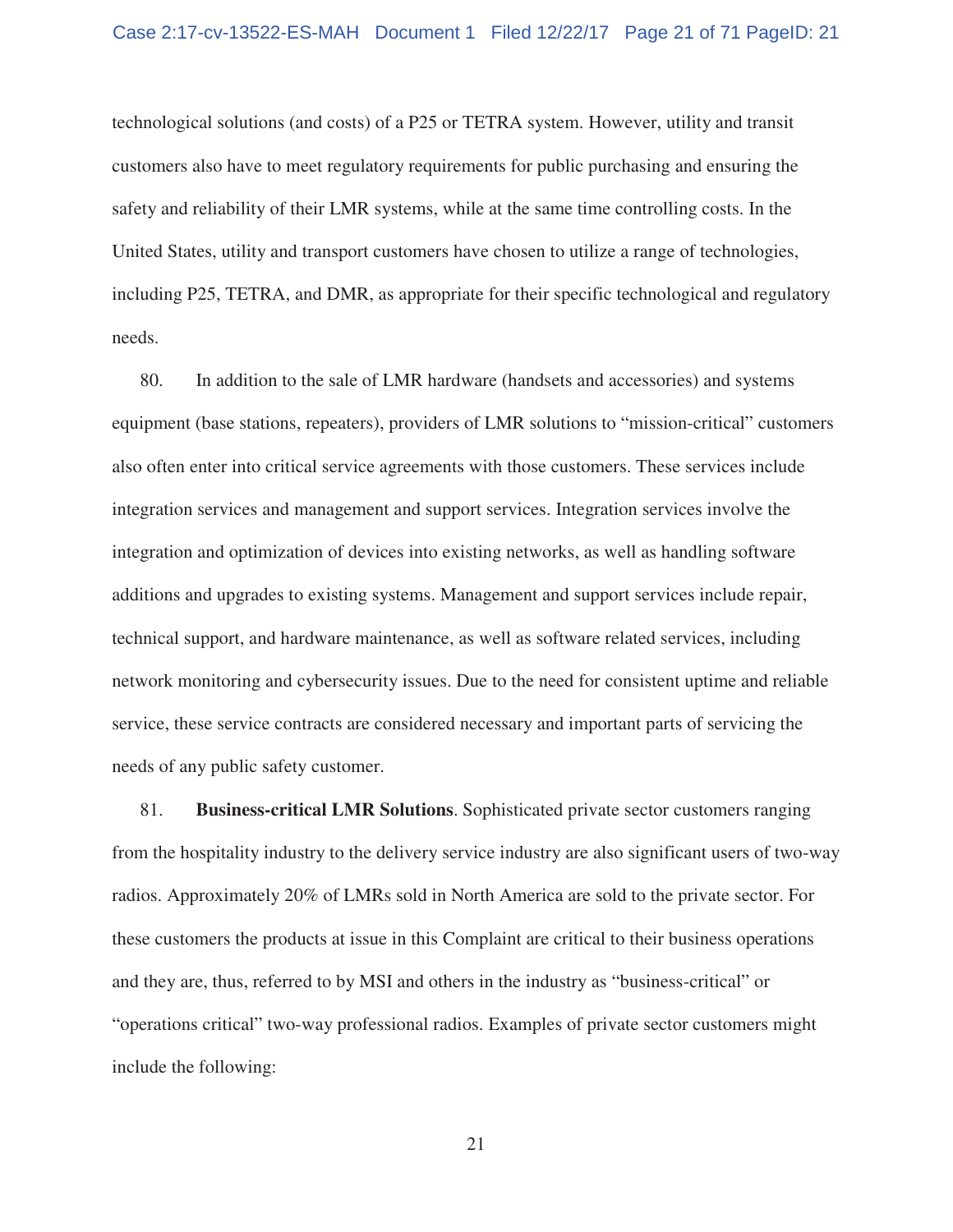technological solutions (and costs) of a P25 or TETRA system. However, utility and transit customers also have to meet regulatory requirements for public purchasing and ensuring the safety and reliability of their LMR systems, while at the same time controlling costs. In the United States, utility and transport customers have chosen to utilize a range of technologies, including P25, TETRA, and DMR, as appropriate for their specific technological and regulatory needs.

80. In addition to the sale of LMR hardware (handsets and accessories) and systems equipment (base stations, repeaters), providers of LMR solutions to "mission-critical" customers also often enter into critical service agreements with those customers. These services include integration services and management and support services. Integration services involve the integration and optimization of devices into existing networks, as well as handling software additions and upgrades to existing systems. Management and support services include repair, technical support, and hardware maintenance, as well as software related services, including network monitoring and cybersecurity issues. Due to the need for consistent uptime and reliable service, these service contracts are considered necessary and important parts of servicing the needs of any public safety customer.

81. **Business-critical LMR Solutions**. Sophisticated private sector customers ranging from the hospitality industry to the delivery service industry are also significant users of two-way radios. Approximately 20% of LMRs sold in North America are sold to the private sector. For these customers the products at issue in this Complaint are critical to their business operations and they are, thus, referred to by MSI and others in the industry as "business-critical" or "operations critical" two-way professional radios. Examples of private sector customers might include the following: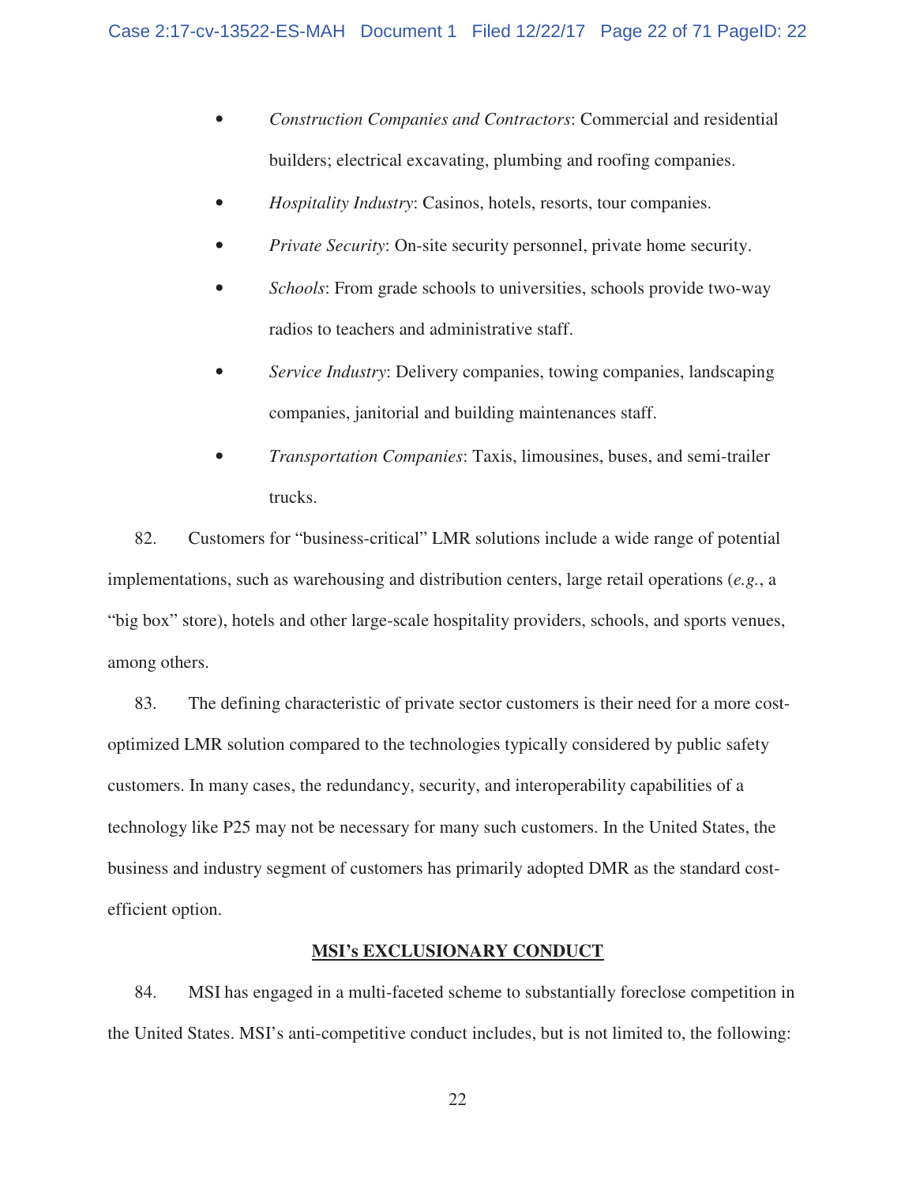- *Construction Companies and Contractors*: Commercial and residential builders; electrical excavating, plumbing and roofing companies.
- *Hospitality Industry*: Casinos, hotels, resorts, tour companies.
- *Private Security*: On-site security personnel, private home security.
- *Schools*: From grade schools to universities, schools provide two-way radios to teachers and administrative staff.
- *Service Industry*: Delivery companies, towing companies, landscaping companies, janitorial and building maintenances staff.
- *Transportation Companies*: Taxis, limousines, buses, and semi-trailer trucks.

82. Customers for "business-critical" LMR solutions include a wide range of potential implementations, such as warehousing and distribution centers, large retail operations (*e.g.*, a "big box" store), hotels and other large-scale hospitality providers, schools, and sports venues, among others.

83. The defining characteristic of private sector customers is their need for a more cost-optimized LMR solution compared to the technologies typically considered by public safety customers. In many cases, the redundancy, security, and interoperability capabilities of a technology like P25 may not be necessary for many such customers. In the United States, the business and industry segment of customers has primarily adopted DMR as the standard cost-efficient option.

## MSI's EXCLUSIONARY CONDUCT

84. MSI has engaged in a multi-faceted scheme to substantially foreclose competition in the United States. MSI's anti-competitive conduct includes, but is not limited to, the following: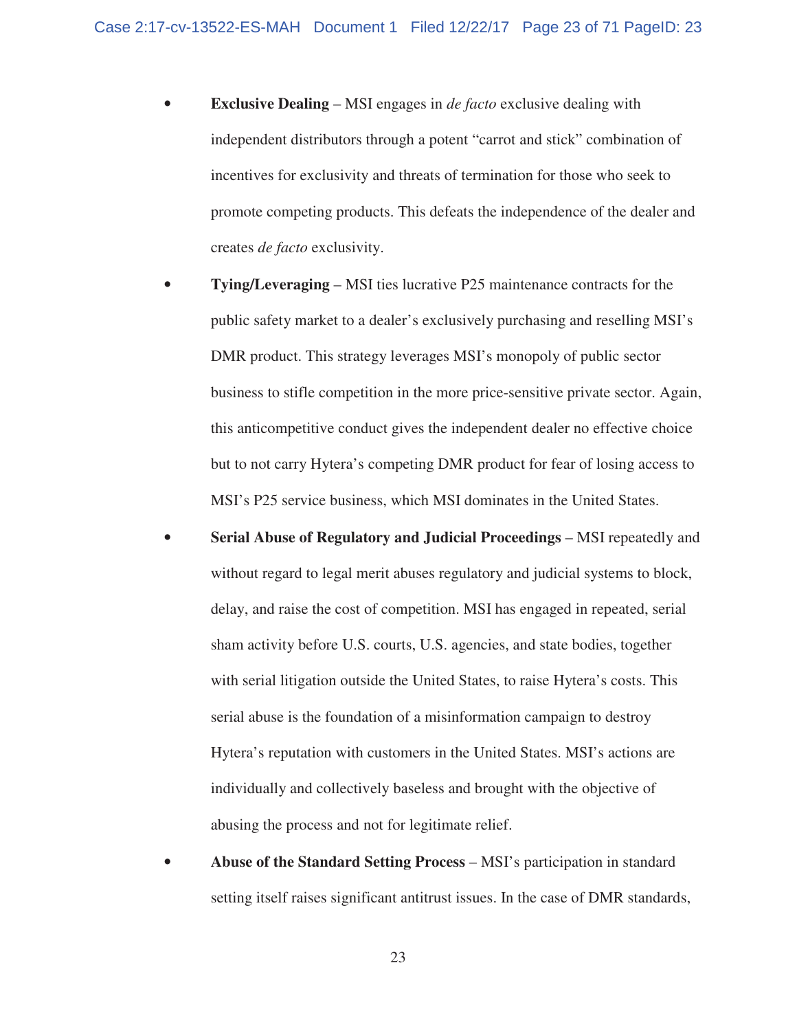- **Exclusive Dealing** – MSI engages in *de facto* exclusive dealing with independent distributors through a potent "carrot and stick" combination of incentives for exclusivity and threats of termination for those who seek to promote competing products. This defeats the independence of the dealer and creates *de facto* exclusivity.

- **Tying/Leveraging** – MSI ties lucrative P25 maintenance contracts for the public safety market to a dealer's exclusively purchasing and reselling MSI's DMR product. This strategy leverages MSI's monopoly of public sector business to stifle competition in the more price-sensitive private sector. Again, this anticompetitive conduct gives the independent dealer no effective choice but to not carry Hytera's competing DMR product for fear of losing access to MSI's P25 service business, which MSI dominates in the United States.

- **Serial Abuse of Regulatory and Judicial Proceedings** – MSI repeatedly and without regard to legal merit abuses regulatory and judicial systems to block, delay, and raise the cost of competition. MSI has engaged in repeated, serial sham activity before U.S. courts, U.S. agencies, and state bodies, together with serial litigation outside the United States, to raise Hytera's costs. This serial abuse is the foundation of a misinformation campaign to destroy Hytera's reputation with customers in the United States. MSI's actions are individually and collectively baseless and brought with the objective of abusing the process and not for legitimate relief.

- **Abuse of the Standard Setting Process** – MSI's participation in standard setting itself raises significant antitrust issues. In the case of DMR standards,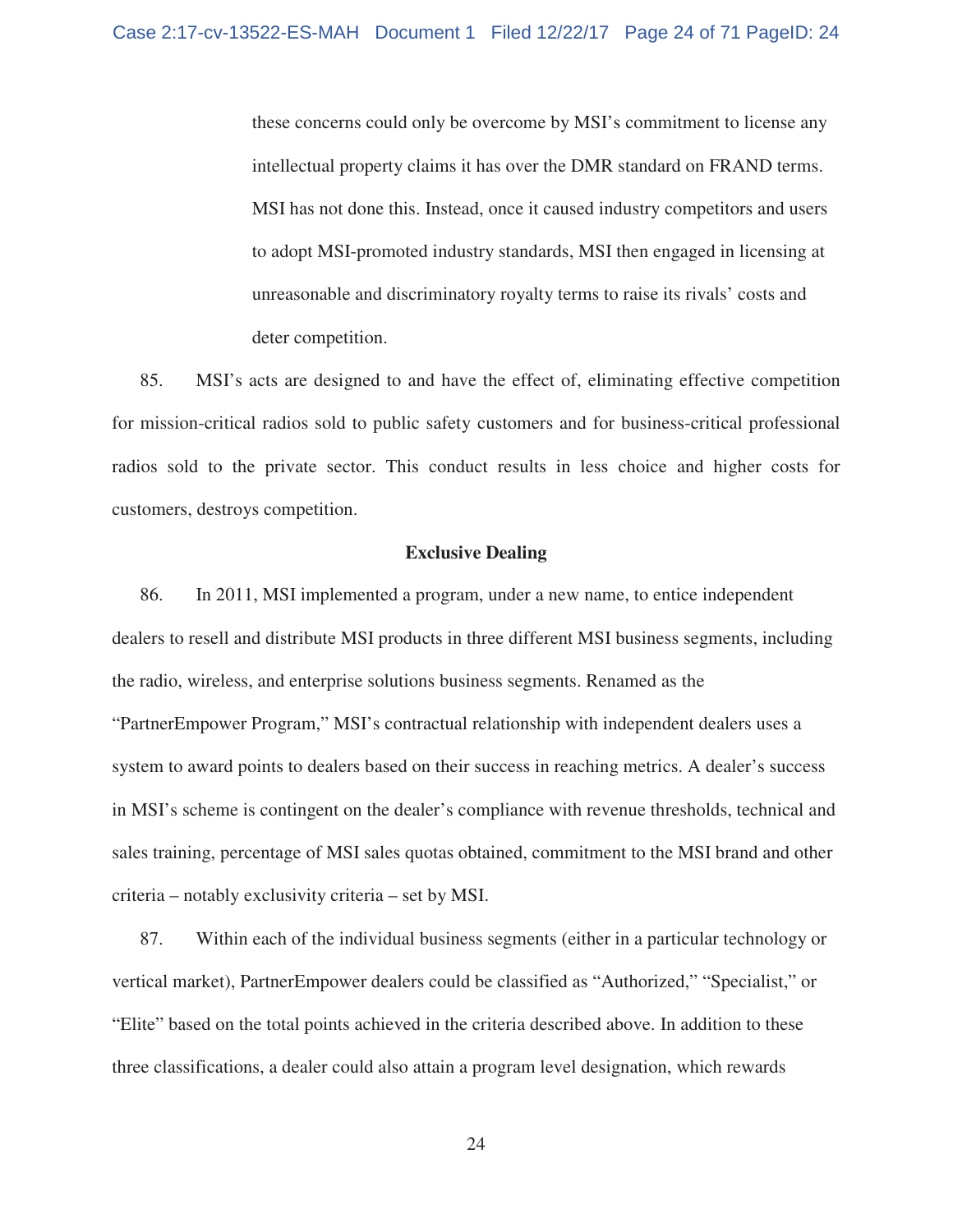these concerns could only be overcome by MSI's commitment to license any intellectual property claims it has over the DMR standard on FRAND terms. MSI has not done this. Instead, once it caused industry competitors and users to adopt MSI-promoted industry standards, MSI then engaged in licensing at unreasonable and discriminatory royalty terms to raise its rivals' costs and deter competition.

85. MSI's acts are designed to and have the effect of, eliminating effective competition for mission-critical radios sold to public safety customers and for business-critical professional radios sold to the private sector. This conduct results in less choice and higher costs for customers, destroys competition.

**Exclusive Dealing**

86. In 2011, MSI implemented a program, under a new name, to entice independent dealers to resell and distribute MSI products in three different MSI business segments, including the radio, wireless, and enterprise solutions business segments. Renamed as the "PartnerEmpower Program," MSI's contractual relationship with independent dealers uses a system to award points to dealers based on their success in reaching metrics. A dealer's success in MSI's scheme is contingent on the dealer's compliance with revenue thresholds, technical and sales training, percentage of MSI sales quotas obtained, commitment to the MSI brand and other criteria – notably exclusivity criteria – set by MSI.

87. Within each of the individual business segments (either in a particular technology or vertical market), PartnerEmpower dealers could be classified as "Authorized," "Specialist," or "Elite" based on the total points achieved in the criteria described above. In addition to these three classifications, a dealer could also attain a program level designation, which rewards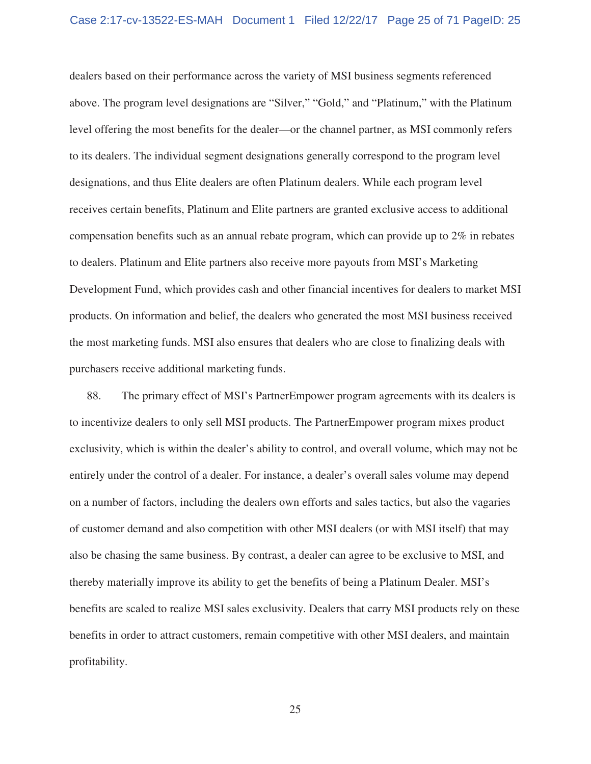dealers based on their performance across the variety of MSI business segments referenced above. The program level designations are “Silver,” “Gold,” and “Platinum,” with the Platinum level offering the most benefits for the dealer—or the channel partner, as MSI commonly refers to its dealers. The individual segment designations generally correspond to the program level designations, and thus Elite dealers are often Platinum dealers. While each program level receives certain benefits, Platinum and Elite partners are granted exclusive access to additional compensation benefits such as an annual rebate program, which can provide up to 2% in rebates to dealers. Platinum and Elite partners also receive more payouts from MSI’s Marketing Development Fund, which provides cash and other financial incentives for dealers to market MSI products. On information and belief, the dealers who generated the most MSI business received the most marketing funds. MSI also ensures that dealers who are close to finalizing deals with purchasers receive additional marketing funds.

88. The primary effect of MSI’s PartnerEmpower program agreements with its dealers is to incentivize dealers to only sell MSI products. The PartnerEmpower program mixes product exclusivity, which is within the dealer’s ability to control, and overall volume, which may not be entirely under the control of a dealer. For instance, a dealer’s overall sales volume may depend on a number of factors, including the dealers own efforts and sales tactics, but also the vagaries of customer demand and also competition with other MSI dealers (or with MSI itself) that may also be chasing the same business. By contrast, a dealer can agree to be exclusive to MSI, and thereby materially improve its ability to get the benefits of being a Platinum Dealer. MSI’s benefits are scaled to realize MSI sales exclusivity. Dealers that carry MSI products rely on these benefits in order to attract customers, remain competitive with other MSI dealers, and maintain profitability.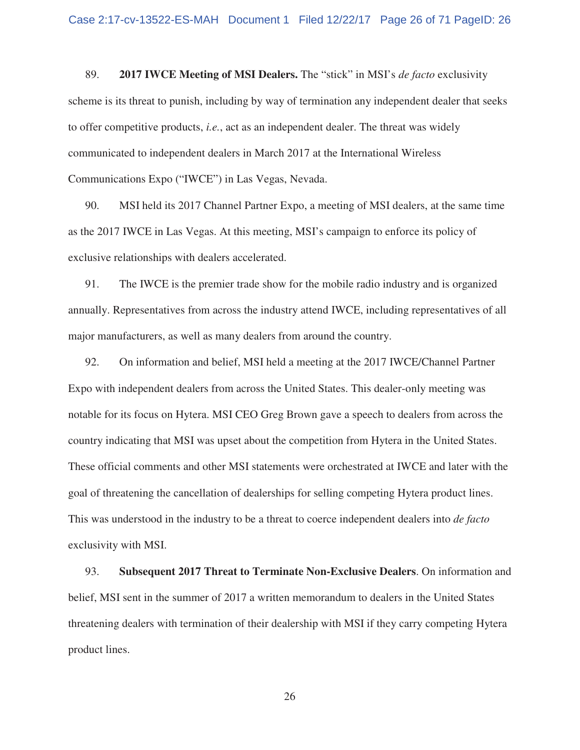89. **2017 IWCE Meeting of MSI Dealers.** The "stick" in MSI's *de facto* exclusivity scheme is its threat to punish, including by way of termination any independent dealer that seeks to offer competitive products, *i.e.*, act as an independent dealer. The threat was widely communicated to independent dealers in March 2017 at the International Wireless Communications Expo ("IWCE") in Las Vegas, Nevada.

90. MSI held its 2017 Channel Partner Expo, a meeting of MSI dealers, at the same time as the 2017 IWCE in Las Vegas. At this meeting, MSI's campaign to enforce its policy of exclusive relationships with dealers accelerated.

91. The IWCE is the premier trade show for the mobile radio industry and is organized annually. Representatives from across the industry attend IWCE, including representatives of all major manufacturers, as well as many dealers from around the country.

92. On information and belief, MSI held a meeting at the 2017 IWCE/Channel Partner Expo with independent dealers from across the United States. This dealer-only meeting was notable for its focus on Hytera. MSI CEO Greg Brown gave a speech to dealers from across the country indicating that MSI was upset about the competition from Hytera in the United States. These official comments and other MSI statements were orchestrated at IWCE and later with the goal of threatening the cancellation of dealerships for selling competing Hytera product lines. This was understood in the industry to be a threat to coerce independent dealers into *de facto* exclusivity with MSI.

93. **Subsequent 2017 Threat to Terminate Non-Exclusive Dealers**. On information and belief, MSI sent in the summer of 2017 a written memorandum to dealers in the United States threatening dealers with termination of their dealership with MSI if they carry competing Hytera product lines.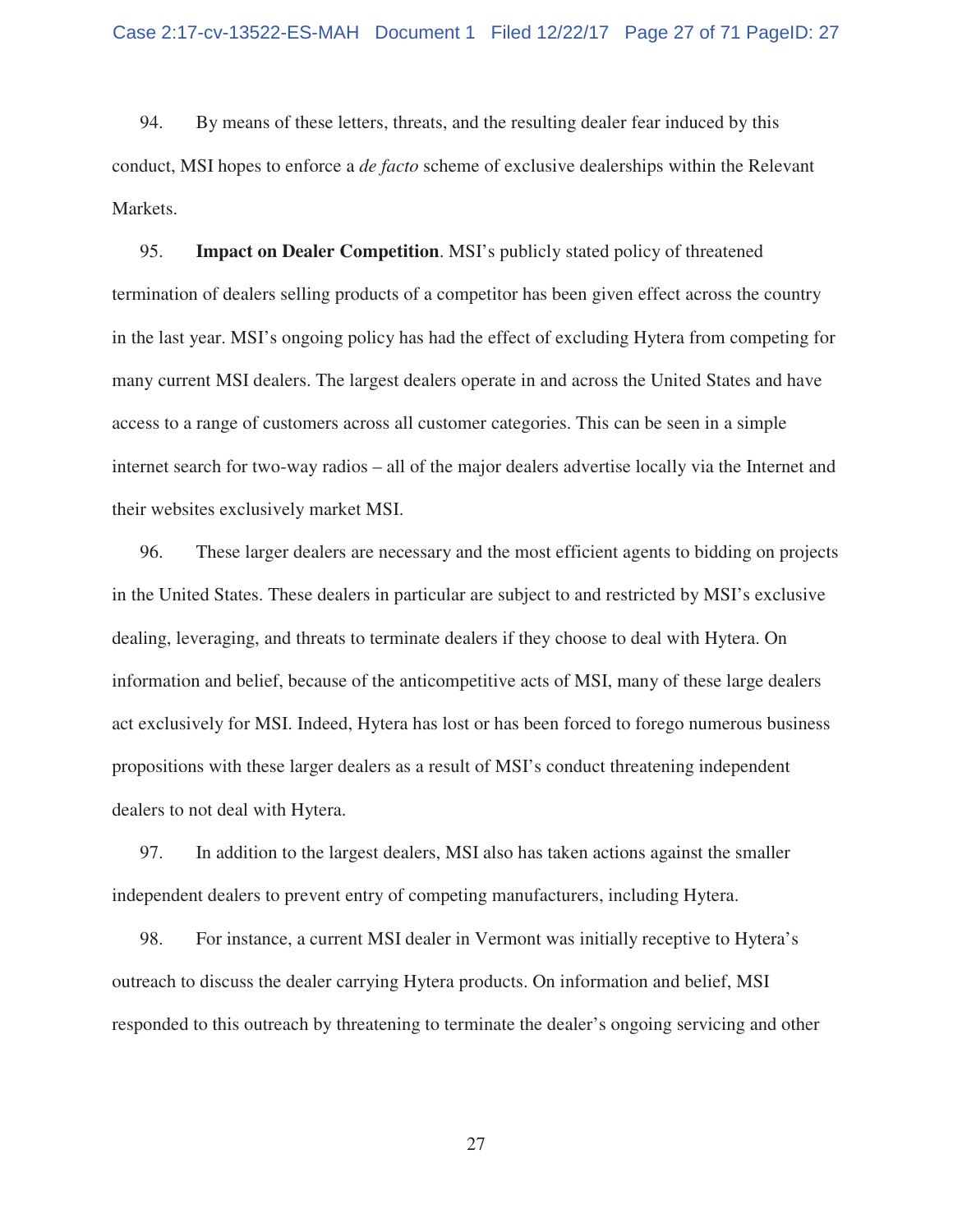94. By means of these letters, threats, and the resulting dealer fear induced by this conduct, MSI hopes to enforce a *de facto* scheme of exclusive dealerships within the Relevant Markets.

95. **Impact on Dealer Competition**. MSI's publicly stated policy of threatened termination of dealers selling products of a competitor has been given effect across the country in the last year. MSI's ongoing policy has had the effect of excluding Hytera from competing for many current MSI dealers. The largest dealers operate in and across the United States and have access to a range of customers across all customer categories. This can be seen in a simple internet search for two-way radios – all of the major dealers advertise locally via the Internet and their websites exclusively market MSI.

96. These larger dealers are necessary and the most efficient agents to bidding on projects in the United States. These dealers in particular are subject to and restricted by MSI's exclusive dealing, leveraging, and threats to terminate dealers if they choose to deal with Hytera. On information and belief, because of the anticompetitive acts of MSI, many of these large dealers act exclusively for MSI. Indeed, Hytera has lost or has been forced to forego numerous business propositions with these larger dealers as a result of MSI's conduct threatening independent dealers to not deal with Hytera.

97. In addition to the largest dealers, MSI also has taken actions against the smaller independent dealers to prevent entry of competing manufacturers, including Hytera.

98. For instance, a current MSI dealer in Vermont was initially receptive to Hytera's outreach to discuss the dealer carrying Hytera products. On information and belief, MSI responded to this outreach by threatening to terminate the dealer's ongoing servicing and other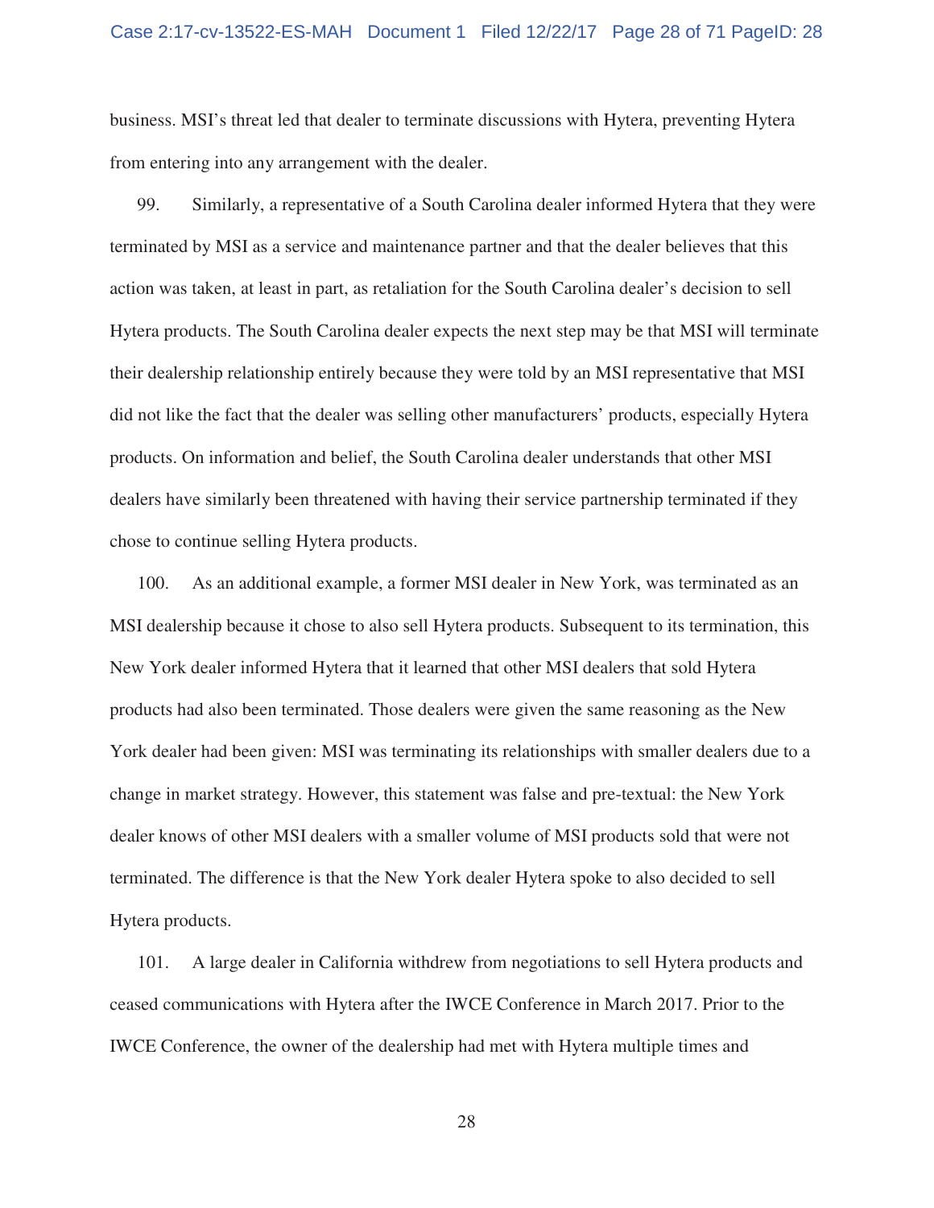business. MSI's threat led that dealer to terminate discussions with Hytera, preventing Hytera from entering into any arrangement with the dealer.

99. Similarly, a representative of a South Carolina dealer informed Hytera that they were terminated by MSI as a service and maintenance partner and that the dealer believes that this action was taken, at least in part, as retaliation for the South Carolina dealer's decision to sell Hytera products. The South Carolina dealer expects the next step may be that MSI will terminate their dealership relationship entirely because they were told by an MSI representative that MSI did not like the fact that the dealer was selling other manufacturers' products, especially Hytera products. On information and belief, the South Carolina dealer understands that other MSI dealers have similarly been threatened with having their service partnership terminated if they chose to continue selling Hytera products.

100. As an additional example, a former MSI dealer in New York, was terminated as an MSI dealership because it chose to also sell Hytera products. Subsequent to its termination, this New York dealer informed Hytera that it learned that other MSI dealers that sold Hytera products had also been terminated. Those dealers were given the same reasoning as the New York dealer had been given: MSI was terminating its relationships with smaller dealers due to a change in market strategy. However, this statement was false and pre-textual: the New York dealer knows of other MSI dealers with a smaller volume of MSI products sold that were not terminated. The difference is that the New York dealer Hytera spoke to also decided to sell Hytera products.

101. A large dealer in California withdrew from negotiations to sell Hytera products and ceased communications with Hytera after the IWCE Conference in March 2017. Prior to the IWCE Conference, the owner of the dealership had met with Hytera multiple times and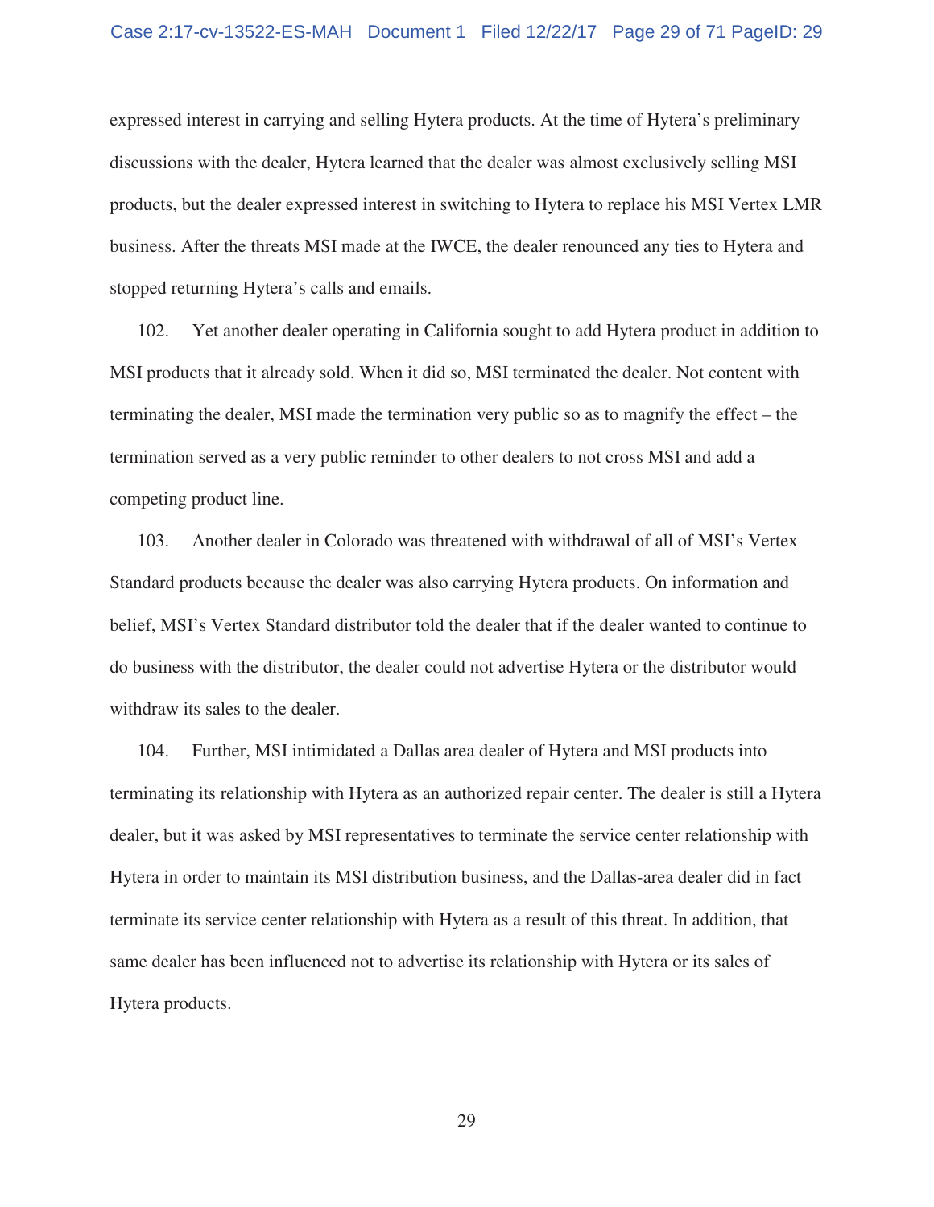expressed interest in carrying and selling Hytera products. At the time of Hytera's preliminary discussions with the dealer, Hytera learned that the dealer was almost exclusively selling MSI products, but the dealer expressed interest in switching to Hytera to replace his MSI Vertex LMR business. After the threats MSI made at the IWCE, the dealer renounced any ties to Hytera and stopped returning Hytera's calls and emails.

102. Yet another dealer operating in California sought to add Hytera product in addition to MSI products that it already sold. When it did so, MSI terminated the dealer. Not content with terminating the dealer, MSI made the termination very public so as to magnify the effect – the termination served as a very public reminder to other dealers to not cross MSI and add a competing product line.

103. Another dealer in Colorado was threatened with withdrawal of all of MSI's Vertex Standard products because the dealer was also carrying Hytera products. On information and belief, MSI's Vertex Standard distributor told the dealer that if the dealer wanted to continue to do business with the distributor, the dealer could not advertise Hytera or the distributor would withdraw its sales to the dealer.

104. Further, MSI intimidated a Dallas area dealer of Hytera and MSI products into terminating its relationship with Hytera as an authorized repair center. The dealer is still a Hytera dealer, but it was asked by MSI representatives to terminate the service center relationship with Hytera in order to maintain its MSI distribution business, and the Dallas-area dealer did in fact terminate its service center relationship with Hytera as a result of this threat. In addition, that same dealer has been influenced not to advertise its relationship with Hytera or its sales of Hytera products.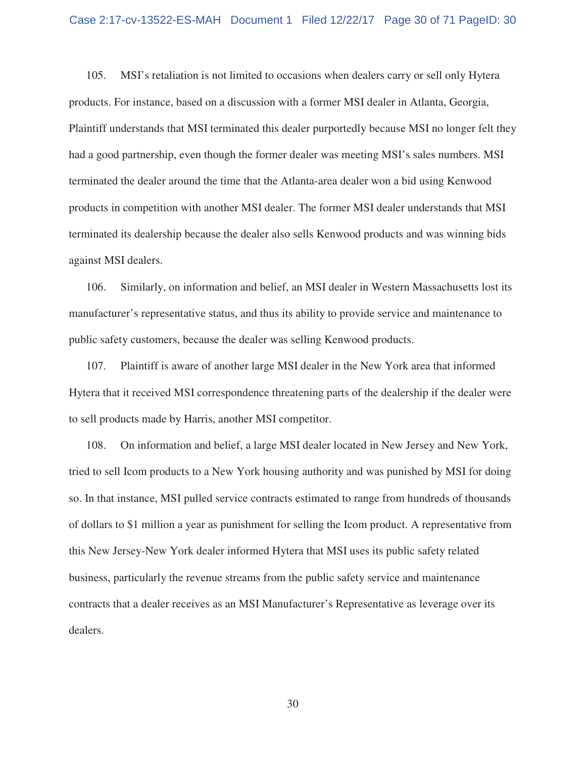105. MSI's retaliation is not limited to occasions when dealers carry or sell only Hytera products. For instance, based on a discussion with a former MSI dealer in Atlanta, Georgia, Plaintiff understands that MSI terminated this dealer purportedly because MSI no longer felt they had a good partnership, even though the former dealer was meeting MSI's sales numbers. MSI terminated the dealer around the time that the Atlanta-area dealer won a bid using Kenwood products in competition with another MSI dealer. The former MSI dealer understands that MSI terminated its dealership because the dealer also sells Kenwood products and was winning bids against MSI dealers.

106. Similarly, on information and belief, an MSI dealer in Western Massachusetts lost its manufacturer's representative status, and thus its ability to provide service and maintenance to public safety customers, because the dealer was selling Kenwood products.

107. Plaintiff is aware of another large MSI dealer in the New York area that informed Hytera that it received MSI correspondence threatening parts of the dealership if the dealer were to sell products made by Harris, another MSI competitor.

108. On information and belief, a large MSI dealer located in New Jersey and New York, tried to sell Icom products to a New York housing authority and was punished by MSI for doing so. In that instance, MSI pulled service contracts estimated to range from hundreds of thousands of dollars to $1 million a year as punishment for selling the Icom product. A representative from this New Jersey-New York dealer informed Hytera that MSI uses its public safety related business, particularly the revenue streams from the public safety service and maintenance contracts that a dealer receives as an MSI Manufacturer's Representative as leverage over its dealers.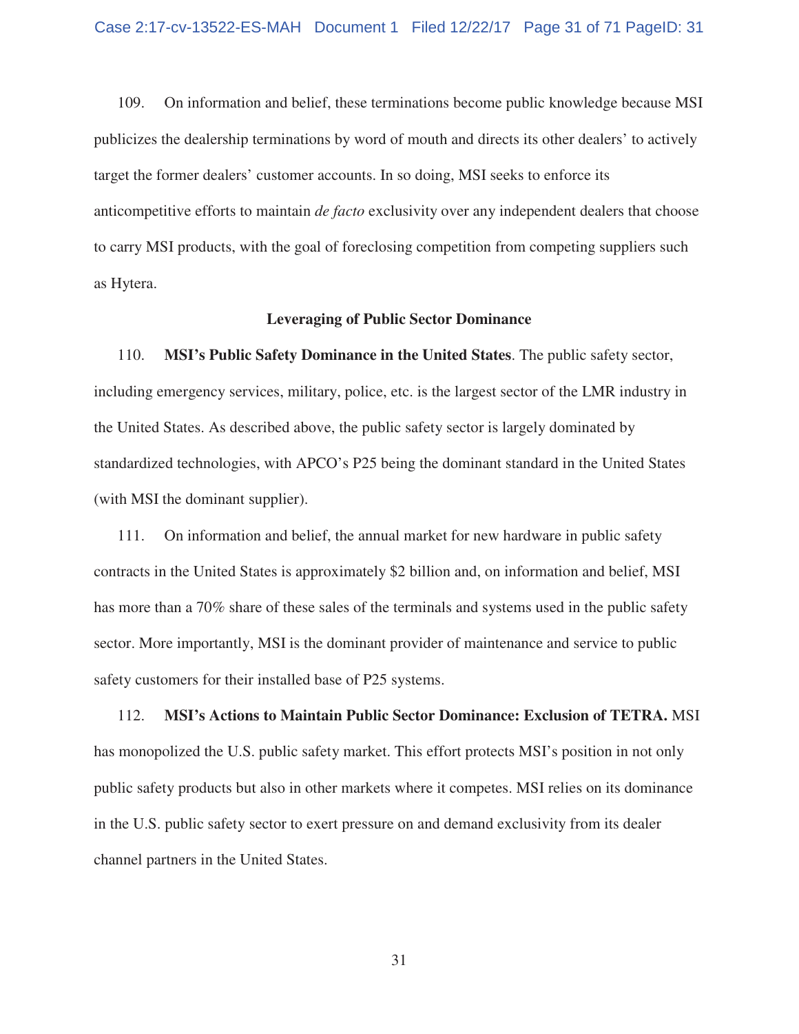109. On information and belief, these terminations become public knowledge because MSI publicizes the dealership terminations by word of mouth and directs its other dealers' to actively target the former dealers' customer accounts. In so doing, MSI seeks to enforce its anticompetitive efforts to maintain *de facto* exclusivity over any independent dealers that choose to carry MSI products, with the goal of foreclosing competition from competing suppliers such as Hytera.

**Leveraging of Public Sector Dominance**

110. **MSI's Public Safety Dominance in the United States**. The public safety sector, including emergency services, military, police, etc. is the largest sector of the LMR industry in the United States. As described above, the public safety sector is largely dominated by standardized technologies, with APCO's P25 being the dominant standard in the United States (with MSI the dominant supplier).

111. On information and belief, the annual market for new hardware in public safety contracts in the United States is approximately $2 billion and, on information and belief, MSI has more than a 70% share of these sales of the terminals and systems used in the public safety sector. More importantly, MSI is the dominant provider of maintenance and service to public safety customers for their installed base of P25 systems.

112. **MSI's Actions to Maintain Public Sector Dominance: Exclusion of TETRA.** MSI has monopolized the U.S. public safety market. This effort protects MSI's position in not only public safety products but also in other markets where it competes. MSI relies on its dominance in the U.S. public safety sector to exert pressure on and demand exclusivity from its dealer channel partners in the United States.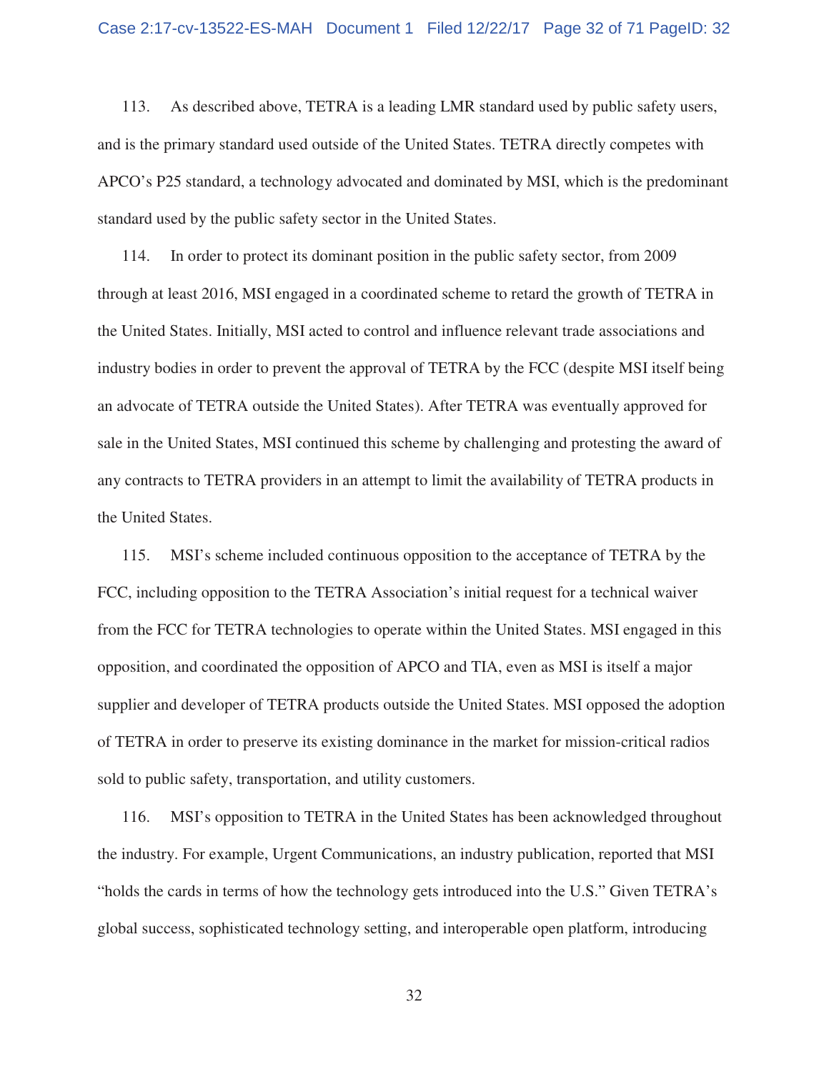113. As described above, TETRA is a leading LMR standard used by public safety users, and is the primary standard used outside of the United States. TETRA directly competes with APCO's P25 standard, a technology advocated and dominated by MSI, which is the predominant standard used by the public safety sector in the United States.

114. In order to protect its dominant position in the public safety sector, from 2009 through at least 2016, MSI engaged in a coordinated scheme to retard the growth of TETRA in the United States. Initially, MSI acted to control and influence relevant trade associations and industry bodies in order to prevent the approval of TETRA by the FCC (despite MSI itself being an advocate of TETRA outside the United States). After TETRA was eventually approved for sale in the United States, MSI continued this scheme by challenging and protesting the award of any contracts to TETRA providers in an attempt to limit the availability of TETRA products in the United States.

115. MSI's scheme included continuous opposition to the acceptance of TETRA by the FCC, including opposition to the TETRA Association's initial request for a technical waiver from the FCC for TETRA technologies to operate within the United States. MSI engaged in this opposition, and coordinated the opposition of APCO and TIA, even as MSI is itself a major supplier and developer of TETRA products outside the United States. MSI opposed the adoption of TETRA in order to preserve its existing dominance in the market for mission-critical radios sold to public safety, transportation, and utility customers.

116. MSI's opposition to TETRA in the United States has been acknowledged throughout the industry. For example, Urgent Communications, an industry publication, reported that MSI "holds the cards in terms of how the technology gets introduced into the U.S." Given TETRA's global success, sophisticated technology setting, and interoperable open platform, introducing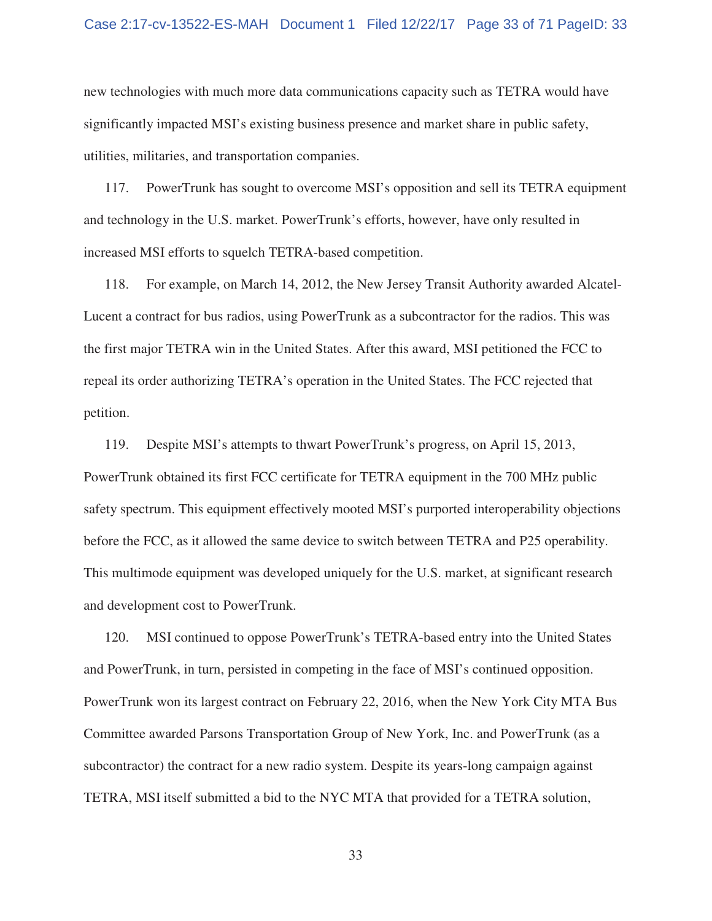new technologies with much more data communications capacity such as TETRA would have significantly impacted MSI's existing business presence and market share in public safety, utilities, militaries, and transportation companies.

117. PowerTrunk has sought to overcome MSI's opposition and sell its TETRA equipment and technology in the U.S. market. PowerTrunk's efforts, however, have only resulted in increased MSI efforts to squelch TETRA-based competition.

118. For example, on March 14, 2012, the New Jersey Transit Authority awarded Alcatel-Lucent a contract for bus radios, using PowerTrunk as a subcontractor for the radios. This was the first major TETRA win in the United States. After this award, MSI petitioned the FCC to repeal its order authorizing TETRA's operation in the United States. The FCC rejected that petition.

119. Despite MSI's attempts to thwart PowerTrunk's progress, on April 15, 2013, PowerTrunk obtained its first FCC certificate for TETRA equipment in the 700 MHz public safety spectrum. This equipment effectively mooted MSI's purported interoperability objections before the FCC, as it allowed the same device to switch between TETRA and P25 operability. This multimode equipment was developed uniquely for the U.S. market, at significant research and development cost to PowerTrunk.

120. MSI continued to oppose PowerTrunk's TETRA-based entry into the United States and PowerTrunk, in turn, persisted in competing in the face of MSI's continued opposition. PowerTrunk won its largest contract on February 22, 2016, when the New York City MTA Bus Committee awarded Parsons Transportation Group of New York, Inc. and PowerTrunk (as a subcontractor) the contract for a new radio system. Despite its years-long campaign against TETRA, MSI itself submitted a bid to the NYC MTA that provided for a TETRA solution,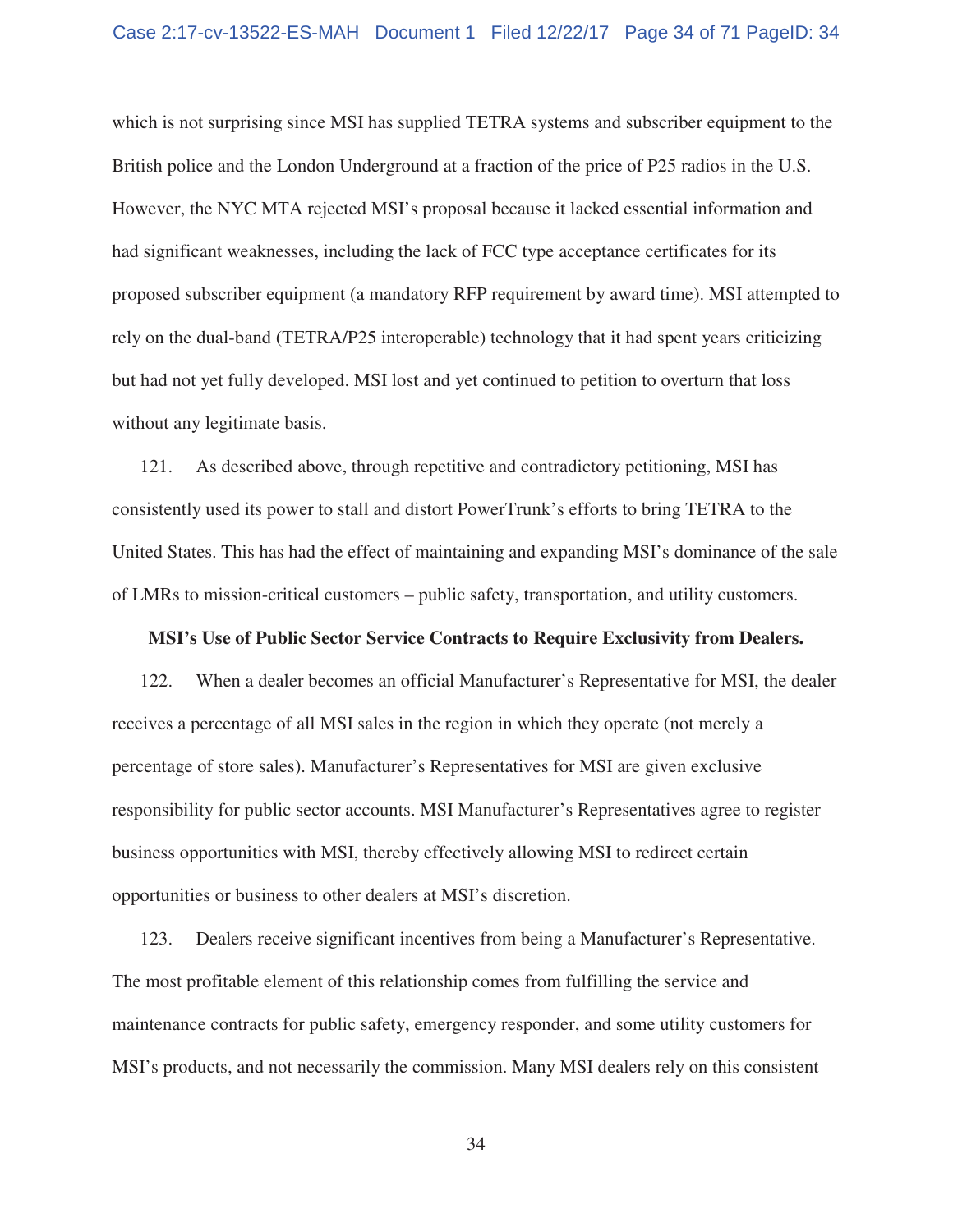which is not surprising since MSI has supplied TETRA systems and subscriber equipment to the British police and the London Underground at a fraction of the price of P25 radios in the U.S. However, the NYC MTA rejected MSI's proposal because it lacked essential information and had significant weaknesses, including the lack of FCC type acceptance certificates for its proposed subscriber equipment (a mandatory RFP requirement by award time). MSI attempted to rely on the dual-band (TETRA/P25 interoperable) technology that it had spent years criticizing but had not yet fully developed. MSI lost and yet continued to petition to overturn that loss without any legitimate basis.

121. As described above, through repetitive and contradictory petitioning, MSI has consistently used its power to stall and distort PowerTrunk's efforts to bring TETRA to the United States. This has had the effect of maintaining and expanding MSI's dominance of the sale of LMRs to mission-critical customers – public safety, transportation, and utility customers.

**MSI's Use of Public Sector Service Contracts to Require Exclusivity from Dealers.**

122. When a dealer becomes an official Manufacturer's Representative for MSI, the dealer receives a percentage of all MSI sales in the region in which they operate (not merely a percentage of store sales). Manufacturer's Representatives for MSI are given exclusive responsibility for public sector accounts. MSI Manufacturer's Representatives agree to register business opportunities with MSI, thereby effectively allowing MSI to redirect certain opportunities or business to other dealers at MSI's discretion.

123. Dealers receive significant incentives from being a Manufacturer's Representative. The most profitable element of this relationship comes from fulfilling the service and maintenance contracts for public safety, emergency responder, and some utility customers for MSI's products, and not necessarily the commission. Many MSI dealers rely on this consistent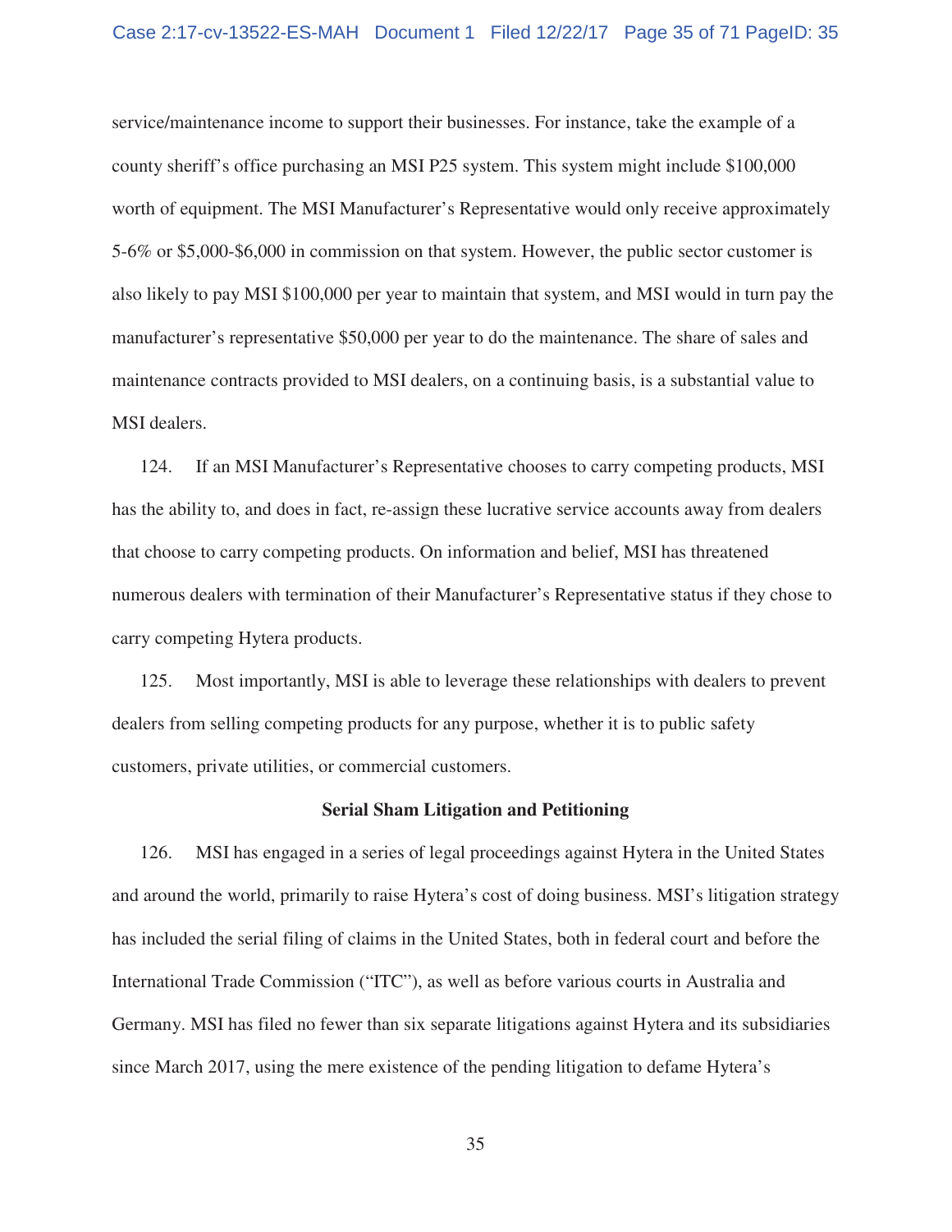service/maintenance income to support their businesses. For instance, take the example of a county sheriff's office purchasing an MSI P25 system. This system might include $100,000 worth of equipment. The MSI Manufacturer's Representative would only receive approximately 5-6% or $5,000-$6,000 in commission on that system. However, the public sector customer is also likely to pay MSI $100,000 per year to maintain that system, and MSI would in turn pay the manufacturer's representative $50,000 per year to do the maintenance. The share of sales and maintenance contracts provided to MSI dealers, on a continuing basis, is a substantial value to MSI dealers.

124. If an MSI Manufacturer's Representative chooses to carry competing products, MSI has the ability to, and does in fact, re-assign these lucrative service accounts away from dealers that choose to carry competing products. On information and belief, MSI has threatened numerous dealers with termination of their Manufacturer's Representative status if they chose to carry competing Hytera products.

125. Most importantly, MSI is able to leverage these relationships with dealers to prevent dealers from selling competing products for any purpose, whether it is to public safety customers, private utilities, or commercial customers.

**Serial Sham Litigation and Petitioning**

126. MSI has engaged in a series of legal proceedings against Hytera in the United States and around the world, primarily to raise Hytera's cost of doing business. MSI's litigation strategy has included the serial filing of claims in the United States, both in federal court and before the International Trade Commission ("ITC"), as well as before various courts in Australia and Germany. MSI has filed no fewer than six separate litigations against Hytera and its subsidiaries since March 2017, using the mere existence of the pending litigation to defame Hytera's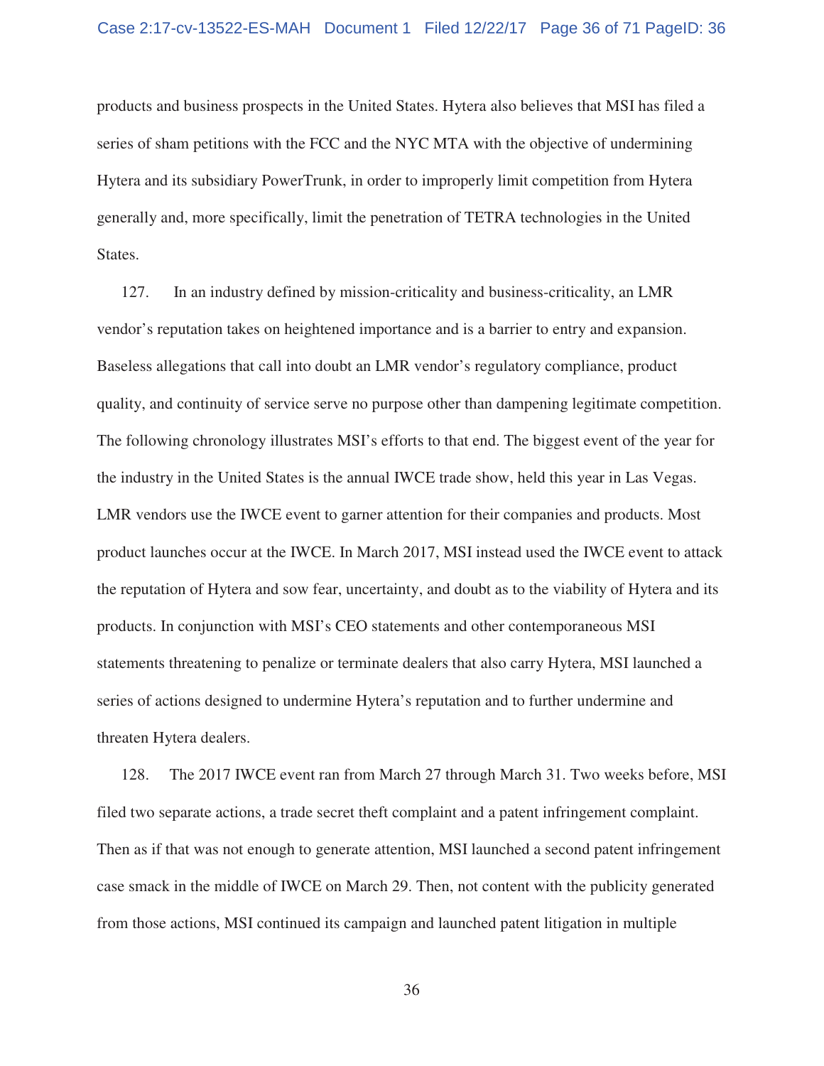products and business prospects in the United States. Hytera also believes that MSI has filed a series of sham petitions with the FCC and the NYC MTA with the objective of undermining Hytera and its subsidiary PowerTrunk, in order to improperly limit competition from Hytera generally and, more specifically, limit the penetration of TETRA technologies in the United States.

127. In an industry defined by mission-criticality and business-criticality, an LMR vendor's reputation takes on heightened importance and is a barrier to entry and expansion. Baseless allegations that call into doubt an LMR vendor's regulatory compliance, product quality, and continuity of service serve no purpose other than dampening legitimate competition. The following chronology illustrates MSI's efforts to that end. The biggest event of the year for the industry in the United States is the annual IWCE trade show, held this year in Las Vegas. LMR vendors use the IWCE event to garner attention for their companies and products. Most product launches occur at the IWCE. In March 2017, MSI instead used the IWCE event to attack the reputation of Hytera and sow fear, uncertainty, and doubt as to the viability of Hytera and its products. In conjunction with MSI's CEO statements and other contemporaneous MSI statements threatening to penalize or terminate dealers that also carry Hytera, MSI launched a series of actions designed to undermine Hytera's reputation and to further undermine and threaten Hytera dealers.

128. The 2017 IWCE event ran from March 27 through March 31. Two weeks before, MSI filed two separate actions, a trade secret theft complaint and a patent infringement complaint. Then as if that was not enough to generate attention, MSI launched a second patent infringement case smack in the middle of IWCE on March 29. Then, not content with the publicity generated from those actions, MSI continued its campaign and launched patent litigation in multiple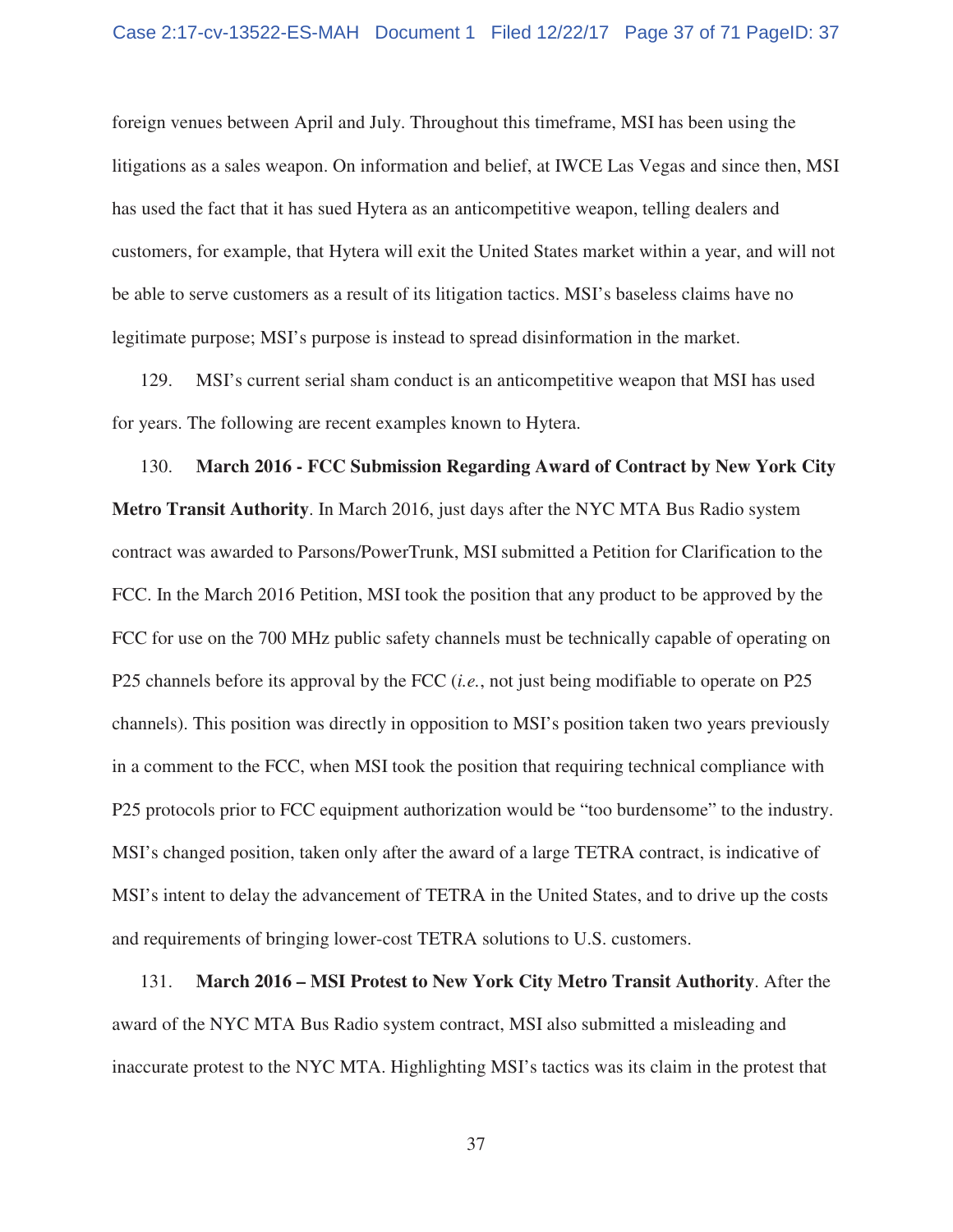foreign venues between April and July. Throughout this timeframe, MSI has been using the litigations as a sales weapon. On information and belief, at IWCE Las Vegas and since then, MSI has used the fact that it has sued Hytera as an anticompetitive weapon, telling dealers and customers, for example, that Hytera will exit the United States market within a year, and will not be able to serve customers as a result of its litigation tactics. MSI's baseless claims have no legitimate purpose; MSI's purpose is instead to spread disinformation in the market.

129. MSI's current serial sham conduct is an anticompetitive weapon that MSI has used for years. The following are recent examples known to Hytera.

130. **March 2016 - FCC Submission Regarding Award of Contract by New York City Metro Transit Authority**. In March 2016, just days after the NYC MTA Bus Radio system contract was awarded to Parsons/PowerTrunk, MSI submitted a Petition for Clarification to the FCC. In the March 2016 Petition, MSI took the position that any product to be approved by the FCC for use on the 700 MHz public safety channels must be technically capable of operating on P25 channels before its approval by the FCC (*i.e.*, not just being modifiable to operate on P25 channels). This position was directly in opposition to MSI's position taken two years previously in a comment to the FCC, when MSI took the position that requiring technical compliance with P25 protocols prior to FCC equipment authorization would be "too burdensome" to the industry. MSI's changed position, taken only after the award of a large TETRA contract, is indicative of MSI's intent to delay the advancement of TETRA in the United States, and to drive up the costs and requirements of bringing lower-cost TETRA solutions to U.S. customers.

131. **March 2016 – MSI Protest to New York City Metro Transit Authority**. After the award of the NYC MTA Bus Radio system contract, MSI also submitted a misleading and inaccurate protest to the NYC MTA. Highlighting MSI's tactics was its claim in the protest that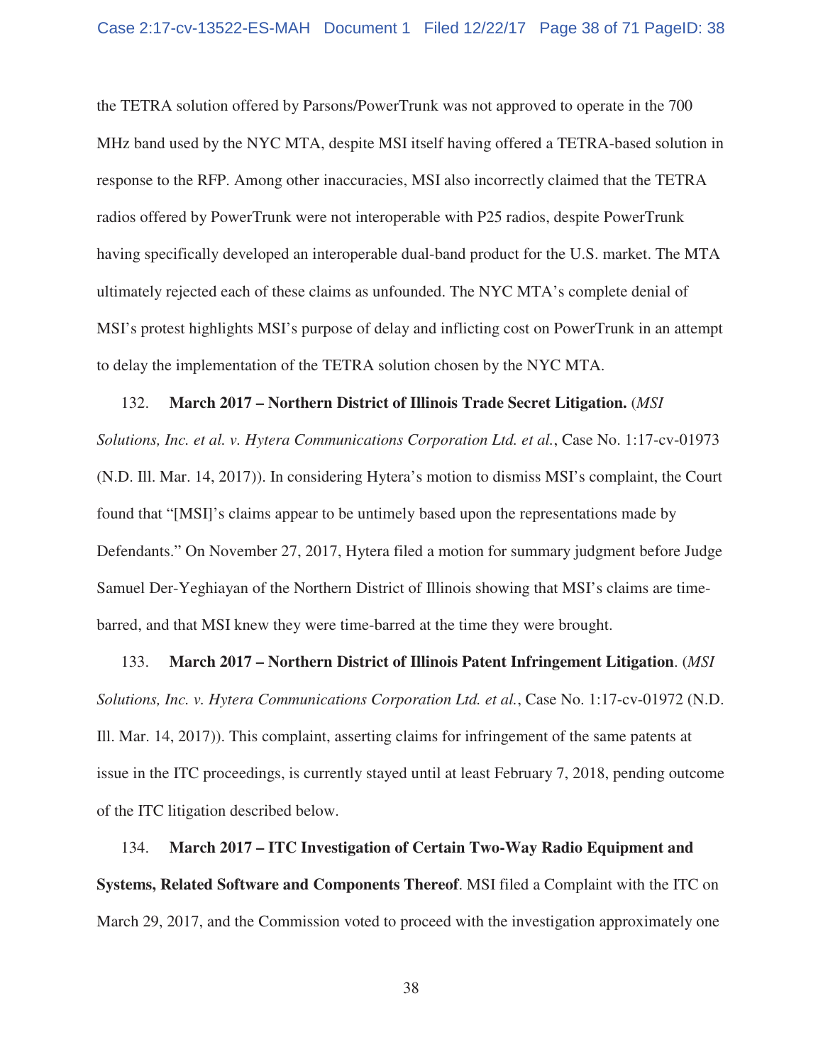the TETRA solution offered by Parsons/PowerTrunk was not approved to operate in the 700 MHz band used by the NYC MTA, despite MSI itself having offered a TETRA-based solution in response to the RFP. Among other inaccuracies, MSI also incorrectly claimed that the TETRA radios offered by PowerTrunk were not interoperable with P25 radios, despite PowerTrunk having specifically developed an interoperable dual-band product for the U.S. market. The MTA ultimately rejected each of these claims as unfounded. The NYC MTA's complete denial of MSI's protest highlights MSI's purpose of delay and inflicting cost on PowerTrunk in an attempt to delay the implementation of the TETRA solution chosen by the NYC MTA.

132. **March 2017 – Northern District of Illinois Trade Secret Litigation.** (*MSI Solutions, Inc. et al. v. Hytera Communications Corporation Ltd. et al.*, Case No. 1:17-cv-01973 (N.D. Ill. Mar. 14, 2017)). In considering Hytera's motion to dismiss MSI's complaint, the Court found that "[MSI]'s claims appear to be untimely based upon the representations made by Defendants." On November 27, 2017, Hytera filed a motion for summary judgment before Judge Samuel Der-Yeghiayan of the Northern District of Illinois showing that MSI's claims are time-barred, and that MSI knew they were time-barred at the time they were brought.

133. **March 2017 – Northern District of Illinois Patent Infringement Litigation**. (*MSI Solutions, Inc. v. Hytera Communications Corporation Ltd. et al.*, Case No. 1:17-cv-01972 (N.D. Ill. Mar. 14, 2017)). This complaint, asserting claims for infringement of the same patents at issue in the ITC proceedings, is currently stayed until at least February 7, 2018, pending outcome of the ITC litigation described below.

134. **March 2017 – ITC Investigation of Certain Two-Way Radio Equipment and Systems, Related Software and Components Thereof**. MSI filed a Complaint with the ITC on March 29, 2017, and the Commission voted to proceed with the investigation approximately one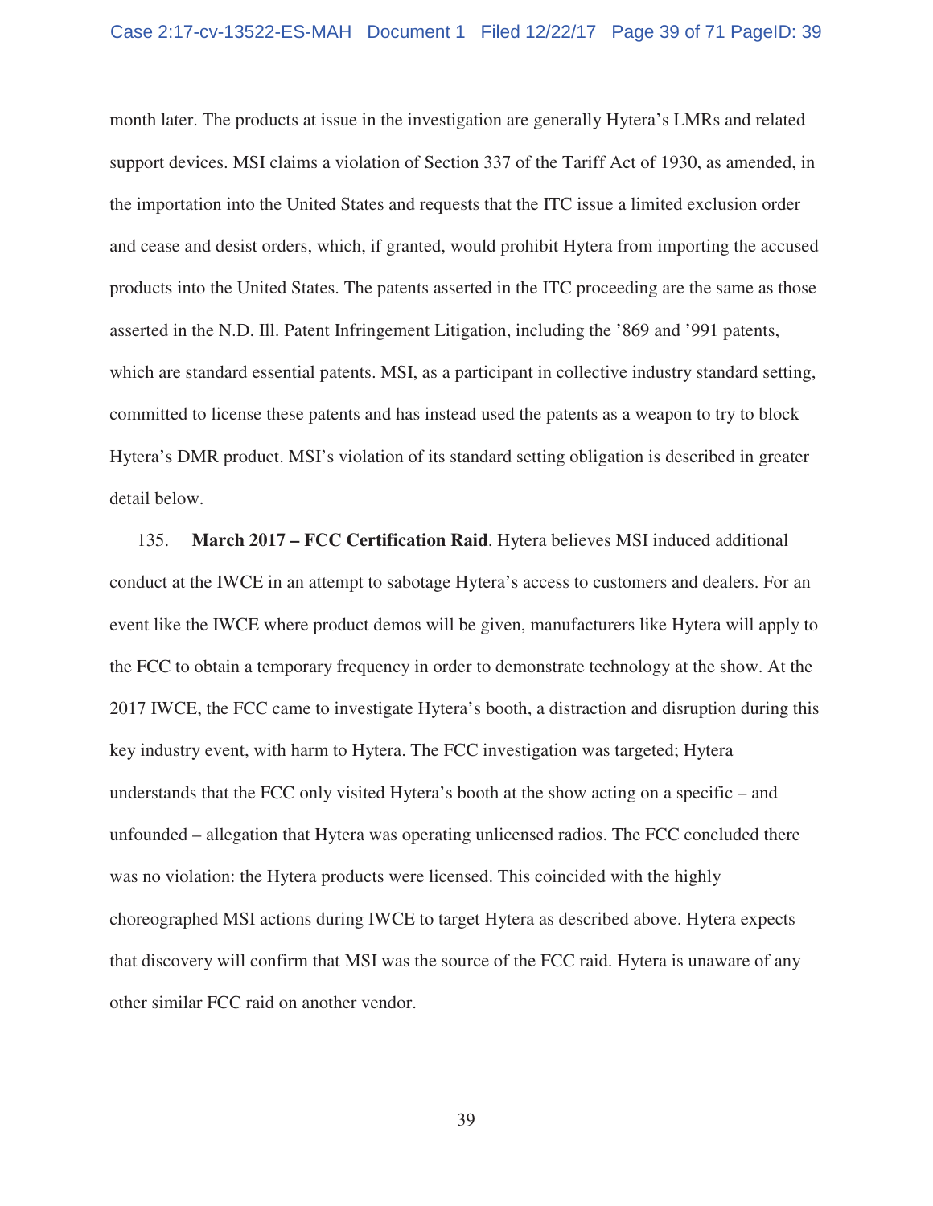month later. The products at issue in the investigation are generally Hytera's LMRs and related support devices. MSI claims a violation of Section 337 of the Tariff Act of 1930, as amended, in the importation into the United States and requests that the ITC issue a limited exclusion order and cease and desist orders, which, if granted, would prohibit Hytera from importing the accused products into the United States. The patents asserted in the ITC proceeding are the same as those asserted in the N.D. Ill. Patent Infringement Litigation, including the '869 and '991 patents, which are standard essential patents. MSI, as a participant in collective industry standard setting, committed to license these patents and has instead used the patents as a weapon to try to block Hytera's DMR product. MSI's violation of its standard setting obligation is described in greater detail below.

135. **March 2017 – FCC Certification Raid**. Hytera believes MSI induced additional conduct at the IWCE in an attempt to sabotage Hytera's access to customers and dealers. For an event like the IWCE where product demos will be given, manufacturers like Hytera will apply to the FCC to obtain a temporary frequency in order to demonstrate technology at the show. At the 2017 IWCE, the FCC came to investigate Hytera's booth, a distraction and disruption during this key industry event, with harm to Hytera. The FCC investigation was targeted; Hytera understands that the FCC only visited Hytera's booth at the show acting on a specific – and unfounded – allegation that Hytera was operating unlicensed radios. The FCC concluded there was no violation: the Hytera products were licensed. This coincided with the highly choreographed MSI actions during IWCE to target Hytera as described above. Hytera expects that discovery will confirm that MSI was the source of the FCC raid. Hytera is unaware of any other similar FCC raid on another vendor.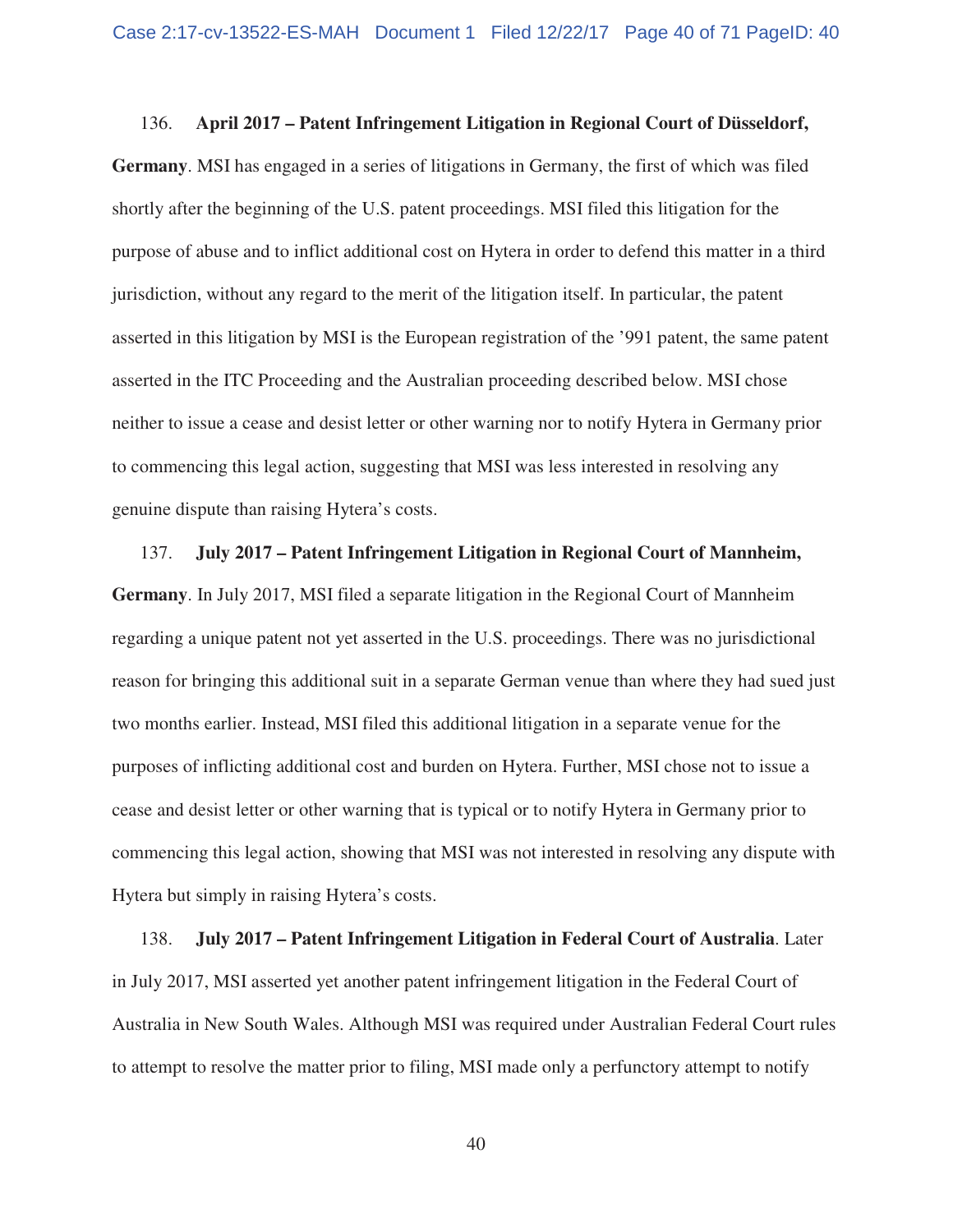136. **April 2017 – Patent Infringement Litigation in Regional Court of Düsseldorf, Germany**. MSI has engaged in a series of litigations in Germany, the first of which was filed shortly after the beginning of the U.S. patent proceedings. MSI filed this litigation for the purpose of abuse and to inflict additional cost on Hytera in order to defend this matter in a third jurisdiction, without any regard to the merit of the litigation itself. In particular, the patent asserted in this litigation by MSI is the European registration of the '991 patent, the same patent asserted in the ITC Proceeding and the Australian proceeding described below. MSI chose neither to issue a cease and desist letter or other warning nor to notify Hytera in Germany prior to commencing this legal action, suggesting that MSI was less interested in resolving any genuine dispute than raising Hytera's costs.

137. **July 2017 – Patent Infringement Litigation in Regional Court of Mannheim, Germany**. In July 2017, MSI filed a separate litigation in the Regional Court of Mannheim regarding a unique patent not yet asserted in the U.S. proceedings. There was no jurisdictional reason for bringing this additional suit in a separate German venue than where they had sued just two months earlier. Instead, MSI filed this additional litigation in a separate venue for the purposes of inflicting additional cost and burden on Hytera. Further, MSI chose not to issue a cease and desist letter or other warning that is typical or to notify Hytera in Germany prior to commencing this legal action, showing that MSI was not interested in resolving any dispute with Hytera but simply in raising Hytera's costs.

138. **July 2017 – Patent Infringement Litigation in Federal Court of Australia**. Later in July 2017, MSI asserted yet another patent infringement litigation in the Federal Court of Australia in New South Wales. Although MSI was required under Australian Federal Court rules to attempt to resolve the matter prior to filing, MSI made only a perfunctory attempt to notify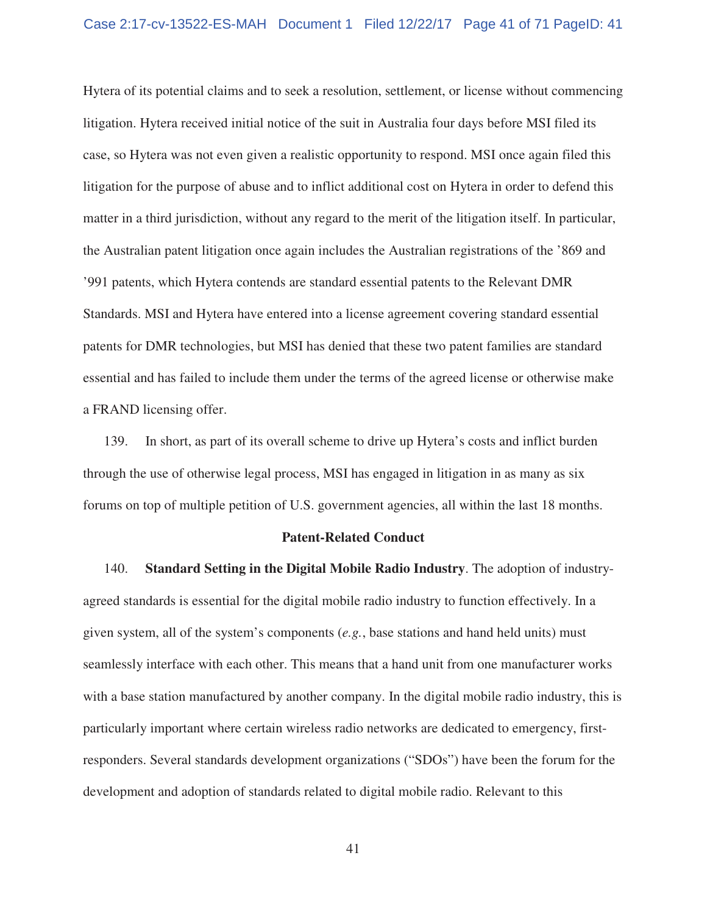Hytera of its potential claims and to seek a resolution, settlement, or license without commencing litigation. Hytera received initial notice of the suit in Australia four days before MSI filed its case, so Hytera was not even given a realistic opportunity to respond. MSI once again filed this litigation for the purpose of abuse and to inflict additional cost on Hytera in order to defend this matter in a third jurisdiction, without any regard to the merit of the litigation itself. In particular, the Australian patent litigation once again includes the Australian registrations of the '869 and '991 patents, which Hytera contends are standard essential patents to the Relevant DMR Standards. MSI and Hytera have entered into a license agreement covering standard essential patents for DMR technologies, but MSI has denied that these two patent families are standard essential and has failed to include them under the terms of the agreed license or otherwise make a FRAND licensing offer.

139. In short, as part of its overall scheme to drive up Hytera's costs and inflict burden through the use of otherwise legal process, MSI has engaged in litigation in as many as six forums on top of multiple petition of U.S. government agencies, all within the last 18 months.

### Patent-Related Conduct

140. **Standard Setting in the Digital Mobile Radio Industry**. The adoption of industry-agreed standards is essential for the digital mobile radio industry to function effectively. In a given system, all of the system's components (*e.g.*, base stations and hand held units) must seamlessly interface with each other. This means that a hand unit from one manufacturer works with a base station manufactured by another company. In the digital mobile radio industry, this is particularly important where certain wireless radio networks are dedicated to emergency, first-responders. Several standards development organizations ("SDOs") have been the forum for the development and adoption of standards related to digital mobile radio. Relevant to this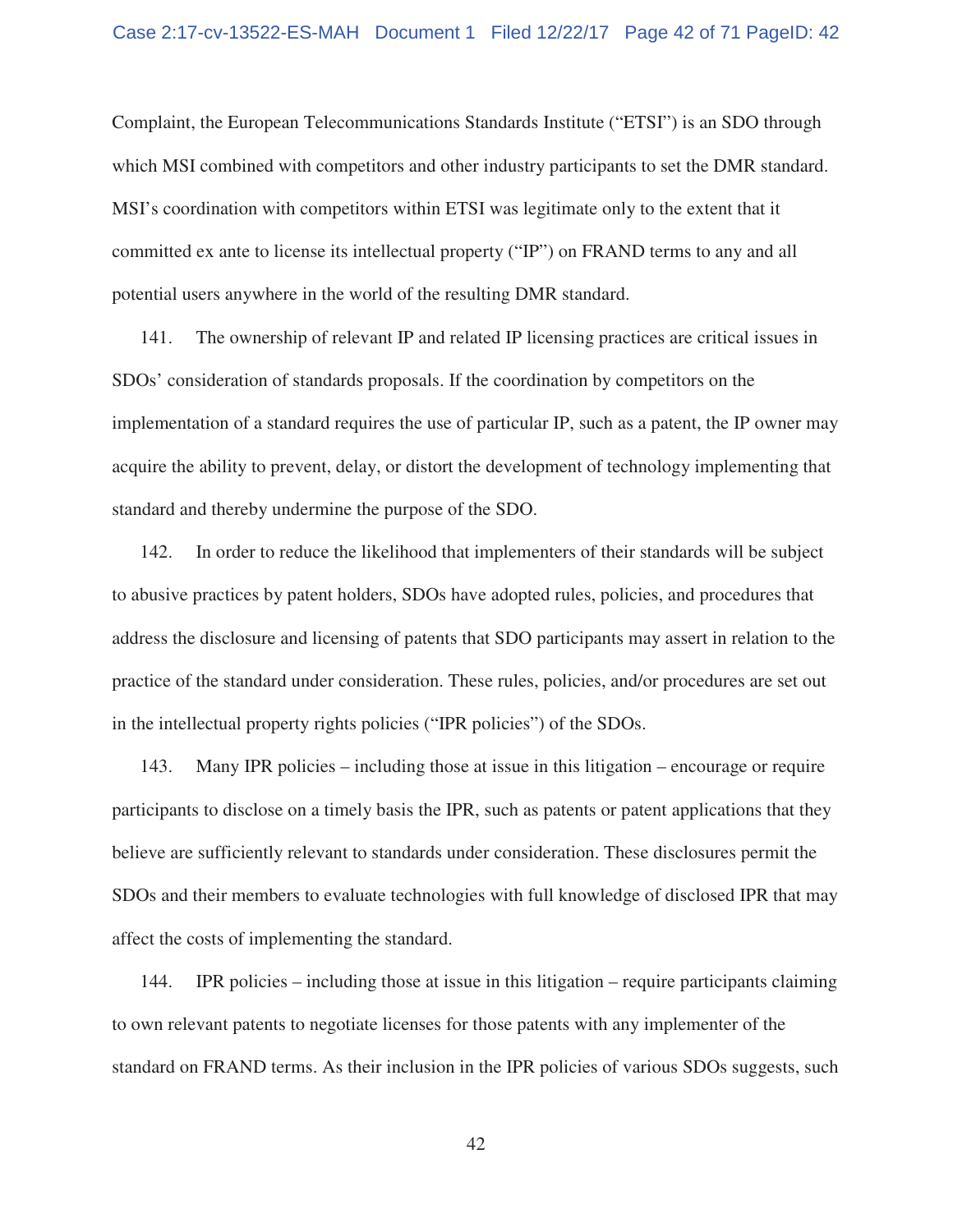Complaint, the European Telecommunications Standards Institute ("ETSI") is an SDO through which MSI combined with competitors and other industry participants to set the DMR standard. MSI's coordination with competitors within ETSI was legitimate only to the extent that it committed ex ante to license its intellectual property ("IP") on FRAND terms to any and all potential users anywhere in the world of the resulting DMR standard.

141. The ownership of relevant IP and related IP licensing practices are critical issues in SDOs' consideration of standards proposals. If the coordination by competitors on the implementation of a standard requires the use of particular IP, such as a patent, the IP owner may acquire the ability to prevent, delay, or distort the development of technology implementing that standard and thereby undermine the purpose of the SDO.

142. In order to reduce the likelihood that implementers of their standards will be subject to abusive practices by patent holders, SDOs have adopted rules, policies, and procedures that address the disclosure and licensing of patents that SDO participants may assert in relation to the practice of the standard under consideration. These rules, policies, and/or procedures are set out in the intellectual property rights policies ("IPR policies") of the SDOs.

143. Many IPR policies – including those at issue in this litigation – encourage or require participants to disclose on a timely basis the IPR, such as patents or patent applications that they believe are sufficiently relevant to standards under consideration. These disclosures permit the SDOs and their members to evaluate technologies with full knowledge of disclosed IPR that may affect the costs of implementing the standard.

144. IPR policies – including those at issue in this litigation – require participants claiming to own relevant patents to negotiate licenses for those patents with any implementer of the standard on FRAND terms. As their inclusion in the IPR policies of various SDOs suggests, such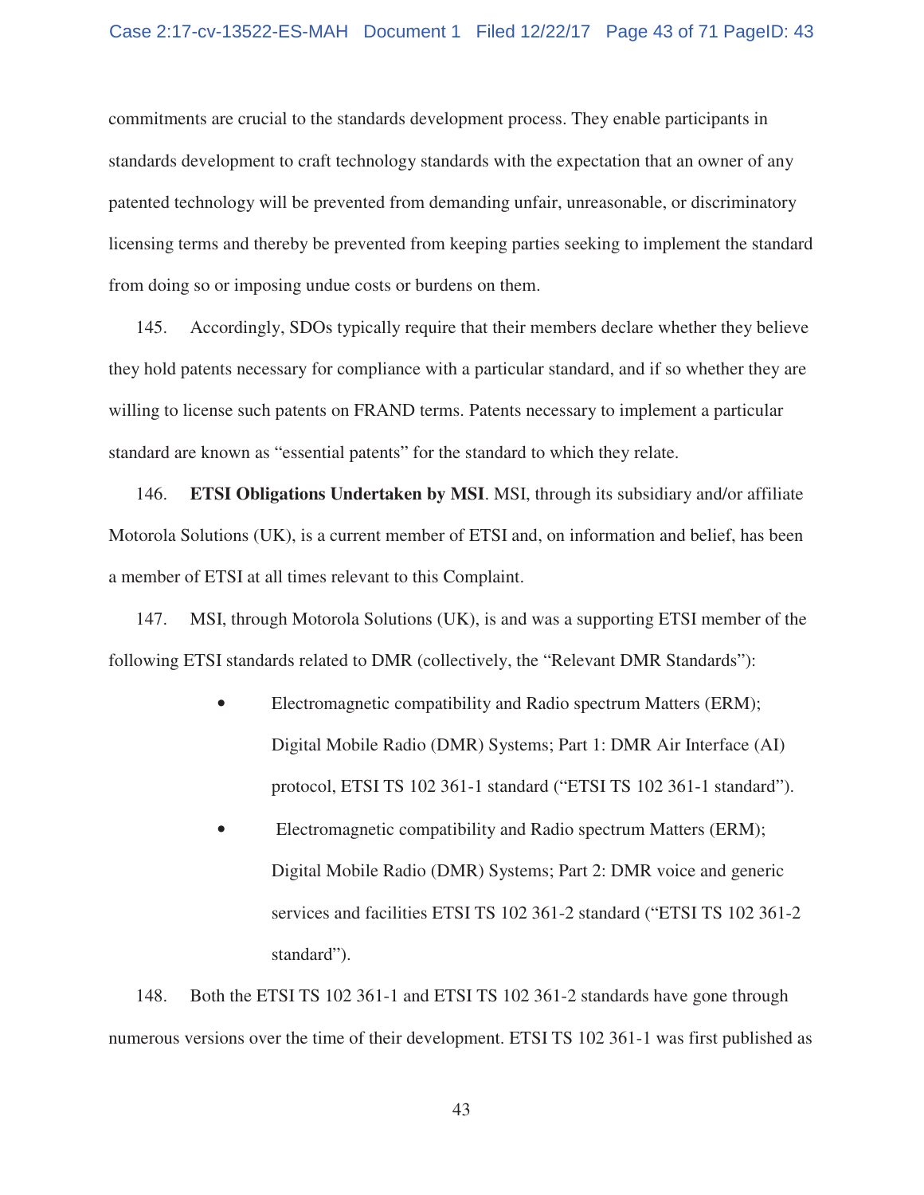commitments are crucial to the standards development process. They enable participants in standards development to craft technology standards with the expectation that an owner of any patented technology will be prevented from demanding unfair, unreasonable, or discriminatory licensing terms and thereby be prevented from keeping parties seeking to implement the standard from doing so or imposing undue costs or burdens on them.

145. Accordingly, SDOs typically require that their members declare whether they believe they hold patents necessary for compliance with a particular standard, and if so whether they are willing to license such patents on FRAND terms. Patents necessary to implement a particular standard are known as "essential patents" for the standard to which they relate.

146. **ETSI Obligations Undertaken by MSI**. MSI, through its subsidiary and/or affiliate Motorola Solutions (UK), is a current member of ETSI and, on information and belief, has been a member of ETSI at all times relevant to this Complaint.

147. MSI, through Motorola Solutions (UK), is and was a supporting ETSI member of the following ETSI standards related to DMR (collectively, the "Relevant DMR Standards"):

- Electromagnetic compatibility and Radio spectrum Matters (ERM); Digital Mobile Radio (DMR) Systems; Part 1: DMR Air Interface (AI) protocol, ETSI TS 102 361-1 standard ("ETSI TS 102 361-1 standard").
- Electromagnetic compatibility and Radio spectrum Matters (ERM); Digital Mobile Radio (DMR) Systems; Part 2: DMR voice and generic services and facilities ETSI TS 102 361-2 standard ("ETSI TS 102 361-2 standard").

148. Both the ETSI TS 102 361-1 and ETSI TS 102 361-2 standards have gone through numerous versions over the time of their development. ETSI TS 102 361-1 was first published as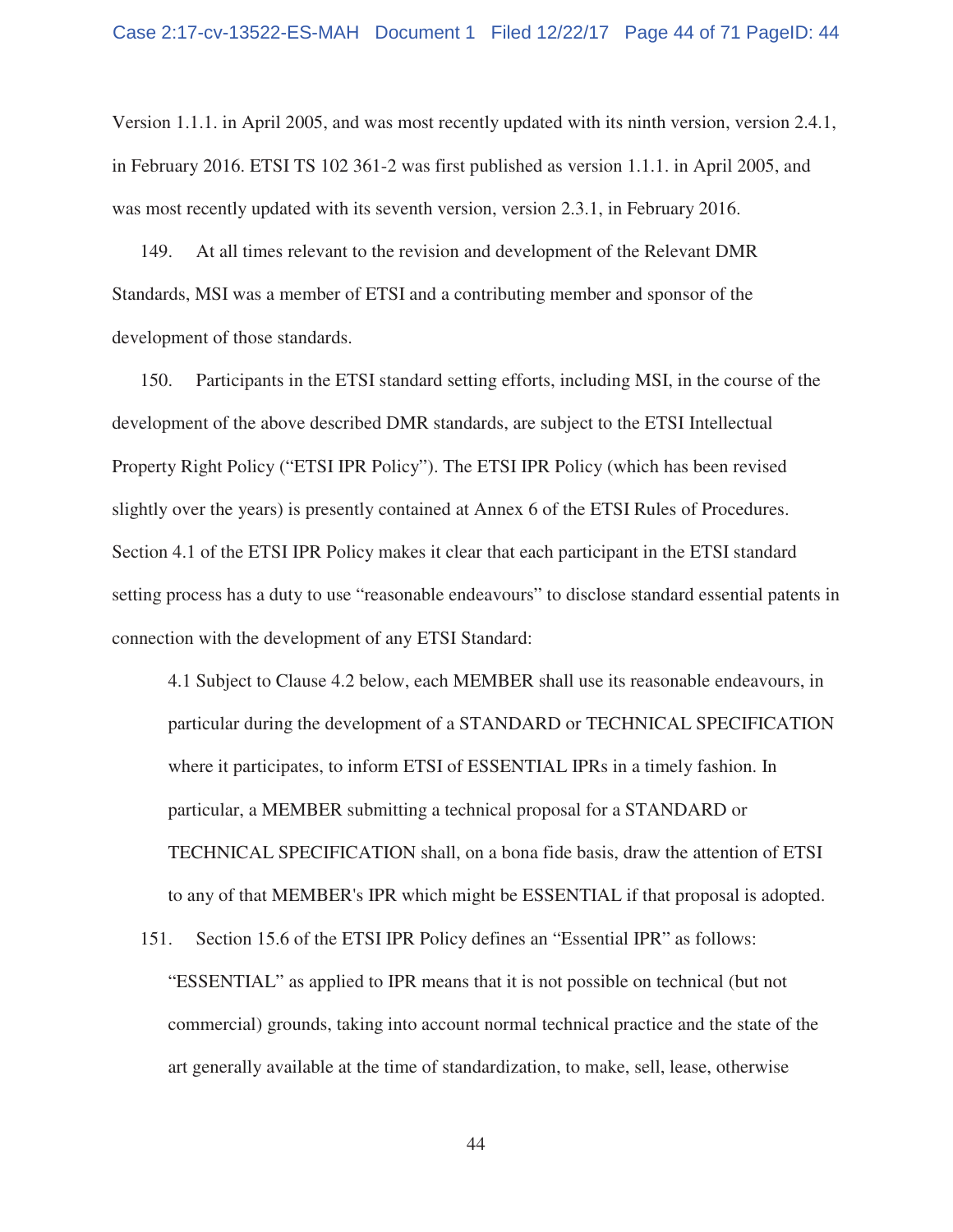Version 1.1.1. in April 2005, and was most recently updated with its ninth version, version 2.4.1, in February 2016. ETSI TS 102 361-2 was first published as version 1.1.1. in April 2005, and was most recently updated with its seventh version, version 2.3.1, in February 2016.

149. At all times relevant to the revision and development of the Relevant DMR Standards, MSI was a member of ETSI and a contributing member and sponsor of the development of those standards.

150. Participants in the ETSI standard setting efforts, including MSI, in the course of the development of the above described DMR standards, are subject to the ETSI Intellectual Property Right Policy ("ETSI IPR Policy"). The ETSI IPR Policy (which has been revised slightly over the years) is presently contained at Annex 6 of the ETSI Rules of Procedures. Section 4.1 of the ETSI IPR Policy makes it clear that each participant in the ETSI standard setting process has a duty to use "reasonable endeavours" to disclose standard essential patents in connection with the development of any ETSI Standard:

> 4.1 Subject to Clause 4.2 below, each MEMBER shall use its reasonable endeavours, in particular during the development of a STANDARD or TECHNICAL SPECIFICATION where it participates, to inform ETSI of ESSENTIAL IPRs in a timely fashion. In particular, a MEMBER submitting a technical proposal for a STANDARD or TECHNICAL SPECIFICATION shall, on a bona fide basis, draw the attention of ETSI to any of that MEMBER's IPR which might be ESSENTIAL if that proposal is adopted.

151. Section 15.6 of the ETSI IPR Policy defines an "Essential IPR" as follows:

> "ESSENTIAL" as applied to IPR means that it is not possible on technical (but not commercial) grounds, taking into account normal technical practice and the state of the art generally available at the time of standardization, to make, sell, lease, otherwise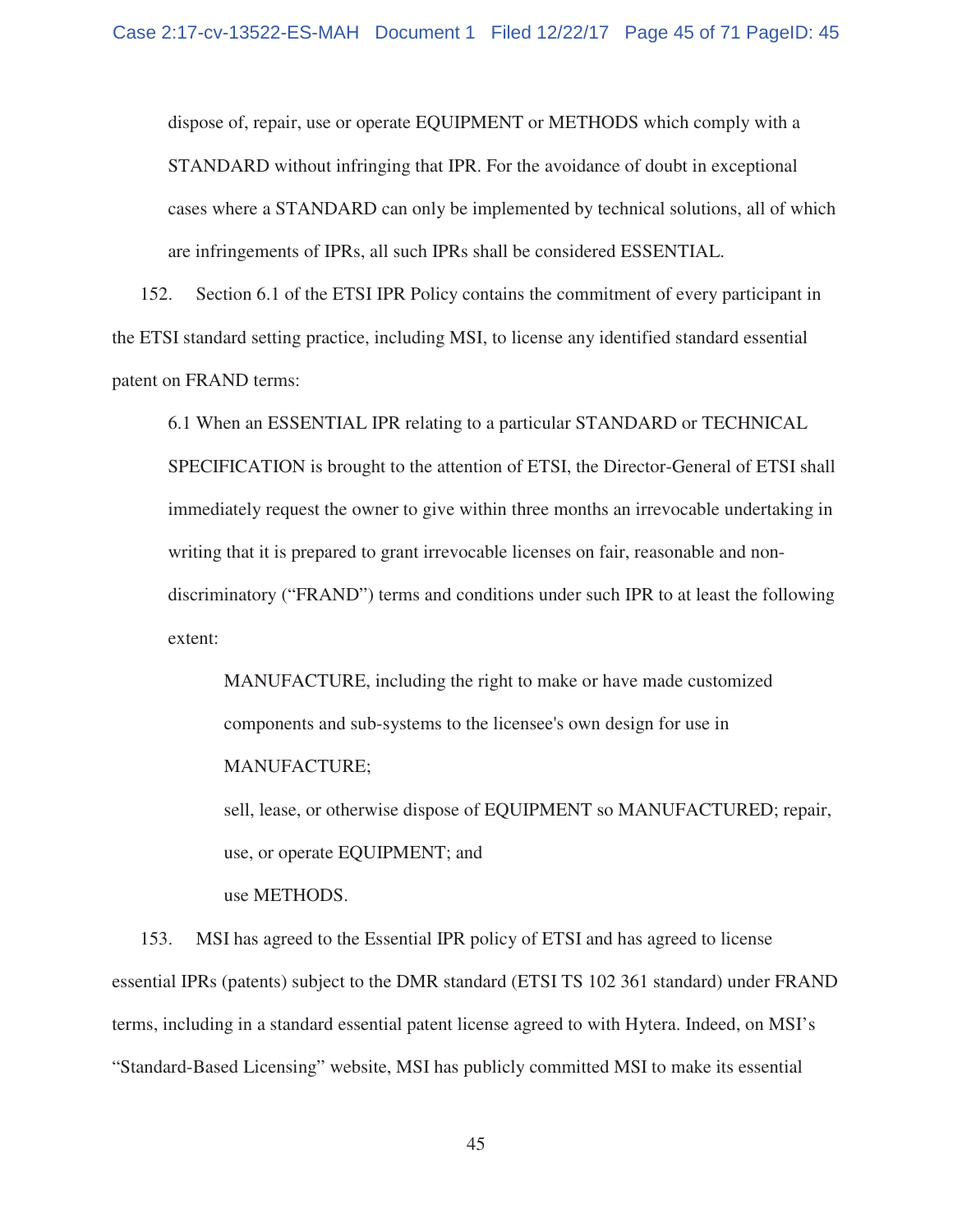dispose of, repair, use or operate EQUIPMENT or METHODS which comply with a STANDARD without infringing that IPR. For the avoidance of doubt in exceptional cases where a STANDARD can only be implemented by technical solutions, all of which are infringements of IPRs, all such IPRs shall be considered ESSENTIAL.

152. Section 6.1 of the ETSI IPR Policy contains the commitment of every participant in the ETSI standard setting practice, including MSI, to license any identified standard essential patent on FRAND terms:

> 6.1 When an ESSENTIAL IPR relating to a particular STANDARD or TECHNICAL SPECIFICATION is brought to the attention of ETSI, the Director-General of ETSI shall immediately request the owner to give within three months an irrevocable undertaking in writing that it is prepared to grant irrevocable licenses on fair, reasonable and non-discriminatory ("FRAND") terms and conditions under such IPR to at least the following extent:
>
> > MANUFACTURE, including the right to make or have made customized components and sub-systems to the licensee's own design for use in MANUFACTURE;
> >
> > sell, lease, or otherwise dispose of EQUIPMENT so MANUFACTURED; repair, use, or operate EQUIPMENT; and
> >
> > use METHODS.

153. MSI has agreed to the Essential IPR policy of ETSI and has agreed to license essential IPRs (patents) subject to the DMR standard (ETSI TS 102 361 standard) under FRAND terms, including in a standard essential patent license agreed to with Hytera. Indeed, on MSI's "Standard-Based Licensing" website, MSI has publicly committed MSI to make its essential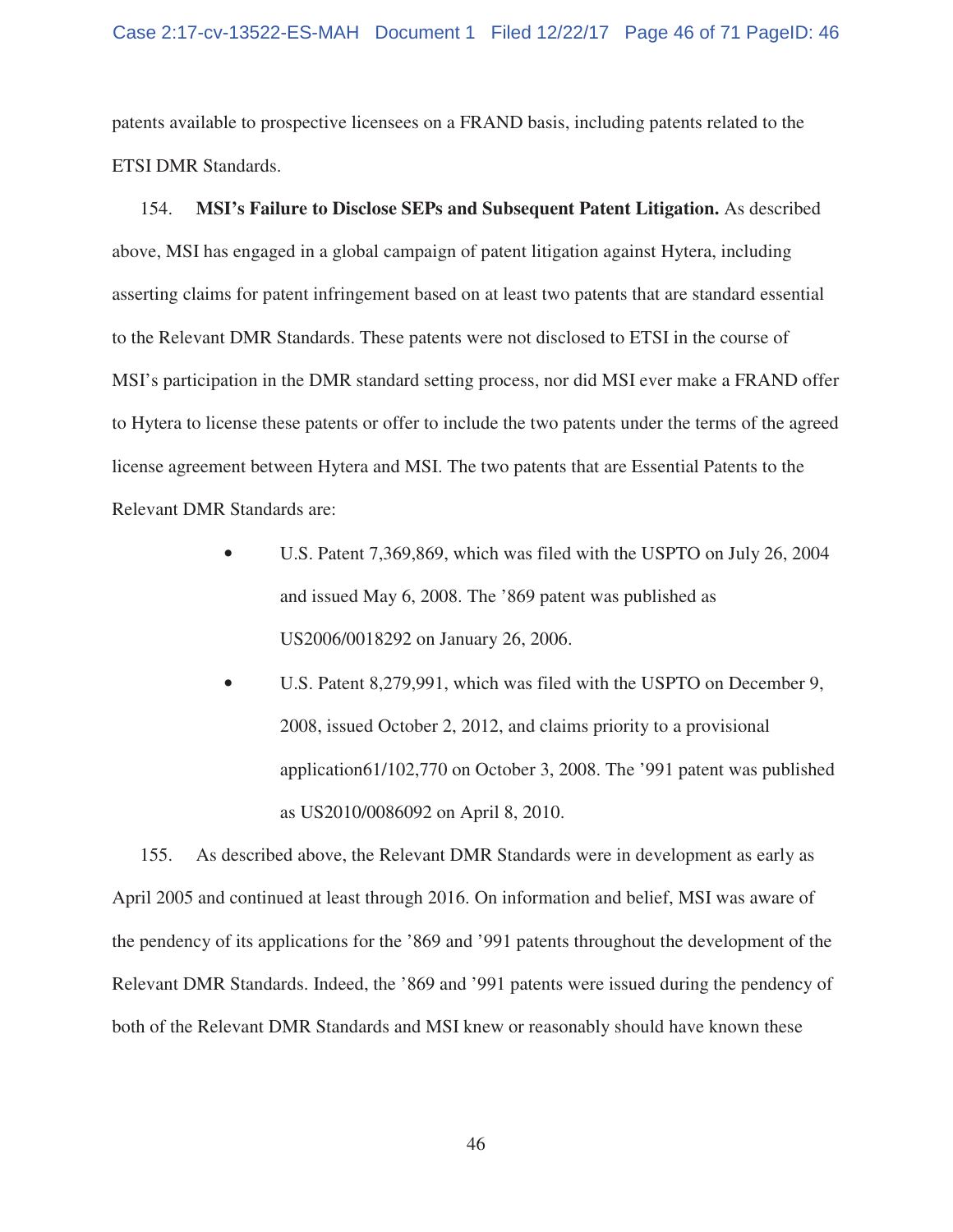patents available to prospective licensees on a FRAND basis, including patents related to the ETSI DMR Standards.

154. **MSI's Failure to Disclose SEPs and Subsequent Patent Litigation.** As described above, MSI has engaged in a global campaign of patent litigation against Hytera, including asserting claims for patent infringement based on at least two patents that are standard essential to the Relevant DMR Standards. These patents were not disclosed to ETSI in the course of MSI's participation in the DMR standard setting process, nor did MSI ever make a FRAND offer to Hytera to license these patents or offer to include the two patents under the terms of the agreed license agreement between Hytera and MSI. The two patents that are Essential Patents to the Relevant DMR Standards are:

- U.S. Patent 7,369,869, which was filed with the USPTO on July 26, 2004 and issued May 6, 2008. The '869 patent was published as US2006/0018292 on January 26, 2006.
- U.S. Patent 8,279,991, which was filed with the USPTO on December 9, 2008, issued October 2, 2012, and claims priority to a provisional application61/102,770 on October 3, 2008. The '991 patent was published as US2010/0086092 on April 8, 2010.

155. As described above, the Relevant DMR Standards were in development as early as April 2005 and continued at least through 2016. On information and belief, MSI was aware of the pendency of its applications for the '869 and '991 patents throughout the development of the Relevant DMR Standards. Indeed, the '869 and '991 patents were issued during the pendency of both of the Relevant DMR Standards and MSI knew or reasonably should have known these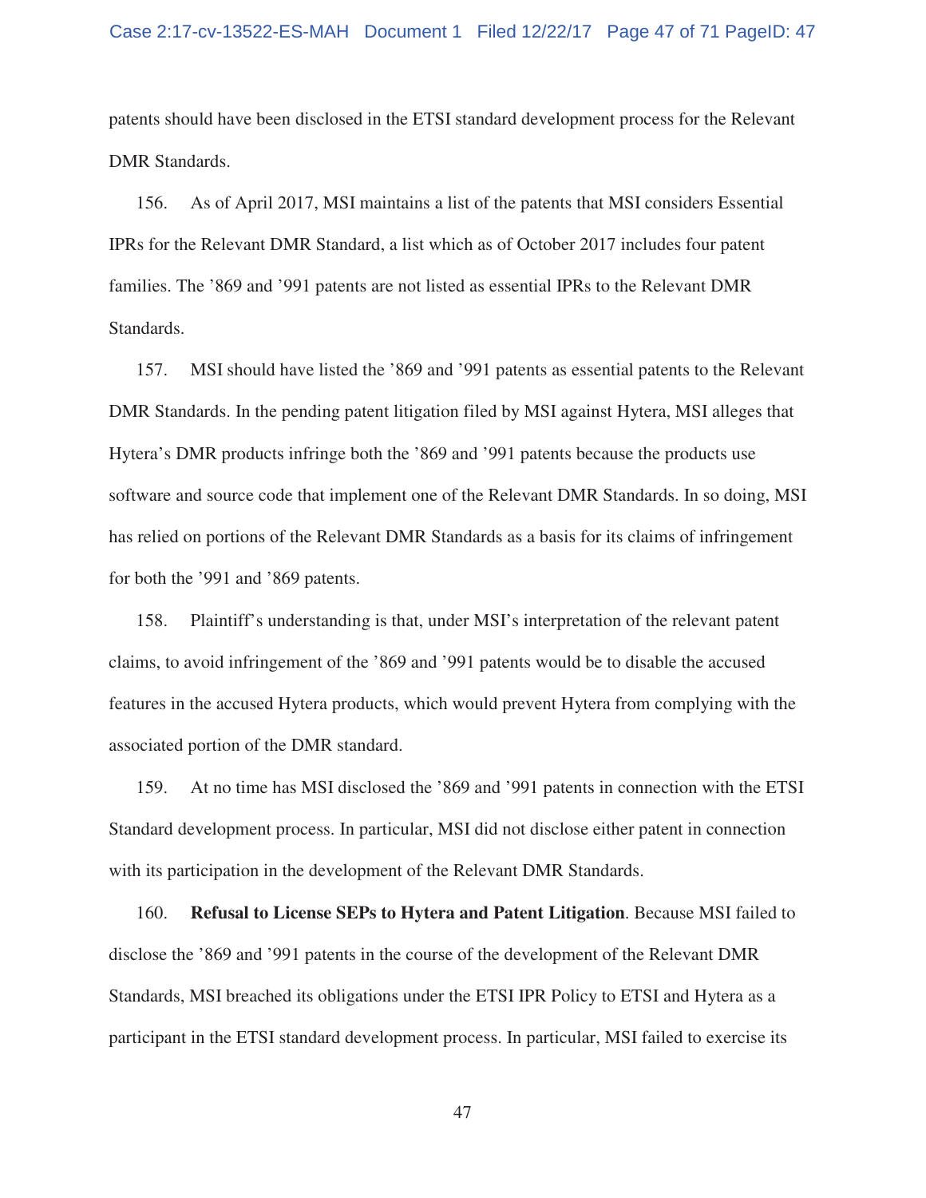patents should have been disclosed in the ETSI standard development process for the Relevant DMR Standards.

156. As of April 2017, MSI maintains a list of the patents that MSI considers Essential IPRs for the Relevant DMR Standard, a list which as of October 2017 includes four patent families. The ’869 and ’991 patents are not listed as essential IPRs to the Relevant DMR Standards.

157. MSI should have listed the ’869 and ’991 patents as essential patents to the Relevant DMR Standards. In the pending patent litigation filed by MSI against Hytera, MSI alleges that Hytera’s DMR products infringe both the ’869 and ’991 patents because the products use software and source code that implement one of the Relevant DMR Standards. In so doing, MSI has relied on portions of the Relevant DMR Standards as a basis for its claims of infringement for both the ’991 and ’869 patents.

158. Plaintiff’s understanding is that, under MSI’s interpretation of the relevant patent claims, to avoid infringement of the ’869 and ’991 patents would be to disable the accused features in the accused Hytera products, which would prevent Hytera from complying with the associated portion of the DMR standard.

159. At no time has MSI disclosed the ’869 and ’991 patents in connection with the ETSI Standard development process. In particular, MSI did not disclose either patent in connection with its participation in the development of the Relevant DMR Standards.

160. **Refusal to License SEPs to Hytera and Patent Litigation**. Because MSI failed to disclose the ’869 and ’991 patents in the course of the development of the Relevant DMR Standards, MSI breached its obligations under the ETSI IPR Policy to ETSI and Hytera as a participant in the ETSI standard development process. In particular, MSI failed to exercise its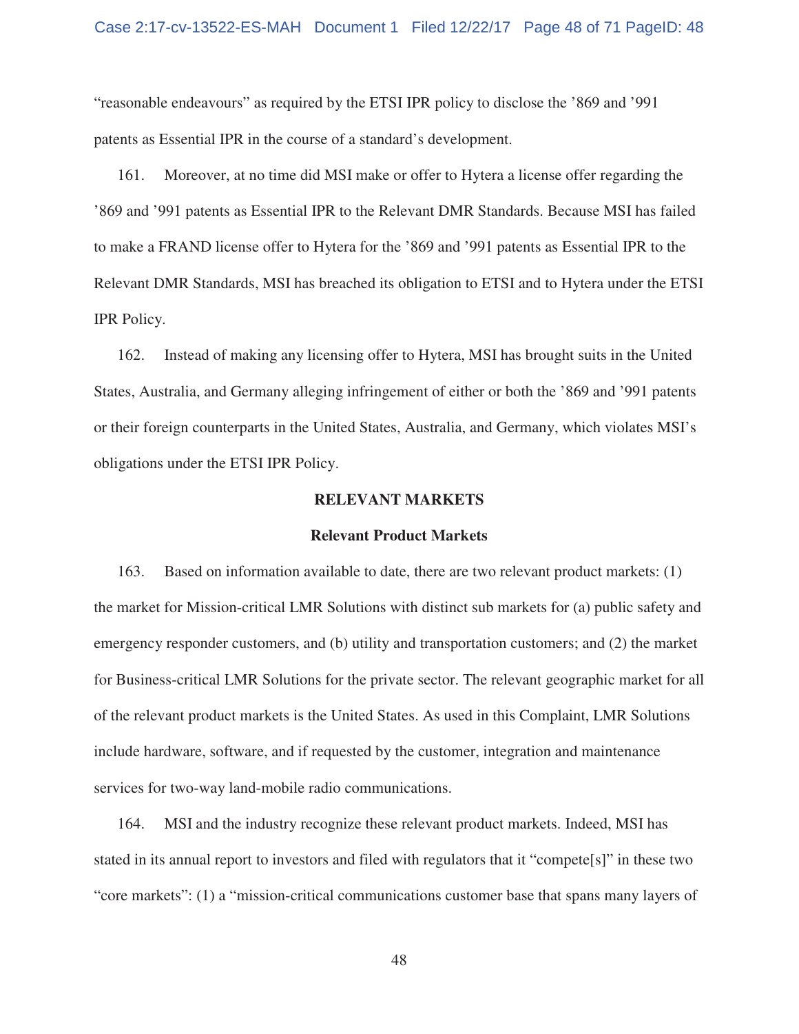"reasonable endeavours" as required by the ETSI IPR policy to disclose the '869 and '991 patents as Essential IPR in the course of a standard's development.

161. Moreover, at no time did MSI make or offer to Hytera a license offer regarding the '869 and '991 patents as Essential IPR to the Relevant DMR Standards. Because MSI has failed to make a FRAND license offer to Hytera for the '869 and '991 patents as Essential IPR to the Relevant DMR Standards, MSI has breached its obligation to ETSI and to Hytera under the ETSI IPR Policy.

162. Instead of making any licensing offer to Hytera, MSI has brought suits in the United States, Australia, and Germany alleging infringement of either or both the '869 and '991 patents or their foreign counterparts in the United States, Australia, and Germany, which violates MSI's obligations under the ETSI IPR Policy.

## RELEVANT MARKETS

### Relevant Product Markets

163. Based on information available to date, there are two relevant product markets: (1) the market for Mission-critical LMR Solutions with distinct sub markets for (a) public safety and emergency responder customers, and (b) utility and transportation customers; and (2) the market for Business-critical LMR Solutions for the private sector. The relevant geographic market for all of the relevant product markets is the United States. As used in this Complaint, LMR Solutions include hardware, software, and if requested by the customer, integration and maintenance services for two-way land-mobile radio communications.

164. MSI and the industry recognize these relevant product markets. Indeed, MSI has stated in its annual report to investors and filed with regulators that it "compete[s]" in these two "core markets": (1) a "mission-critical communications customer base that spans many layers of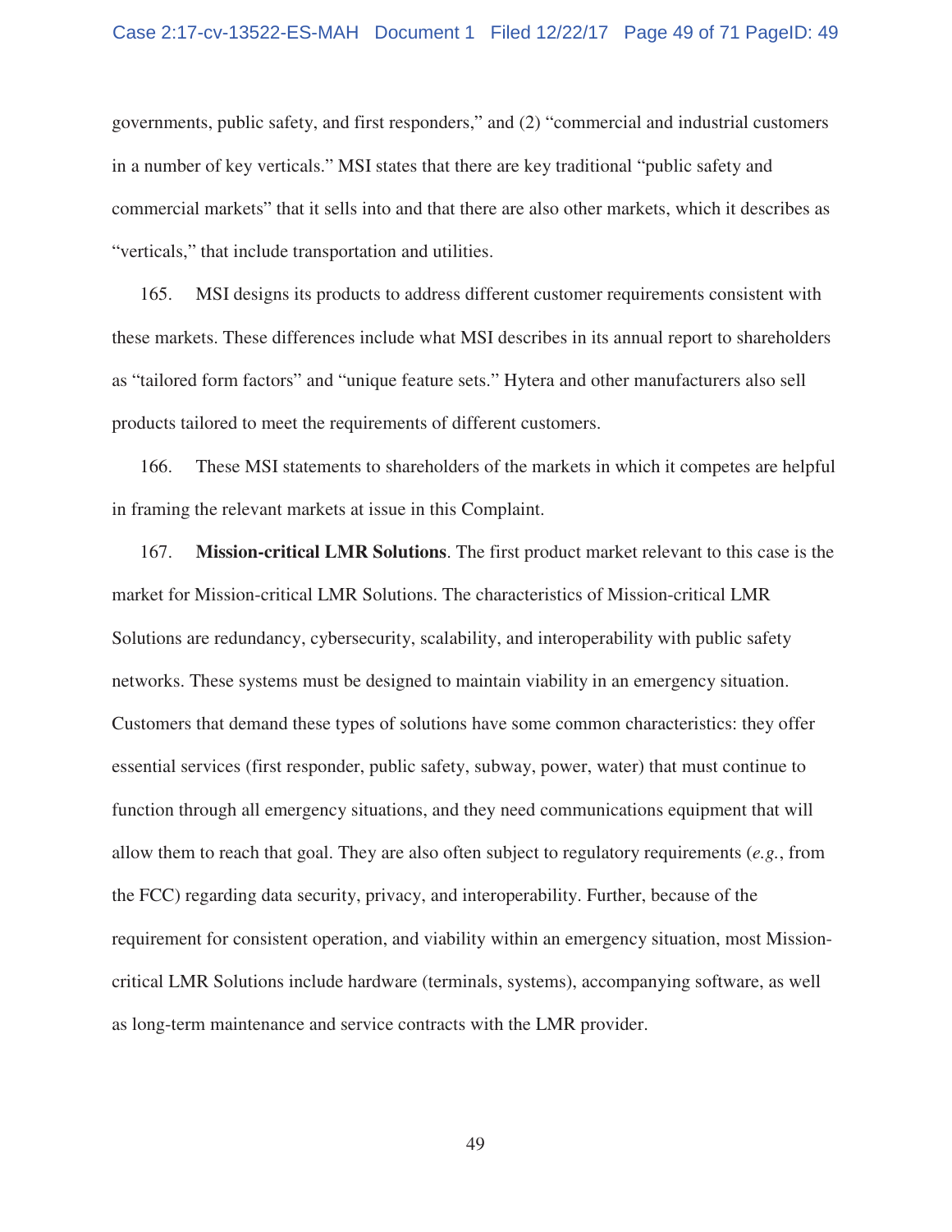governments, public safety, and first responders," and (2) "commercial and industrial customers in a number of key verticals." MSI states that there are key traditional "public safety and commercial markets" that it sells into and that there are also other markets, which it describes as "verticals," that include transportation and utilities.

165. MSI designs its products to address different customer requirements consistent with these markets. These differences include what MSI describes in its annual report to shareholders as "tailored form factors" and "unique feature sets." Hytera and other manufacturers also sell products tailored to meet the requirements of different customers.

166. These MSI statements to shareholders of the markets in which it competes are helpful in framing the relevant markets at issue in this Complaint.

167. **Mission-critical LMR Solutions**. The first product market relevant to this case is the market for Mission-critical LMR Solutions. The characteristics of Mission-critical LMR Solutions are redundancy, cybersecurity, scalability, and interoperability with public safety networks. These systems must be designed to maintain viability in an emergency situation. Customers that demand these types of solutions have some common characteristics: they offer essential services (first responder, public safety, subway, power, water) that must continue to function through all emergency situations, and they need communications equipment that will allow them to reach that goal. They are also often subject to regulatory requirements (*e.g.*, from the FCC) regarding data security, privacy, and interoperability. Further, because of the requirement for consistent operation, and viability within an emergency situation, most Mission-critical LMR Solutions include hardware (terminals, systems), accompanying software, as well as long-term maintenance and service contracts with the LMR provider.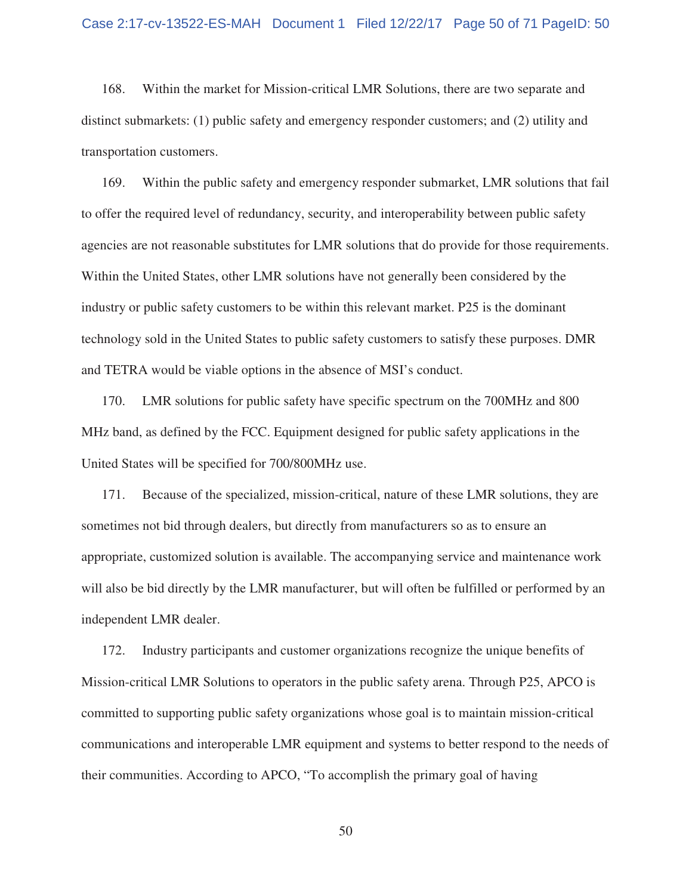168. Within the market for Mission-critical LMR Solutions, there are two separate and distinct submarkets: (1) public safety and emergency responder customers; and (2) utility and transportation customers.

169. Within the public safety and emergency responder submarket, LMR solutions that fail to offer the required level of redundancy, security, and interoperability between public safety agencies are not reasonable substitutes for LMR solutions that do provide for those requirements. Within the United States, other LMR solutions have not generally been considered by the industry or public safety customers to be within this relevant market. P25 is the dominant technology sold in the United States to public safety customers to satisfy these purposes. DMR and TETRA would be viable options in the absence of MSI's conduct.

170. LMR solutions for public safety have specific spectrum on the 700MHz and 800 MHz band, as defined by the FCC. Equipment designed for public safety applications in the United States will be specified for 700/800MHz use.

171. Because of the specialized, mission-critical, nature of these LMR solutions, they are sometimes not bid through dealers, but directly from manufacturers so as to ensure an appropriate, customized solution is available. The accompanying service and maintenance work will also be bid directly by the LMR manufacturer, but will often be fulfilled or performed by an independent LMR dealer.

172. Industry participants and customer organizations recognize the unique benefits of Mission-critical LMR Solutions to operators in the public safety arena. Through P25, APCO is committed to supporting public safety organizations whose goal is to maintain mission-critical communications and interoperable LMR equipment and systems to better respond to the needs of their communities. According to APCO, "To accomplish the primary goal of having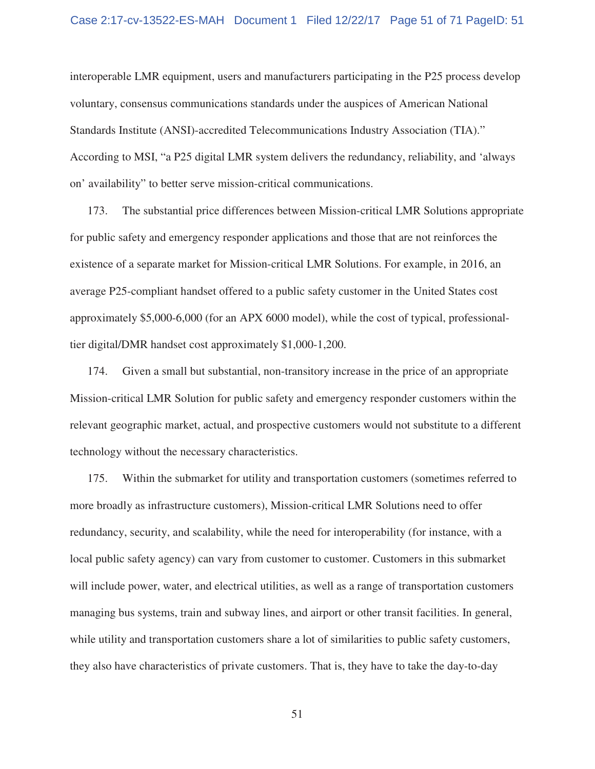interoperable LMR equipment, users and manufacturers participating in the P25 process develop voluntary, consensus communications standards under the auspices of American National Standards Institute (ANSI)-accredited Telecommunications Industry Association (TIA)." According to MSI, "a P25 digital LMR system delivers the redundancy, reliability, and 'always on' availability" to better serve mission-critical communications.

173. The substantial price differences between Mission-critical LMR Solutions appropriate for public safety and emergency responder applications and those that are not reinforces the existence of a separate market for Mission-critical LMR Solutions. For example, in 2016, an average P25-compliant handset offered to a public safety customer in the United States cost approximately $5,000-6,000 (for an APX 6000 model), while the cost of typical, professional-tier digital/DMR handset cost approximately $1,000-1,200.

174. Given a small but substantial, non-transitory increase in the price of an appropriate Mission-critical LMR Solution for public safety and emergency responder customers within the relevant geographic market, actual, and prospective customers would not substitute to a different technology without the necessary characteristics.

175. Within the submarket for utility and transportation customers (sometimes referred to more broadly as infrastructure customers), Mission-critical LMR Solutions need to offer redundancy, security, and scalability, while the need for interoperability (for instance, with a local public safety agency) can vary from customer to customer. Customers in this submarket will include power, water, and electrical utilities, as well as a range of transportation customers managing bus systems, train and subway lines, and airport or other transit facilities. In general, while utility and transportation customers share a lot of similarities to public safety customers, they also have characteristics of private customers. That is, they have to take the day-to-day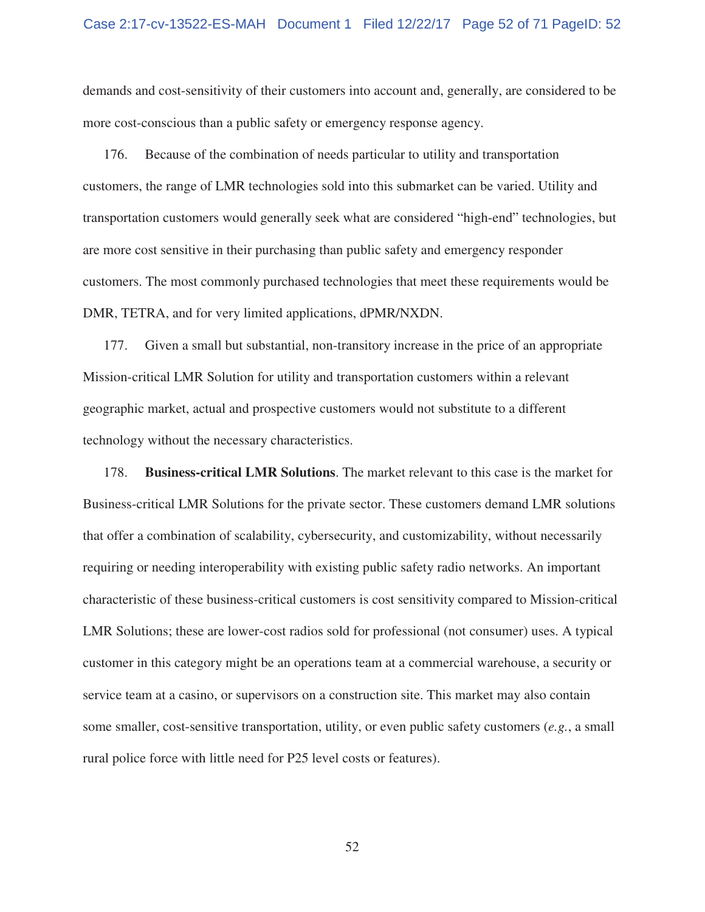demands and cost-sensitivity of their customers into account and, generally, are considered to be more cost-conscious than a public safety or emergency response agency.

176. Because of the combination of needs particular to utility and transportation customers, the range of LMR technologies sold into this submarket can be varied. Utility and transportation customers would generally seek what are considered "high-end" technologies, but are more cost sensitive in their purchasing than public safety and emergency responder customers. The most commonly purchased technologies that meet these requirements would be DMR, TETRA, and for very limited applications, dPMR/NXDN.

177. Given a small but substantial, non-transitory increase in the price of an appropriate Mission-critical LMR Solution for utility and transportation customers within a relevant geographic market, actual and prospective customers would not substitute to a different technology without the necessary characteristics.

178. **Business-critical LMR Solutions**. The market relevant to this case is the market for Business-critical LMR Solutions for the private sector. These customers demand LMR solutions that offer a combination of scalability, cybersecurity, and customizability, without necessarily requiring or needing interoperability with existing public safety radio networks. An important characteristic of these business-critical customers is cost sensitivity compared to Mission-critical LMR Solutions; these are lower-cost radios sold for professional (not consumer) uses. A typical customer in this category might be an operations team at a commercial warehouse, a security or service team at a casino, or supervisors on a construction site. This market may also contain some smaller, cost-sensitive transportation, utility, or even public safety customers (*e.g.*, a small rural police force with little need for P25 level costs or features).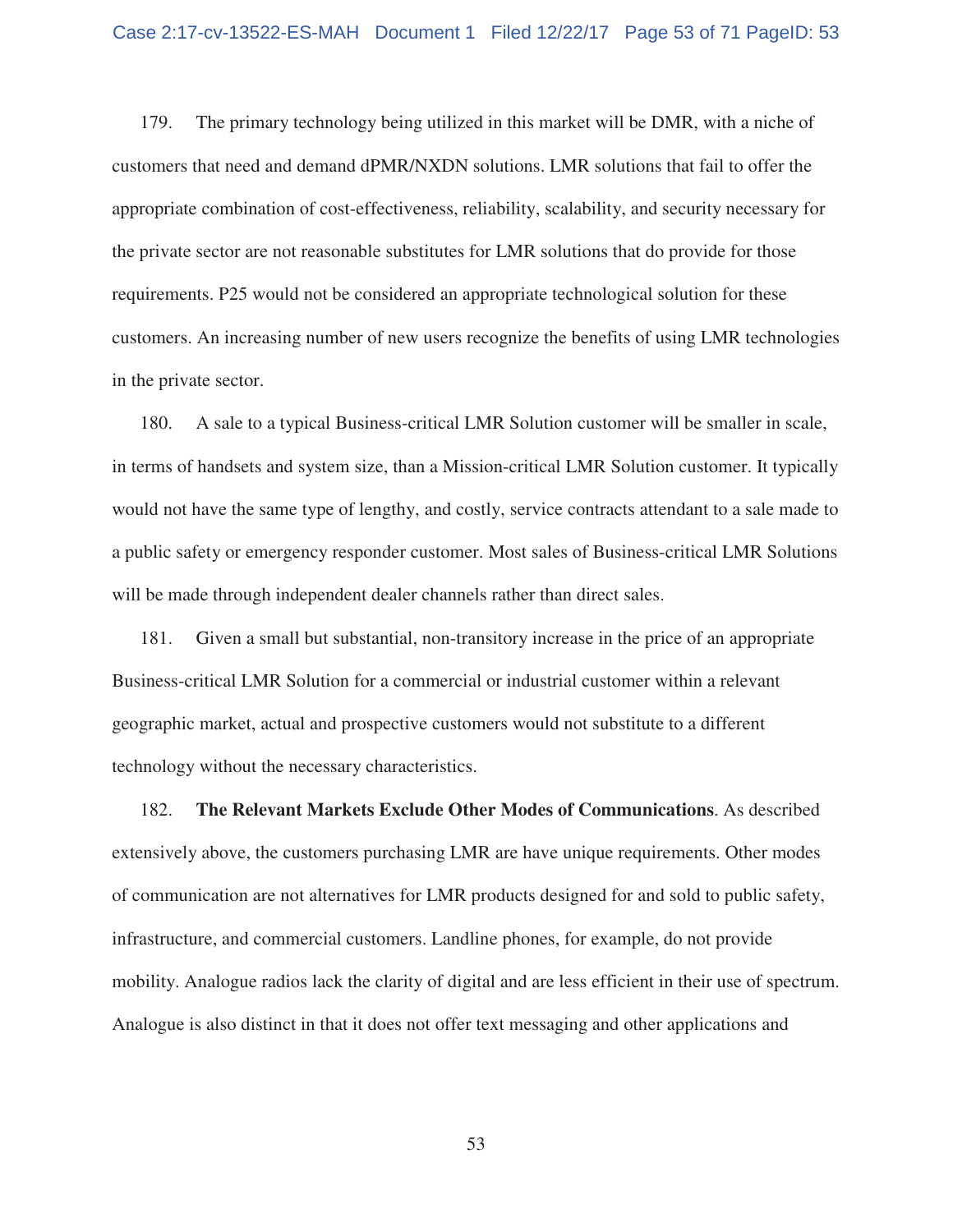179. The primary technology being utilized in this market will be DMR, with a niche of customers that need and demand dPMR/NXDN solutions. LMR solutions that fail to offer the appropriate combination of cost-effectiveness, reliability, scalability, and security necessary for the private sector are not reasonable substitutes for LMR solutions that do provide for those requirements. P25 would not be considered an appropriate technological solution for these customers. An increasing number of new users recognize the benefits of using LMR technologies in the private sector.

180. A sale to a typical Business-critical LMR Solution customer will be smaller in scale, in terms of handsets and system size, than a Mission-critical LMR Solution customer. It typically would not have the same type of lengthy, and costly, service contracts attendant to a sale made to a public safety or emergency responder customer. Most sales of Business-critical LMR Solutions will be made through independent dealer channels rather than direct sales.

181. Given a small but substantial, non-transitory increase in the price of an appropriate Business-critical LMR Solution for a commercial or industrial customer within a relevant geographic market, actual and prospective customers would not substitute to a different technology without the necessary characteristics.

182. **The Relevant Markets Exclude Other Modes of Communications**. As described extensively above, the customers purchasing LMR are have unique requirements. Other modes of communication are not alternatives for LMR products designed for and sold to public safety, infrastructure, and commercial customers. Landline phones, for example, do not provide mobility. Analogue radios lack the clarity of digital and are less efficient in their use of spectrum. Analogue is also distinct in that it does not offer text messaging and other applications and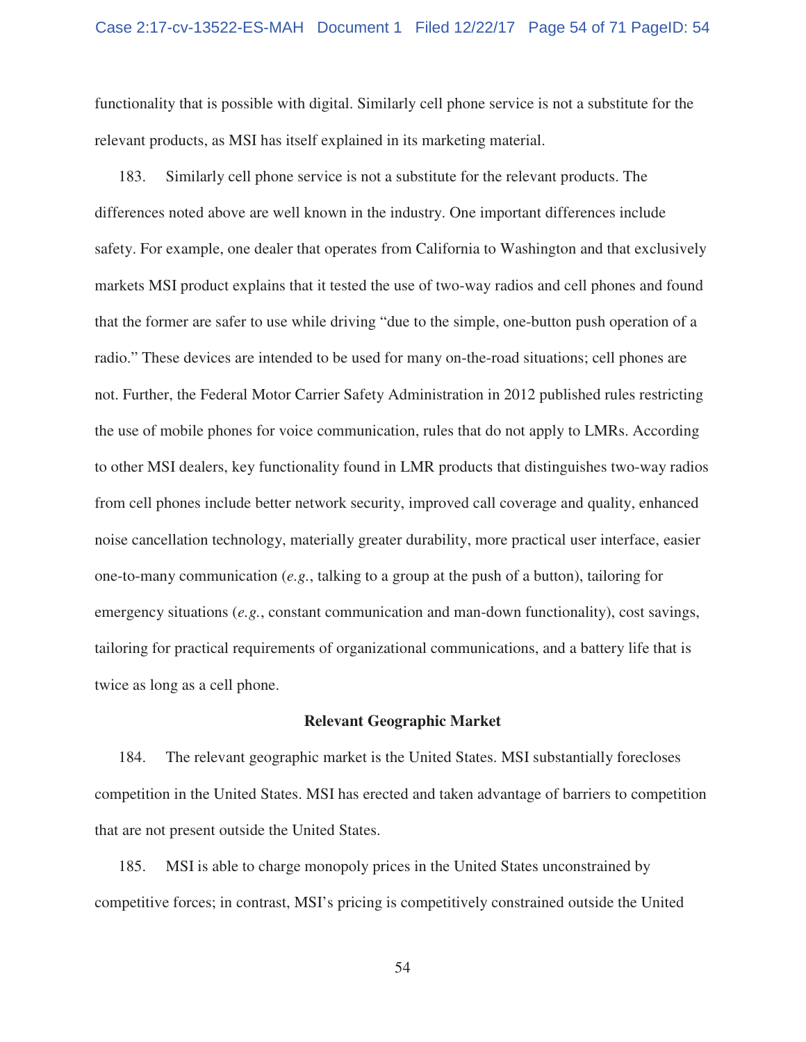functionality that is possible with digital. Similarly cell phone service is not a substitute for the relevant products, as MSI has itself explained in its marketing material.

183. Similarly cell phone service is not a substitute for the relevant products. The differences noted above are well known in the industry. One important differences include safety. For example, one dealer that operates from California to Washington and that exclusively markets MSI product explains that it tested the use of two-way radios and cell phones and found that the former are safer to use while driving "due to the simple, one-button push operation of a radio." These devices are intended to be used for many on-the-road situations; cell phones are not. Further, the Federal Motor Carrier Safety Administration in 2012 published rules restricting the use of mobile phones for voice communication, rules that do not apply to LMRs. According to other MSI dealers, key functionality found in LMR products that distinguishes two-way radios from cell phones include better network security, improved call coverage and quality, enhanced noise cancellation technology, materially greater durability, more practical user interface, easier one-to-many communication (*e.g.*, talking to a group at the push of a button), tailoring for emergency situations (*e.g.*, constant communication and man-down functionality), cost savings, tailoring for practical requirements of organizational communications, and a battery life that is twice as long as a cell phone.

**Relevant Geographic Market**

184. The relevant geographic market is the United States. MSI substantially forecloses competition in the United States. MSI has erected and taken advantage of barriers to competition that are not present outside the United States.

185. MSI is able to charge monopoly prices in the United States unconstrained by competitive forces; in contrast, MSI's pricing is competitively constrained outside the United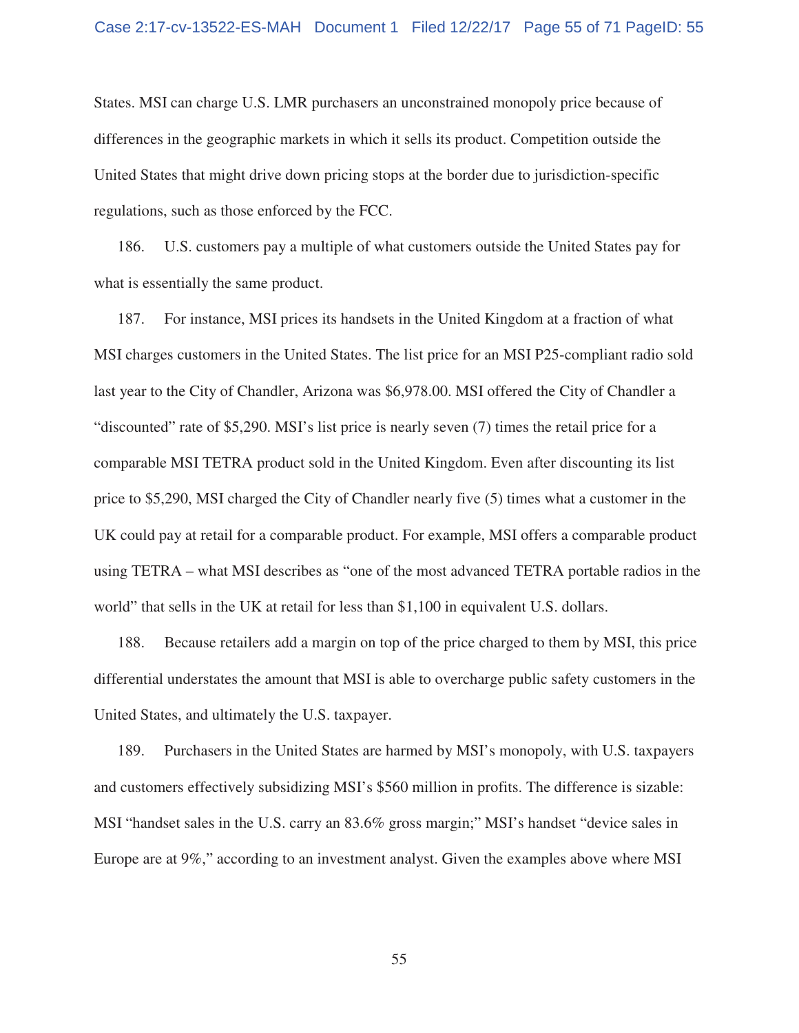States. MSI can charge U.S. LMR purchasers an unconstrained monopoly price because of differences in the geographic markets in which it sells its product. Competition outside the United States that might drive down pricing stops at the border due to jurisdiction-specific regulations, such as those enforced by the FCC.

186. U.S. customers pay a multiple of what customers outside the United States pay for what is essentially the same product.

187. For instance, MSI prices its handsets in the United Kingdom at a fraction of what MSI charges customers in the United States. The list price for an MSI P25-compliant radio sold last year to the City of Chandler, Arizona was $6,978.00. MSI offered the City of Chandler a "discounted" rate of $5,290. MSI's list price is nearly seven (7) times the retail price for a comparable MSI TETRA product sold in the United Kingdom. Even after discounting its list price to $5,290, MSI charged the City of Chandler nearly five (5) times what a customer in the UK could pay at retail for a comparable product. For example, MSI offers a comparable product using TETRA – what MSI describes as "one of the most advanced TETRA portable radios in the world" that sells in the UK at retail for less than $1,100 in equivalent U.S. dollars.

188. Because retailers add a margin on top of the price charged to them by MSI, this price differential understates the amount that MSI is able to overcharge public safety customers in the United States, and ultimately the U.S. taxpayer.

189. Purchasers in the United States are harmed by MSI's monopoly, with U.S. taxpayers and customers effectively subsidizing MSI's $560 million in profits. The difference is sizable: MSI "handset sales in the U.S. carry an 83.6% gross margin;" MSI's handset "device sales in Europe are at 9%," according to an investment analyst. Given the examples above where MSI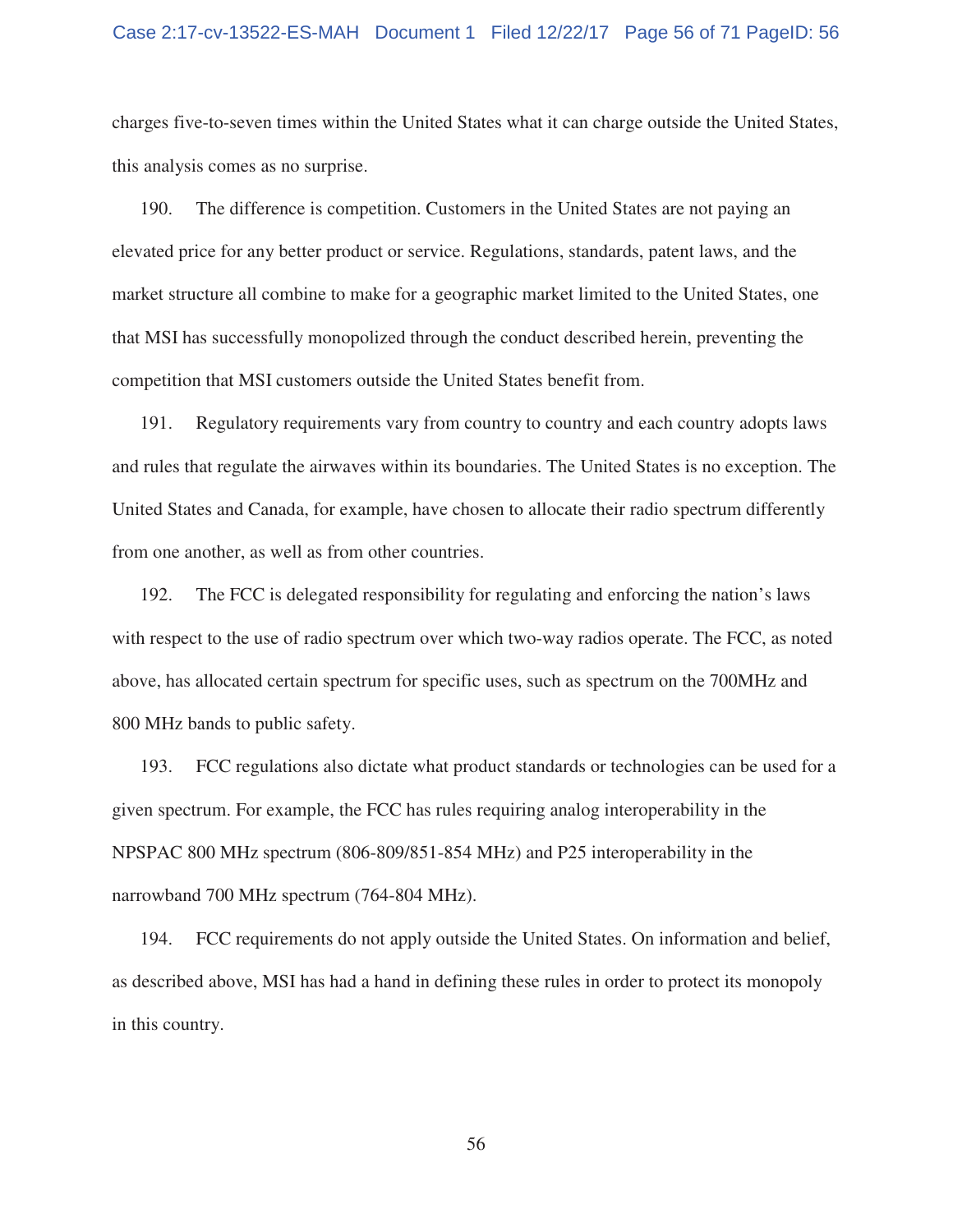charges five-to-seven times within the United States what it can charge outside the United States, this analysis comes as no surprise.

190. The difference is competition. Customers in the United States are not paying an elevated price for any better product or service. Regulations, standards, patent laws, and the market structure all combine to make for a geographic market limited to the United States, one that MSI has successfully monopolized through the conduct described herein, preventing the competition that MSI customers outside the United States benefit from.

191. Regulatory requirements vary from country to country and each country adopts laws and rules that regulate the airwaves within its boundaries. The United States is no exception. The United States and Canada, for example, have chosen to allocate their radio spectrum differently from one another, as well as from other countries.

192. The FCC is delegated responsibility for regulating and enforcing the nation's laws with respect to the use of radio spectrum over which two-way radios operate. The FCC, as noted above, has allocated certain spectrum for specific uses, such as spectrum on the 700MHz and 800 MHz bands to public safety.

193. FCC regulations also dictate what product standards or technologies can be used for a given spectrum. For example, the FCC has rules requiring analog interoperability in the NPSPAC 800 MHz spectrum (806-809/851-854 MHz) and P25 interoperability in the narrowband 700 MHz spectrum (764-804 MHz).

194. FCC requirements do not apply outside the United States. On information and belief, as described above, MSI has had a hand in defining these rules in order to protect its monopoly in this country.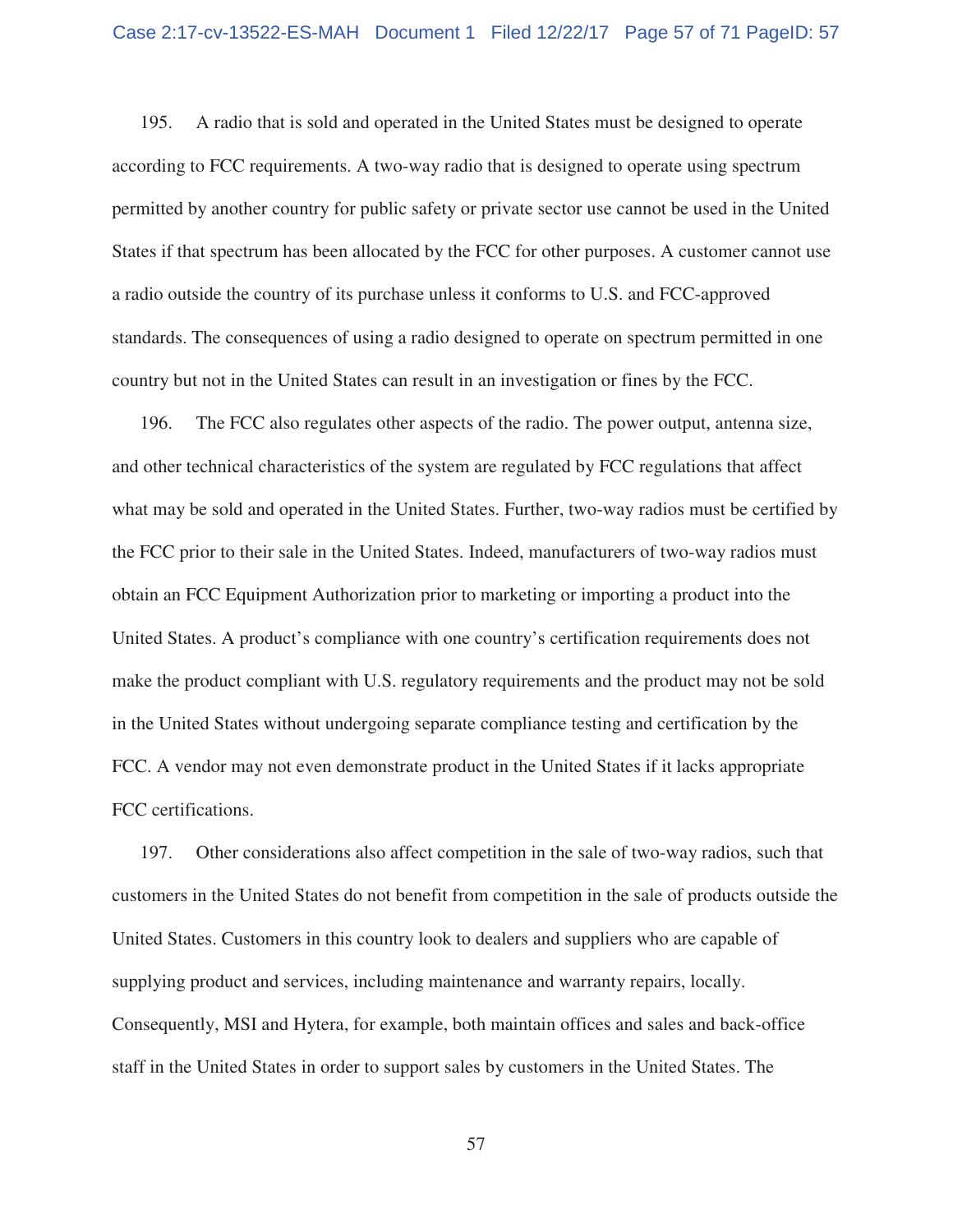195. A radio that is sold and operated in the United States must be designed to operate according to FCC requirements. A two-way radio that is designed to operate using spectrum permitted by another country for public safety or private sector use cannot be used in the United States if that spectrum has been allocated by the FCC for other purposes. A customer cannot use a radio outside the country of its purchase unless it conforms to U.S. and FCC-approved standards. The consequences of using a radio designed to operate on spectrum permitted in one country but not in the United States can result in an investigation or fines by the FCC.

196. The FCC also regulates other aspects of the radio. The power output, antenna size, and other technical characteristics of the system are regulated by FCC regulations that affect what may be sold and operated in the United States. Further, two-way radios must be certified by the FCC prior to their sale in the United States. Indeed, manufacturers of two-way radios must obtain an FCC Equipment Authorization prior to marketing or importing a product into the United States. A product's compliance with one country's certification requirements does not make the product compliant with U.S. regulatory requirements and the product may not be sold in the United States without undergoing separate compliance testing and certification by the FCC. A vendor may not even demonstrate product in the United States if it lacks appropriate FCC certifications.

197. Other considerations also affect competition in the sale of two-way radios, such that customers in the United States do not benefit from competition in the sale of products outside the United States. Customers in this country look to dealers and suppliers who are capable of supplying product and services, including maintenance and warranty repairs, locally. Consequently, MSI and Hytera, for example, both maintain offices and sales and back-office staff in the United States in order to support sales by customers in the United States. The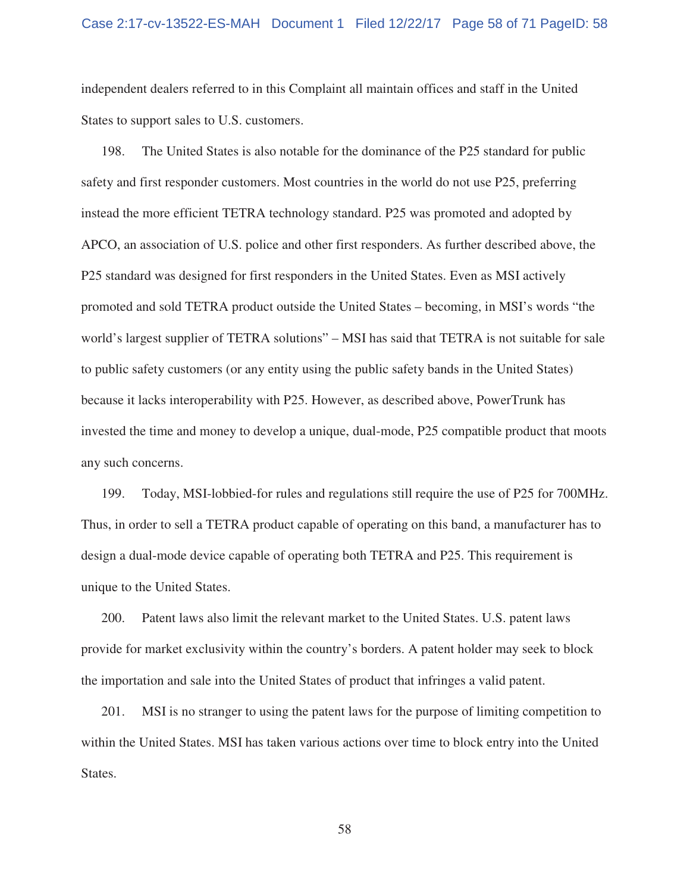independent dealers referred to in this Complaint all maintain offices and staff in the United States to support sales to U.S. customers.

198. The United States is also notable for the dominance of the P25 standard for public safety and first responder customers. Most countries in the world do not use P25, preferring instead the more efficient TETRA technology standard. P25 was promoted and adopted by APCO, an association of U.S. police and other first responders. As further described above, the P25 standard was designed for first responders in the United States. Even as MSI actively promoted and sold TETRA product outside the United States – becoming, in MSI's words "the world's largest supplier of TETRA solutions" – MSI has said that TETRA is not suitable for sale to public safety customers (or any entity using the public safety bands in the United States) because it lacks interoperability with P25. However, as described above, PowerTrunk has invested the time and money to develop a unique, dual-mode, P25 compatible product that moots any such concerns.

199. Today, MSI-lobbied-for rules and regulations still require the use of P25 for 700MHz. Thus, in order to sell a TETRA product capable of operating on this band, a manufacturer has to design a dual-mode device capable of operating both TETRA and P25. This requirement is unique to the United States.

200. Patent laws also limit the relevant market to the United States. U.S. patent laws provide for market exclusivity within the country's borders. A patent holder may seek to block the importation and sale into the United States of product that infringes a valid patent.

201. MSI is no stranger to using the patent laws for the purpose of limiting competition to within the United States. MSI has taken various actions over time to block entry into the United States.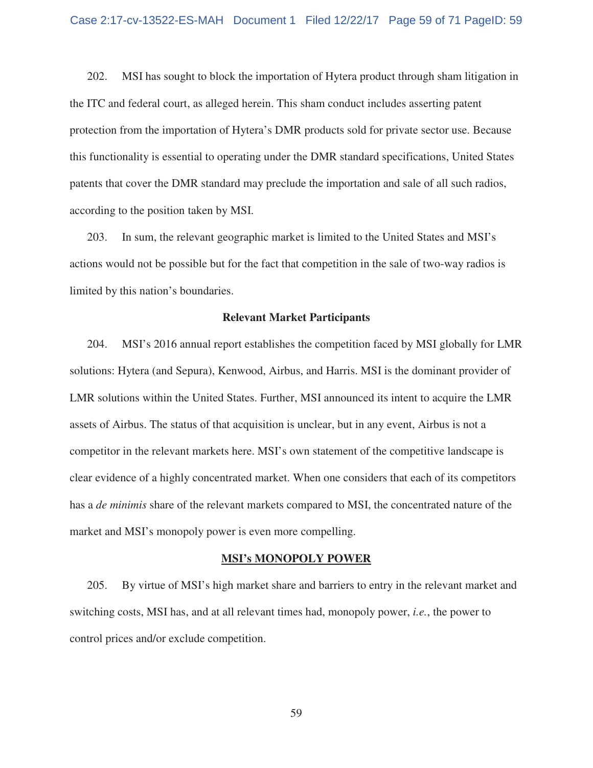202. MSI has sought to block the importation of Hytera product through sham litigation in the ITC and federal court, as alleged herein. This sham conduct includes asserting patent protection from the importation of Hytera's DMR products sold for private sector use. Because this functionality is essential to operating under the DMR standard specifications, United States patents that cover the DMR standard may preclude the importation and sale of all such radios, according to the position taken by MSI.

203. In sum, the relevant geographic market is limited to the United States and MSI's actions would not be possible but for the fact that competition in the sale of two-way radios is limited by this nation's boundaries.

**Relevant Market Participants**

204. MSI's 2016 annual report establishes the competition faced by MSI globally for LMR solutions: Hytera (and Sepura), Kenwood, Airbus, and Harris. MSI is the dominant provider of LMR solutions within the United States. Further, MSI announced its intent to acquire the LMR assets of Airbus. The status of that acquisition is unclear, but in any event, Airbus is not a competitor in the relevant markets here. MSI's own statement of the competitive landscape is clear evidence of a highly concentrated market. When one considers that each of its competitors has a *de minimis* share of the relevant markets compared to MSI, the concentrated nature of the market and MSI's monopoly power is even more compelling.

## MSI's MONOPOLY POWER

205. By virtue of MSI's high market share and barriers to entry in the relevant market and switching costs, MSI has, and at all relevant times had, monopoly power, *i.e.*, the power to control prices and/or exclude competition.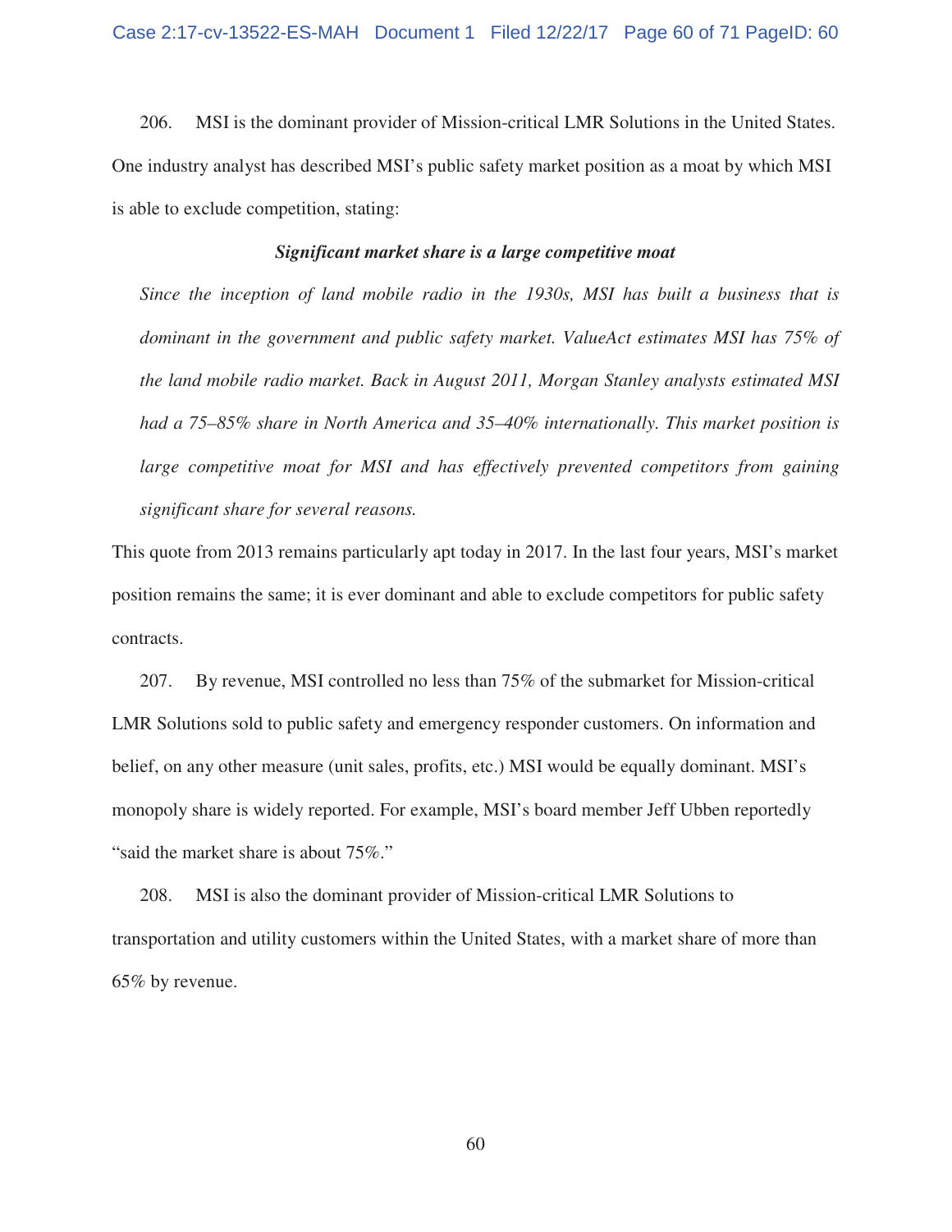206. MSI is the dominant provider of Mission-critical LMR Solutions in the United States. One industry analyst has described MSI's public safety market position as a moat by which MSI is able to exclude competition, stating:

> ***Significant market share is a large competitive moat***
>
> *Since the inception of land mobile radio in the 1930s, MSI has built a business that is dominant in the government and public safety market. ValueAct estimates MSI has 75% of the land mobile radio market. Back in August 2011, Morgan Stanley analysts estimated MSI had a 75–85% share in North America and 35–40% internationally. This market position is large competitive moat for MSI and has effectively prevented competitors from gaining significant share for several reasons.*

This quote from 2013 remains particularly apt today in 2017. In the last four years, MSI's market position remains the same; it is ever dominant and able to exclude competitors for public safety contracts.

207. By revenue, MSI controlled no less than 75% of the submarket for Mission-critical LMR Solutions sold to public safety and emergency responder customers. On information and belief, on any other measure (unit sales, profits, etc.) MSI would be equally dominant. MSI's monopoly share is widely reported. For example, MSI's board member Jeff Ubben reportedly "said the market share is about 75%."

208. MSI is also the dominant provider of Mission-critical LMR Solutions to transportation and utility customers within the United States, with a market share of more than 65% by revenue.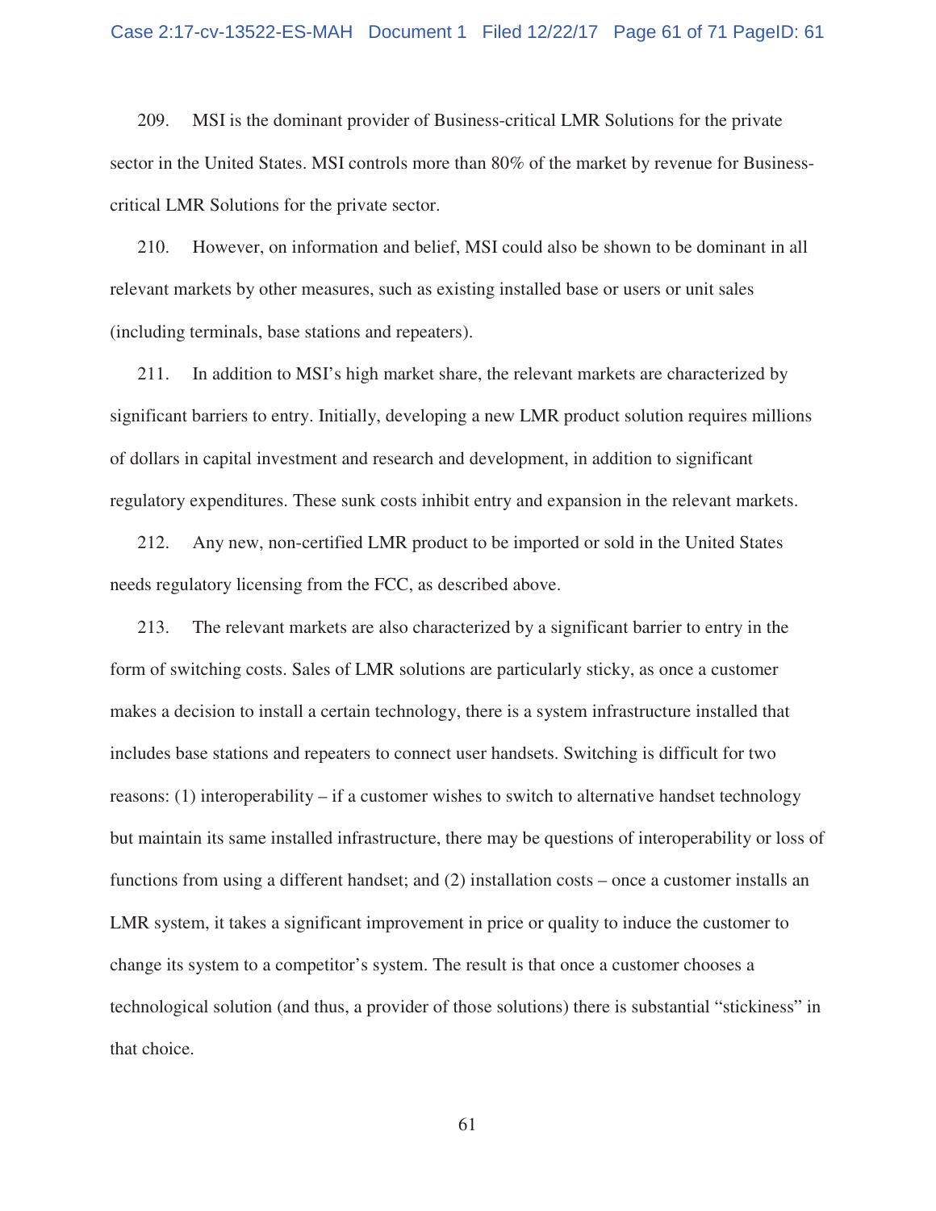209. MSI is the dominant provider of Business-critical LMR Solutions for the private sector in the United States. MSI controls more than 80% of the market by revenue for Business-critical LMR Solutions for the private sector.

210. However, on information and belief, MSI could also be shown to be dominant in all relevant markets by other measures, such as existing installed base or users or unit sales (including terminals, base stations and repeaters).

211. In addition to MSI's high market share, the relevant markets are characterized by significant barriers to entry. Initially, developing a new LMR product solution requires millions of dollars in capital investment and research and development, in addition to significant regulatory expenditures. These sunk costs inhibit entry and expansion in the relevant markets.

212. Any new, non-certified LMR product to be imported or sold in the United States needs regulatory licensing from the FCC, as described above.

213. The relevant markets are also characterized by a significant barrier to entry in the form of switching costs. Sales of LMR solutions are particularly sticky, as once a customer makes a decision to install a certain technology, there is a system infrastructure installed that includes base stations and repeaters to connect user handsets. Switching is difficult for two reasons: (1) interoperability – if a customer wishes to switch to alternative handset technology but maintain its same installed infrastructure, there may be questions of interoperability or loss of functions from using a different handset; and (2) installation costs – once a customer installs an LMR system, it takes a significant improvement in price or quality to induce the customer to change its system to a competitor's system. The result is that once a customer chooses a technological solution (and thus, a provider of those solutions) there is substantial "stickiness" in that choice.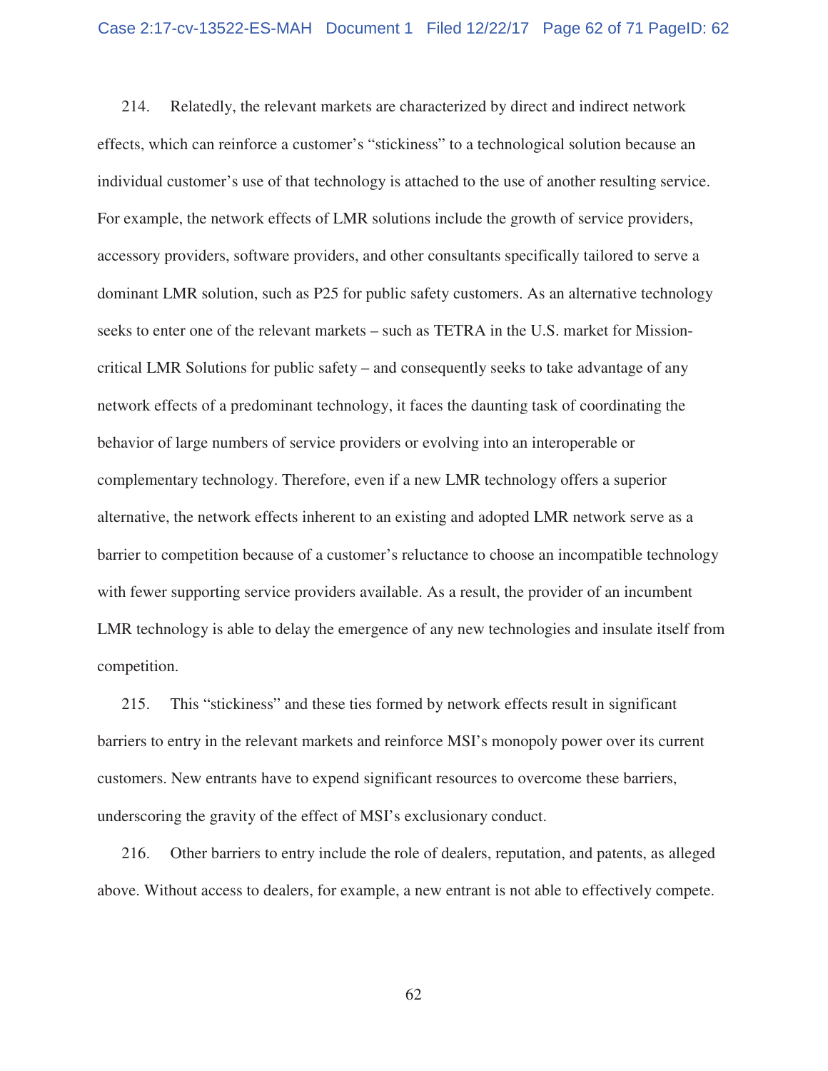214. Relatedly, the relevant markets are characterized by direct and indirect network effects, which can reinforce a customer's "stickiness" to a technological solution because an individual customer's use of that technology is attached to the use of another resulting service. For example, the network effects of LMR solutions include the growth of service providers, accessory providers, software providers, and other consultants specifically tailored to serve a dominant LMR solution, such as P25 for public safety customers. As an alternative technology seeks to enter one of the relevant markets – such as TETRA in the U.S. market for Mission-critical LMR Solutions for public safety – and consequently seeks to take advantage of any network effects of a predominant technology, it faces the daunting task of coordinating the behavior of large numbers of service providers or evolving into an interoperable or complementary technology. Therefore, even if a new LMR technology offers a superior alternative, the network effects inherent to an existing and adopted LMR network serve as a barrier to competition because of a customer's reluctance to choose an incompatible technology with fewer supporting service providers available. As a result, the provider of an incumbent LMR technology is able to delay the emergence of any new technologies and insulate itself from competition.

215. This "stickiness" and these ties formed by network effects result in significant barriers to entry in the relevant markets and reinforce MSI's monopoly power over its current customers. New entrants have to expend significant resources to overcome these barriers, underscoring the gravity of the effect of MSI's exclusionary conduct.

216. Other barriers to entry include the role of dealers, reputation, and patents, as alleged above. Without access to dealers, for example, a new entrant is not able to effectively compete.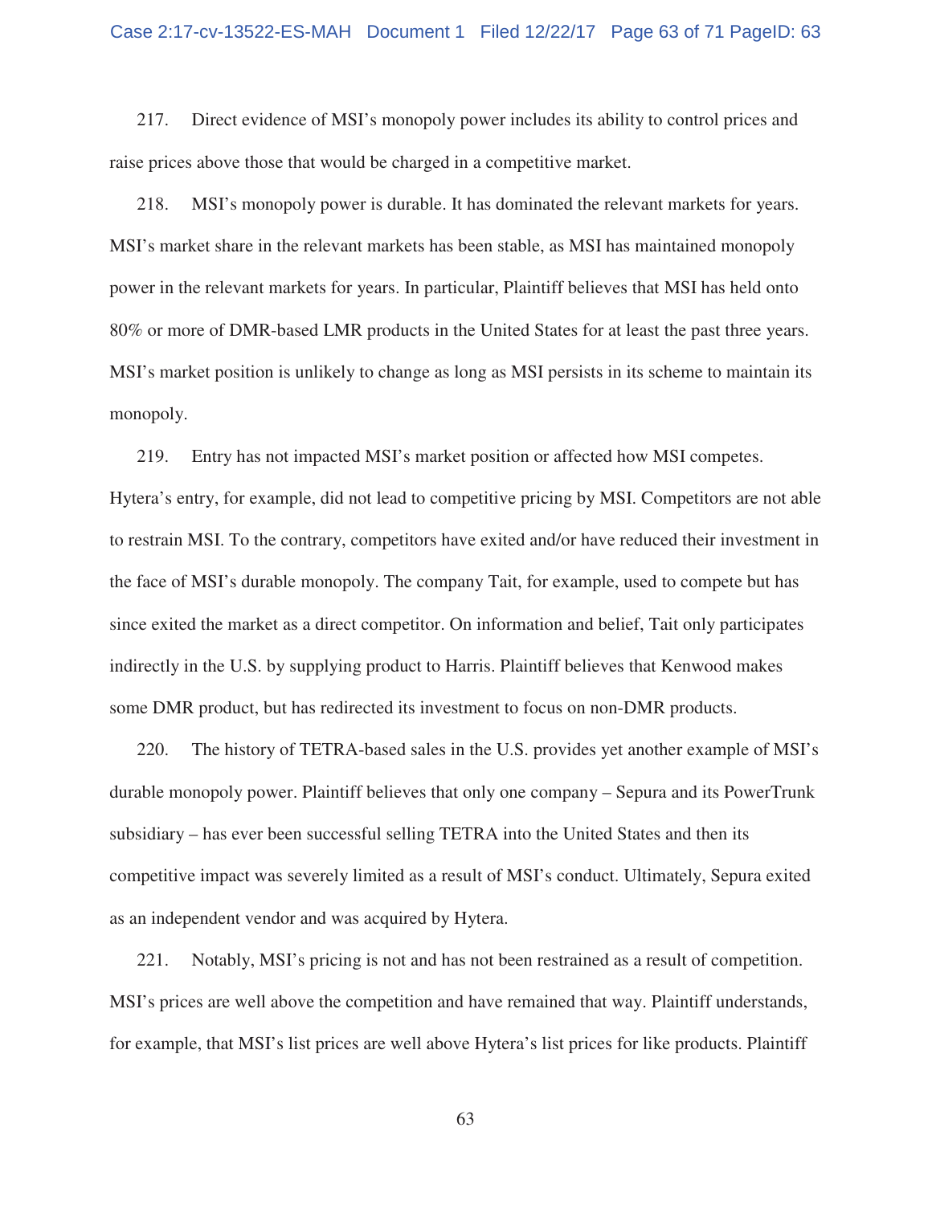217. Direct evidence of MSI's monopoly power includes its ability to control prices and raise prices above those that would be charged in a competitive market.

218. MSI's monopoly power is durable. It has dominated the relevant markets for years. MSI's market share in the relevant markets has been stable, as MSI has maintained monopoly power in the relevant markets for years. In particular, Plaintiff believes that MSI has held onto 80% or more of DMR-based LMR products in the United States for at least the past three years. MSI's market position is unlikely to change as long as MSI persists in its scheme to maintain its monopoly.

219. Entry has not impacted MSI's market position or affected how MSI competes. Hytera's entry, for example, did not lead to competitive pricing by MSI. Competitors are not able to restrain MSI. To the contrary, competitors have exited and/or have reduced their investment in the face of MSI's durable monopoly. The company Tait, for example, used to compete but has since exited the market as a direct competitor. On information and belief, Tait only participates indirectly in the U.S. by supplying product to Harris. Plaintiff believes that Kenwood makes some DMR product, but has redirected its investment to focus on non-DMR products.

220. The history of TETRA-based sales in the U.S. provides yet another example of MSI's durable monopoly power. Plaintiff believes that only one company – Sepura and its PowerTrunk subsidiary – has ever been successful selling TETRA into the United States and then its competitive impact was severely limited as a result of MSI's conduct. Ultimately, Sepura exited as an independent vendor and was acquired by Hytera.

221. Notably, MSI's pricing is not and has not been restrained as a result of competition. MSI's prices are well above the competition and have remained that way. Plaintiff understands, for example, that MSI's list prices are well above Hytera's list prices for like products. Plaintiff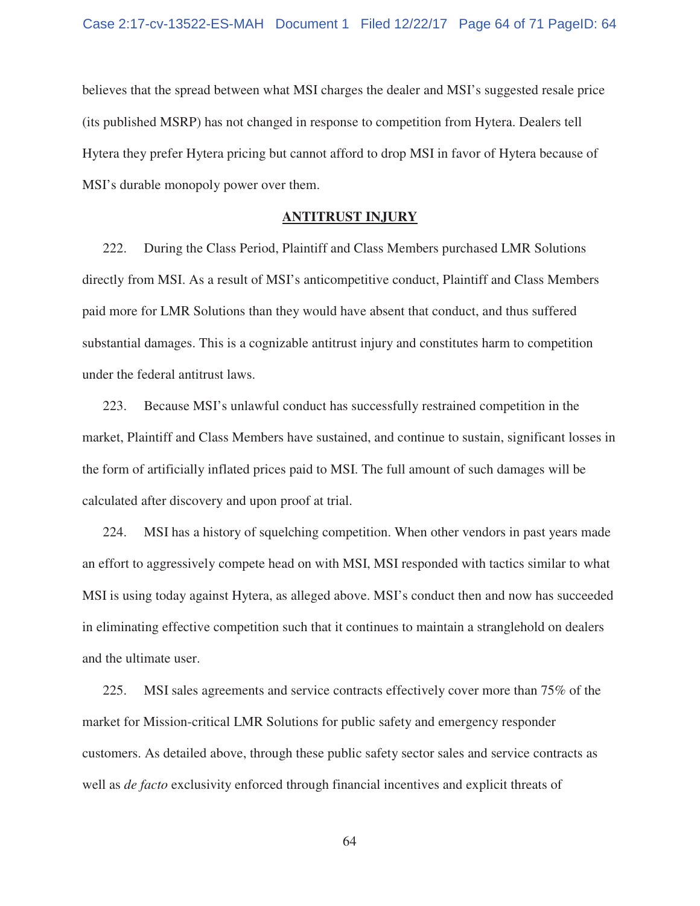believes that the spread between what MSI charges the dealer and MSI's suggested resale price (its published MSRP) has not changed in response to competition from Hytera. Dealers tell Hytera they prefer Hytera pricing but cannot afford to drop MSI in favor of Hytera because of MSI's durable monopoly power over them.

## ANTITRUST INJURY

222. During the Class Period, Plaintiff and Class Members purchased LMR Solutions directly from MSI. As a result of MSI's anticompetitive conduct, Plaintiff and Class Members paid more for LMR Solutions than they would have absent that conduct, and thus suffered substantial damages. This is a cognizable antitrust injury and constitutes harm to competition under the federal antitrust laws.

223. Because MSI's unlawful conduct has successfully restrained competition in the market, Plaintiff and Class Members have sustained, and continue to sustain, significant losses in the form of artificially inflated prices paid to MSI. The full amount of such damages will be calculated after discovery and upon proof at trial.

224. MSI has a history of squelching competition. When other vendors in past years made an effort to aggressively compete head on with MSI, MSI responded with tactics similar to what MSI is using today against Hytera, as alleged above. MSI's conduct then and now has succeeded in eliminating effective competition such that it continues to maintain a stranglehold on dealers and the ultimate user.

225. MSI sales agreements and service contracts effectively cover more than 75% of the market for Mission-critical LMR Solutions for public safety and emergency responder customers. As detailed above, through these public safety sector sales and service contracts as well as *de facto* exclusivity enforced through financial incentives and explicit threats of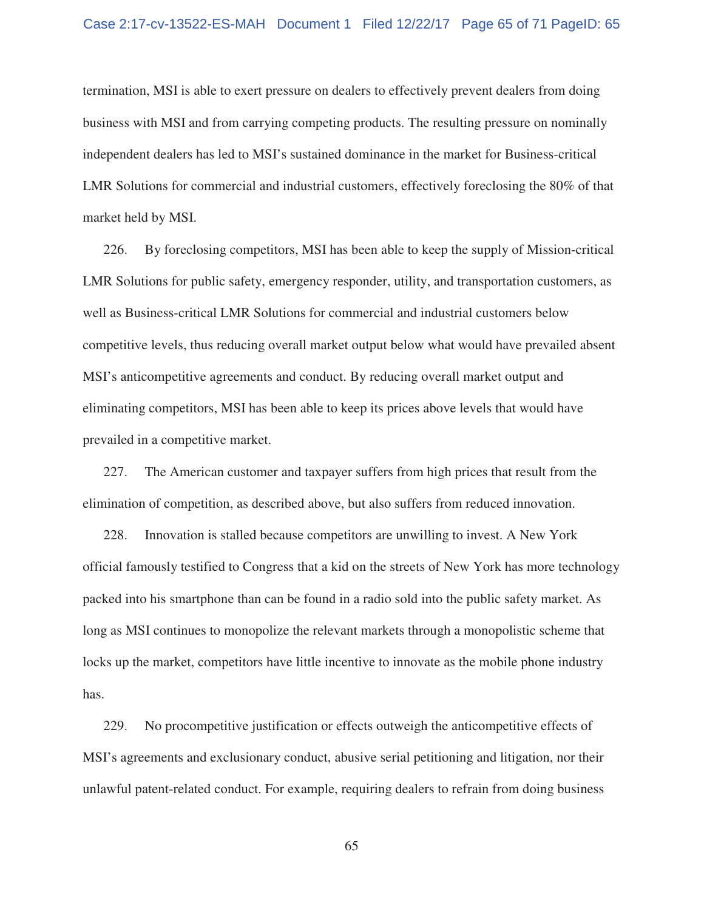termination, MSI is able to exert pressure on dealers to effectively prevent dealers from doing business with MSI and from carrying competing products. The resulting pressure on nominally independent dealers has led to MSI's sustained dominance in the market for Business-critical LMR Solutions for commercial and industrial customers, effectively foreclosing the 80% of that market held by MSI.

226. By foreclosing competitors, MSI has been able to keep the supply of Mission-critical LMR Solutions for public safety, emergency responder, utility, and transportation customers, as well as Business-critical LMR Solutions for commercial and industrial customers below competitive levels, thus reducing overall market output below what would have prevailed absent MSI's anticompetitive agreements and conduct. By reducing overall market output and eliminating competitors, MSI has been able to keep its prices above levels that would have prevailed in a competitive market.

227. The American customer and taxpayer suffers from high prices that result from the elimination of competition, as described above, but also suffers from reduced innovation.

228. Innovation is stalled because competitors are unwilling to invest. A New York official famously testified to Congress that a kid on the streets of New York has more technology packed into his smartphone than can be found in a radio sold into the public safety market. As long as MSI continues to monopolize the relevant markets through a monopolistic scheme that locks up the market, competitors have little incentive to innovate as the mobile phone industry has.

229. No procompetitive justification or effects outweigh the anticompetitive effects of MSI's agreements and exclusionary conduct, abusive serial petitioning and litigation, nor their unlawful patent-related conduct. For example, requiring dealers to refrain from doing business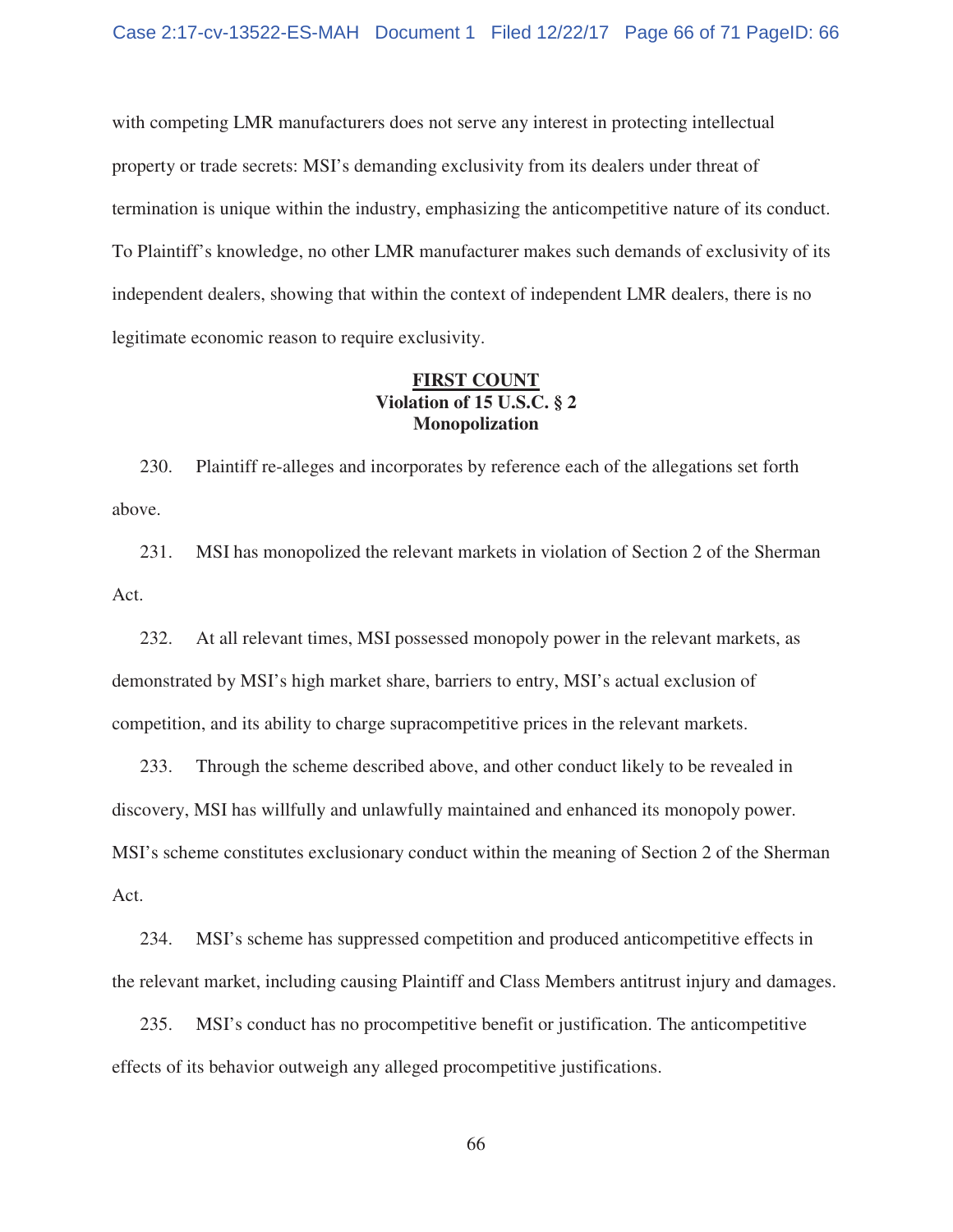with competing LMR manufacturers does not serve any interest in protecting intellectual property or trade secrets: MSI's demanding exclusivity from its dealers under threat of termination is unique within the industry, emphasizing the anticompetitive nature of its conduct. To Plaintiff's knowledge, no other LMR manufacturer makes such demands of exclusivity of its independent dealers, showing that within the context of independent LMR dealers, there is no legitimate economic reason to require exclusivity.

## FIRST COUNT
**Violation of 15 U.S.C. § 2**
**Monopolization**

230. Plaintiff re-alleges and incorporates by reference each of the allegations set forth above.

231. MSI has monopolized the relevant markets in violation of Section 2 of the Sherman Act.

232. At all relevant times, MSI possessed monopoly power in the relevant markets, as demonstrated by MSI's high market share, barriers to entry, MSI's actual exclusion of competition, and its ability to charge supracompetitive prices in the relevant markets.

233. Through the scheme described above, and other conduct likely to be revealed in discovery, MSI has willfully and unlawfully maintained and enhanced its monopoly power. MSI's scheme constitutes exclusionary conduct within the meaning of Section 2 of the Sherman Act.

234. MSI's scheme has suppressed competition and produced anticompetitive effects in the relevant market, including causing Plaintiff and Class Members antitrust injury and damages.

235. MSI's conduct has no procompetitive benefit or justification. The anticompetitive effects of its behavior outweigh any alleged procompetitive justifications.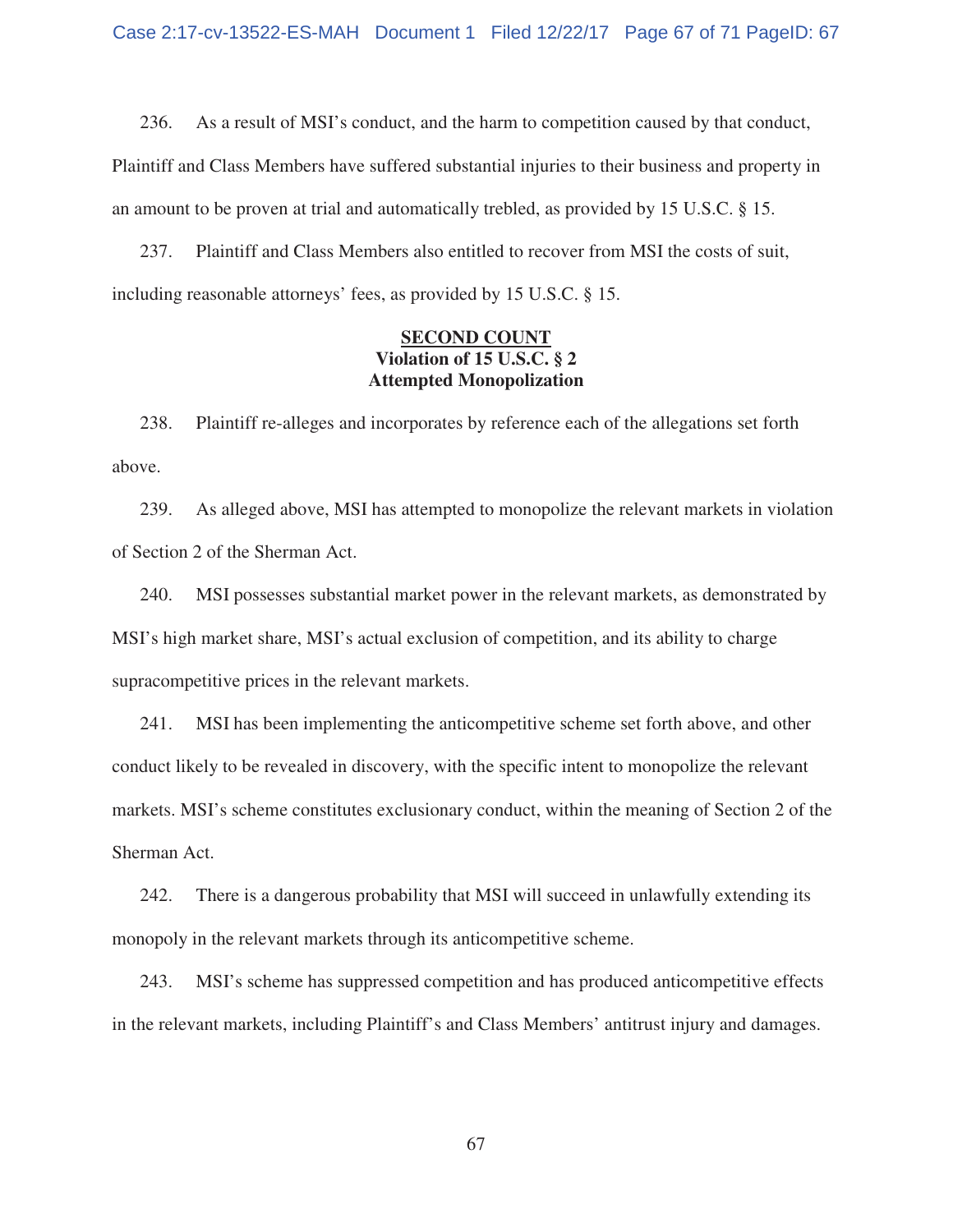236. As a result of MSI's conduct, and the harm to competition caused by that conduct, Plaintiff and Class Members have suffered substantial injuries to their business and property in an amount to be proven at trial and automatically trebled, as provided by 15 U.S.C. § 15.

237. Plaintiff and Class Members also entitled to recover from MSI the costs of suit, including reasonable attorneys' fees, as provided by 15 U.S.C. § 15.

## **SECOND COUNT**
## **Violation of 15 U.S.C. § 2**
## **Attempted Monopolization**

238. Plaintiff re-alleges and incorporates by reference each of the allegations set forth above.

239. As alleged above, MSI has attempted to monopolize the relevant markets in violation of Section 2 of the Sherman Act.

240. MSI possesses substantial market power in the relevant markets, as demonstrated by MSI's high market share, MSI's actual exclusion of competition, and its ability to charge supracompetitive prices in the relevant markets.

241. MSI has been implementing the anticompetitive scheme set forth above, and other conduct likely to be revealed in discovery, with the specific intent to monopolize the relevant markets. MSI's scheme constitutes exclusionary conduct, within the meaning of Section 2 of the Sherman Act.

242. There is a dangerous probability that MSI will succeed in unlawfully extending its monopoly in the relevant markets through its anticompetitive scheme.

243. MSI's scheme has suppressed competition and has produced anticompetitive effects in the relevant markets, including Plaintiff's and Class Members' antitrust injury and damages.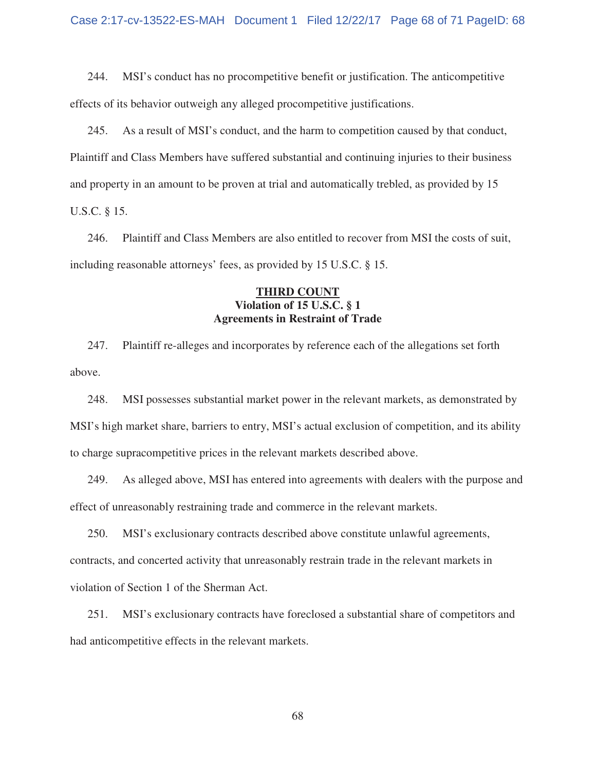244. MSI's conduct has no procompetitive benefit or justification. The anticompetitive effects of its behavior outweigh any alleged procompetitive justifications.

245. As a result of MSI's conduct, and the harm to competition caused by that conduct, Plaintiff and Class Members have suffered substantial and continuing injuries to their business and property in an amount to be proven at trial and automatically trebled, as provided by 15 U.S.C. § 15.

246. Plaintiff and Class Members are also entitled to recover from MSI the costs of suit, including reasonable attorneys' fees, as provided by 15 U.S.C. § 15.

**THIRD COUNT**
**Violation of 15 U.S.C. § 1**
**Agreements in Restraint of Trade**

247. Plaintiff re-alleges and incorporates by reference each of the allegations set forth above.

248. MSI possesses substantial market power in the relevant markets, as demonstrated by MSI's high market share, barriers to entry, MSI's actual exclusion of competition, and its ability to charge supracompetitive prices in the relevant markets described above.

249. As alleged above, MSI has entered into agreements with dealers with the purpose and effect of unreasonably restraining trade and commerce in the relevant markets.

250. MSI's exclusionary contracts described above constitute unlawful agreements, contracts, and concerted activity that unreasonably restrain trade in the relevant markets in violation of Section 1 of the Sherman Act.

251. MSI's exclusionary contracts have foreclosed a substantial share of competitors and had anticompetitive effects in the relevant markets.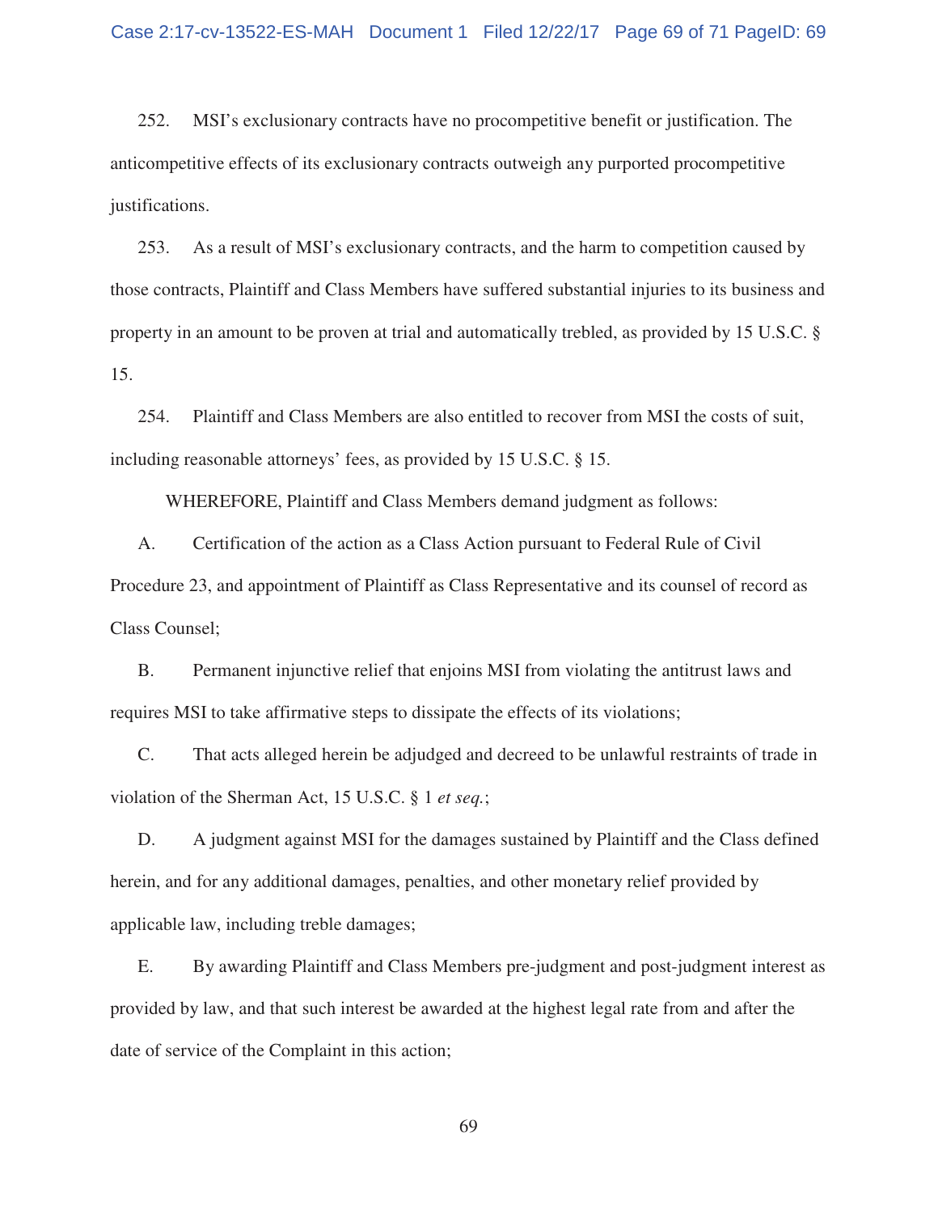252. MSI's exclusionary contracts have no procompetitive benefit or justification. The anticompetitive effects of its exclusionary contracts outweigh any purported procompetitive justifications.

253. As a result of MSI's exclusionary contracts, and the harm to competition caused by those contracts, Plaintiff and Class Members have suffered substantial injuries to its business and property in an amount to be proven at trial and automatically trebled, as provided by 15 U.S.C. § 15.

254. Plaintiff and Class Members are also entitled to recover from MSI the costs of suit, including reasonable attorneys' fees, as provided by 15 U.S.C. § 15.

WHEREFORE, Plaintiff and Class Members demand judgment as follows:

A. Certification of the action as a Class Action pursuant to Federal Rule of Civil Procedure 23, and appointment of Plaintiff as Class Representative and its counsel of record as Class Counsel;

B. Permanent injunctive relief that enjoins MSI from violating the antitrust laws and requires MSI to take affirmative steps to dissipate the effects of its violations;

C. That acts alleged herein be adjudged and decreed to be unlawful restraints of trade in violation of the Sherman Act, 15 U.S.C. § 1 *et seq.*;

D. A judgment against MSI for the damages sustained by Plaintiff and the Class defined herein, and for any additional damages, penalties, and other monetary relief provided by applicable law, including treble damages;

E. By awarding Plaintiff and Class Members pre-judgment and post-judgment interest as provided by law, and that such interest be awarded at the highest legal rate from and after the date of service of the Complaint in this action;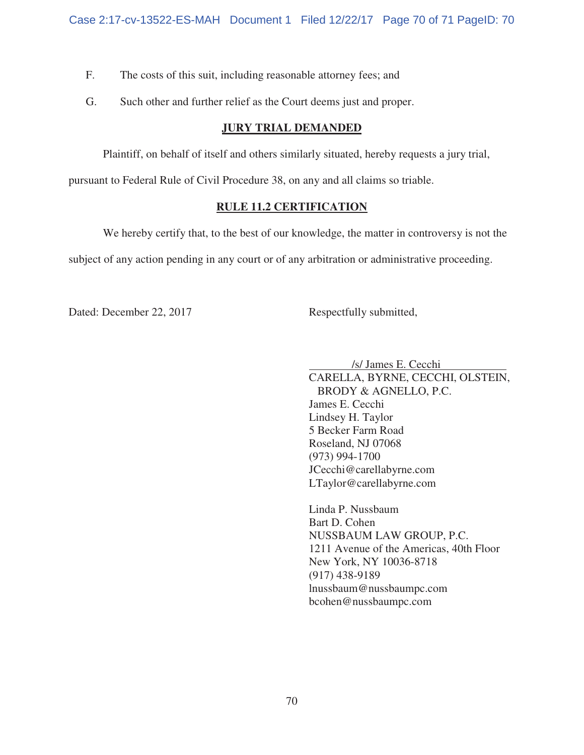F. The costs of this suit, including reasonable attorney fees; and

G. Such other and further relief as the Court deems just and proper.

**JURY TRIAL DEMANDED**

Plaintiff, on behalf of itself and others similarly situated, hereby requests a jury trial, pursuant to Federal Rule of Civil Procedure 38, on any and all claims so triable.

**RULE 11.2 CERTIFICATION**

We hereby certify that, to the best of our knowledge, the matter in controversy is not the subject of any action pending in any court or of any arbitration or administrative proceeding.

Dated: December 22, 2017

Respectfully submitted,

/s/ James E. Cecchi
CARELLA, BYRNE, CECCHI, OLSTEIN, BRODY & AGNELLO, P.C.
James E. Cecchi
Lindsey H. Taylor
5 Becker Farm Road
Roseland, NJ 07068
(973) 994-1700
JCecchi@carellabyrne.com
LTaylor@carellabyrne.com

Linda P. Nussbaum
Bart D. Cohen
NUSSBAUM LAW GROUP, P.C.
1211 Avenue of the Americas, 40th Floor
New York, NY 10036-8718
(917) 438-9189
lnussbaum@nussbaumpc.com
bcohen@nussbaumpc.com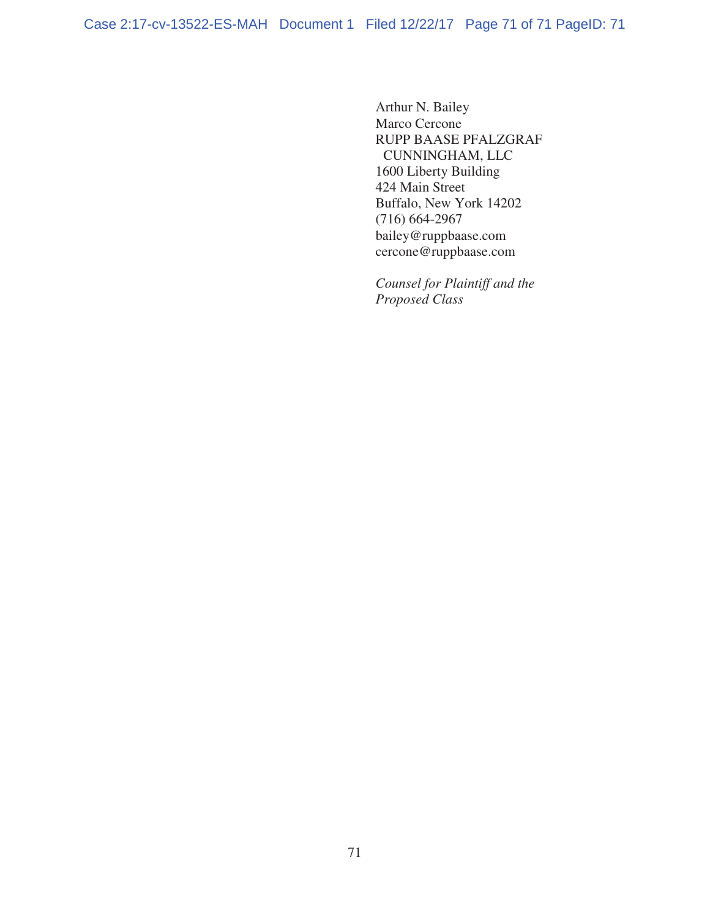Arthur N. Bailey
Marco Cercone
RUPP BAASE PFALZGRAF
CUNNINGHAM, LLC
1600 Liberty Building
424 Main Street
Buffalo, New York 14202
(716) 664-2967
bailey@ruppbaase.com
cercone@ruppbaase.com

*Counsel for Plaintiff and the Proposed Class*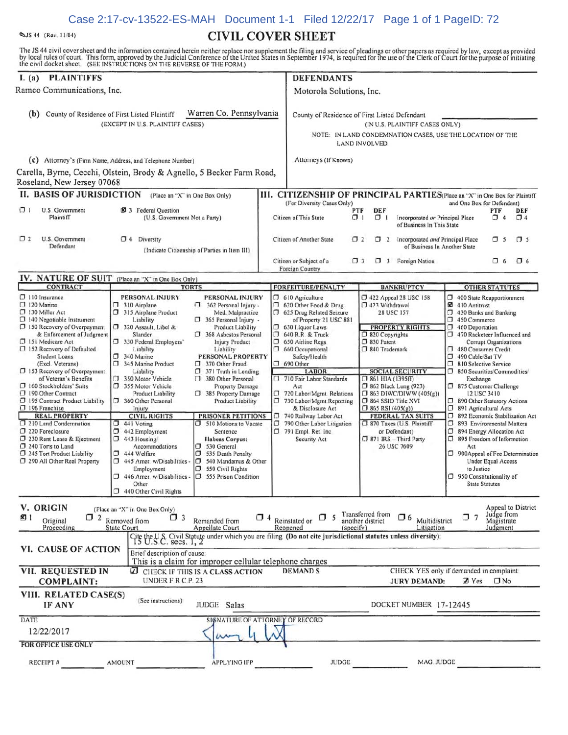JS 44 (Rev. 11/04)

# CIVIL COVER SHEET

The JS 44 civil cover sheet and the information contained herein neither replace nor supplement the filing and service of pleadings or other papers as required by law, except as provided by local rules of court. This form, approved by the Judicial Conference of the United States in September 1974, is required for the use of the Clerk of Court for the purpose of initiating the civil docket sheet. (SEE INSTRUCTIONS ON THE REVERSE OF THE FORM.)

**I. (a) PLAINTIFFS**
Ramco Communications, Inc.

**DEFENDANTS**
Motorola Solutions, Inc.

**(b)** County of Residence of First Listed Plaintiff: Warren Co. Pennsylvania
(EXCEPT IN U.S. PLAINTIFF CASES)

County of Residence of First Listed Defendant
(IN U.S. PLAINTIFF CASES ONLY)
NOTE: IN LAND CONDEMNATION CASES, USE THE LOCATION OF THE LAND INVOLVED.

**(c)** Attorney's (Firm Name, Address, and Telephone Number)
Carella, Byrne, Cecchi, Olstein, Brody & Agnello, 5 Becker Farm Road, Roseland, New Jersey 07068

Attorneys (If Known)

**II. BASIS OF JURISDICTION** (Place an "X" in One Box Only)

- ☐ 1 U.S. Government Plaintiff
- ☒ 3 Federal Question (U.S. Government Not a Party)
- ☐ 2 U.S. Government Defendant
- ☐ 4 Diversity (Indicate Citizenship of Parties in Item III)

**III. CITIZENSHIP OF PRINCIPAL PARTIES** (Place an "X" in One Box for Plaintiff and One Box for Defendant) (For Diversity Cases Only)

| | PTF | DEF | | PTF | DEF |
|---|---|---|---|---|---|
| Citizen of This State | ☐ 1 | ☐ 1 | Incorporated *or* Principal Place of Business In This State | ☐ 4 | ☐ 4 |
| Citizen of Another State | ☐ 2 | ☐ 2 | Incorporated *and* Principal Place of Business In Another State | ☐ 5 | ☐ 5 |
| Citizen or Subject of a Foreign Country | ☐ 3 | ☐ 3 | Foreign Nation | ☐ 6 | ☐ 6 |

**IV. NATURE OF SUIT** (Place an "X" in One Box Only)

**CONTRACT**
- ☐ 110 Insurance
- ☐ 120 Marine
- ☐ 130 Miller Act
- ☐ 140 Negotiable Instrument
- ☐ 150 Recovery of Overpayment & Enforcement of Judgment
- ☐ 151 Medicare Act
- ☐ 152 Recovery of Defaulted Student Loans (Excl. Veterans)
- ☐ 153 Recovery of Overpayment of Veteran's Benefits
- ☐ 160 Stockholders' Suits
- ☐ 190 Other Contract
- ☐ 195 Contract Product Liability
- ☐ 196 Franchise

**REAL PROPERTY**
- ☐ 210 Land Condemnation
- ☐ 220 Foreclosure
- ☐ 230 Rent Lease & Ejectment
- ☐ 240 Torts to Land
- ☐ 245 Tort Product Liability
- ☐ 290 All Other Real Property

**TORTS**

PERSONAL INJURY
- ☐ 310 Airplane
- ☐ 315 Airplane Product Liability
- ☐ 320 Assault, Libel & Slander
- ☐ 330 Federal Employers' Liability
- ☐ 340 Marine
- ☐ 345 Marine Product Liability
- ☐ 350 Motor Vehicle
- ☐ 355 Motor Vehicle Product Liability
- ☐ 360 Other Personal Injury

PERSONAL INJURY
- ☐ 362 Personal Injury - Med. Malpractice
- ☐ 365 Personal Injury - Product Liability
- ☐ 368 Asbestos Personal Injury Product Liability

PERSONAL PROPERTY
- ☐ 370 Other Fraud
- ☐ 371 Truth in Lending
- ☐ 380 Other Personal Property Damage
- ☐ 385 Property Damage Product Liability

**CIVIL RIGHTS**
- ☐ 441 Voting
- ☐ 442 Employment
- ☐ 443 Housing/ Accommodations
- ☐ 444 Welfare
- ☐ 445 Amer. w/Disabilities - Employment
- ☐ 446 Amer. w/Disabilities - Other
- ☐ 440 Other Civil Rights

**PRISONER PETITIONS**
- ☐ 510 Motions to Vacate Sentence
- Habeas Corpus:
- ☐ 530 General
- ☐ 535 Death Penalty
- ☐ 540 Mandamus & Other
- ☐ 550 Civil Rights
- ☐ 555 Prison Condition

**FORFEITURE/PENALTY**
- ☐ 610 Agriculture
- ☐ 620 Other Food & Drug
- ☐ 625 Drug Related Seizure of Property 21 USC 881
- ☐ 630 Liquor Laws
- ☐ 640 R.R. & Truck
- ☐ 650 Airline Regs
- ☐ 660 Occupational Safety/Health
- ☐ 690 Other

**LABOR**
- ☐ 710 Fair Labor Standards Act
- ☐ 720 Labor/Mgmt. Relations
- ☐ 730 Labor/Mgmt. Reporting & Disclosure Act
- ☐ 740 Railway Labor Act
- ☐ 790 Other Labor Litigation
- ☐ 791 Empl. Ret. Inc. Security Act

**BANKRUPTCY**
- ☐ 422 Appeal 28 USC 158
- ☐ 423 Withdrawal 28 USC 157

**PROPERTY RIGHTS**
- ☐ 820 Copyrights
- ☐ 830 Patent
- ☐ 840 Trademark

**SOCIAL SECURITY**
- ☐ 861 HIA (1395ff)
- ☐ 862 Black Lung (923)
- ☐ 863 DIWC/DIWW (405(g))
- ☐ 864 SSID Title XVI
- ☐ 865 RSI (405(g))

**FEDERAL TAX SUITS**
- ☐ 870 Taxes (U.S. Plaintiff or Defendant)
- ☐ 871 IRS—Third Party 26 USC 7609

**OTHER STATUTES**
- ☐ 400 State Reapportionment
- ☒ 410 Antitrust
- ☐ 430 Banks and Banking
- ☐ 450 Commerce
- ☐ 460 Deportation
- ☐ 470 Racketeer Influenced and Corrupt Organizations
- ☐ 480 Consumer Credit
- ☐ 490 Cable/Sat TV
- ☐ 810 Selective Service
- ☐ 850 Securities/Commodities/ Exchange
- ☐ 875 Customer Challenge 12 USC 3410
- ☐ 890 Other Statutory Actions
- ☐ 891 Agricultural Acts
- ☐ 892 Economic Stabilization Act
- ☐ 893 Environmental Matters
- ☐ 894 Energy Allocation Act
- ☐ 895 Freedom of Information Act
- ☐ 900Appeal of Fee Determination Under Equal Access to Justice
- ☐ 950 Constitutionality of State Statutes

**V. ORIGIN** (Place an "X" in One Box Only)

☒ 1 Original Proceeding ☐ 2 Removed from State Court ☐ 3 Remanded from Appellate Court ☐ 4 Reinstated or Reopened ☐ 5 Transferred from another district (specify) ☐ 6 Multidistrict Litigation ☐ 7 Appeal to District Judge from Magistrate Judgment

**VI. CAUSE OF ACTION**

Cite the U.S. Civil Statute under which you are filing (**Do not cite jurisdictional statutes unless diversity**): 15 U.S.C. secs. 1, 2

Brief description of cause: This is a claim for improper cellular telephone charges

**VII. REQUESTED IN COMPLAINT:** ☑ CHECK IF THIS IS A CLASS ACTION UNDER F.R.C.P. 23 DEMAND $

CHECK YES only if demanded in complaint: **JURY DEMAND:** ☑ Yes ☐ No

**VIII. RELATED CASE(S) IF ANY** (See instructions): JUDGE Salas DOCKET NUMBER 17-12445

DATE: 12/22/2017

SIGNATURE OF ATTORNEY OF RECORD: [signature]

**FOR OFFICE USE ONLY**

RECEIPT # ______ AMOUNT ______ APPLYING IFP ______ JUDGE ______ MAG. JUDGE ______